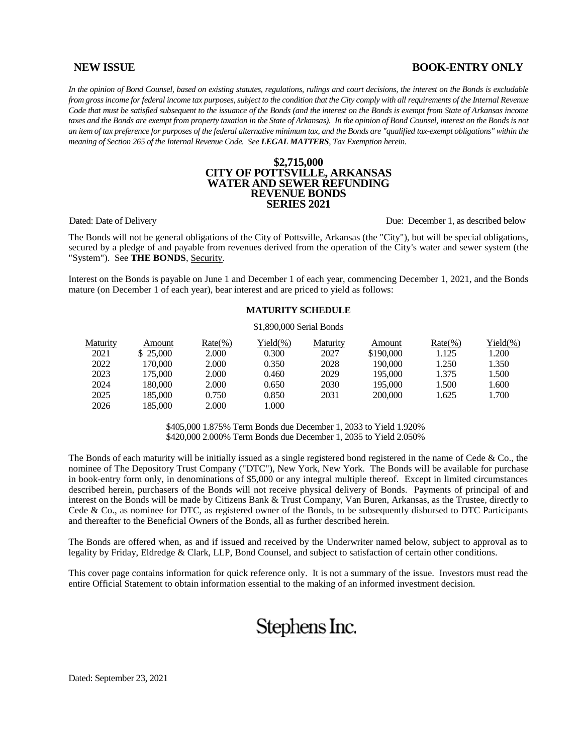**NEW ISSUE** **BOOK-ENTRY ONLY**

*In the opinion of Bond Counsel, based on existing statutes, regulations, rulings and court decisions, the interest on the Bonds is excludable from gross income for federal income tax purposes, subject to the condition that the City comply with all requirements of the Internal Revenue Code that must be satisfied subsequent to the issuance of the Bonds (and the interest on the Bonds is exempt from State of Arkansas income taxes and the Bonds are exempt from property taxation in the State of Arkansas). In the opinion of Bond Counsel, interest on the Bonds is not an item of tax preference for purposes of the federal alternative minimum tax, and the Bonds are "qualified tax-exempt obligations" within the meaning of Section 265 of the Internal Revenue Code. See* ***LEGAL MATTERS****, Tax Exemption herein.*

# $2,715,000
# CITY OF POTTSVILLE, ARKANSAS
# WATER AND SEWER REFUNDING REVENUE BONDS
# SERIES 2021

Dated: Date of Delivery  Due: December 1, as described below

The Bonds will not be general obligations of the City of Pottsville, Arkansas (the "City"), but will be special obligations, secured by a pledge of and payable from revenues derived from the operation of the City's water and sewer system (the "System"). See **THE BONDS**, Security.

Interest on the Bonds is payable on June 1 and December 1 of each year, commencing December 1, 2021, and the Bonds mature (on December 1 of each year), bear interest and are priced to yield as follows:

**MATURITY SCHEDULE**

$1,890,000 Serial Bonds

| Maturity | Amount | Rate(%) | Yield(%) | Maturity | Amount | Rate(%) | Yield(%) |
|---|---|---|---|---|---|---|---|
| 2021 | $ 25,000 | 2.000 | 0.300 | 2027 | $190,000 | 1.125 | 1.200 |
| 2022 | 170,000 | 2.000 | 0.350 | 2028 | 190,000 | 1.250 | 1.350 |
| 2023 | 175,000 | 2.000 | 0.460 | 2029 | 195,000 | 1.375 | 1.500 |
| 2024 | 180,000 | 2.000 | 0.650 | 2030 | 195,000 | 1.500 | 1.600 |
| 2025 | 185,000 | 0.750 | 0.850 | 2031 | 200,000 | 1.625 | 1.700 |
| 2026 | 185,000 | 2.000 | 1.000 | | | | |

$405,000 1.875% Term Bonds due December 1, 2033 to Yield 1.920%
$420,000 2.000% Term Bonds due December 1, 2035 to Yield 2.050%

The Bonds of each maturity will be initially issued as a single registered bond registered in the name of Cede & Co., the nominee of The Depository Trust Company ("DTC"), New York, New York. The Bonds will be available for purchase in book-entry form only, in denominations of $5,000 or any integral multiple thereof. Except in limited circumstances described herein, purchasers of the Bonds will not receive physical delivery of Bonds. Payments of principal of and interest on the Bonds will be made by Citizens Bank & Trust Company, Van Buren, Arkansas, as the Trustee, directly to Cede & Co., as nominee for DTC, as registered owner of the Bonds, to be subsequently disbursed to DTC Participants and thereafter to the Beneficial Owners of the Bonds, all as further described herein.

The Bonds are offered when, as and if issued and received by the Underwriter named below, subject to approval as to legality by Friday, Eldredge & Clark, LLP, Bond Counsel, and subject to satisfaction of certain other conditions.

This cover page contains information for quick reference only. It is not a summary of the issue. Investors must read the entire Official Statement to obtain information essential to the making of an informed investment decision.

Stephens Inc.

Dated: September 23, 2021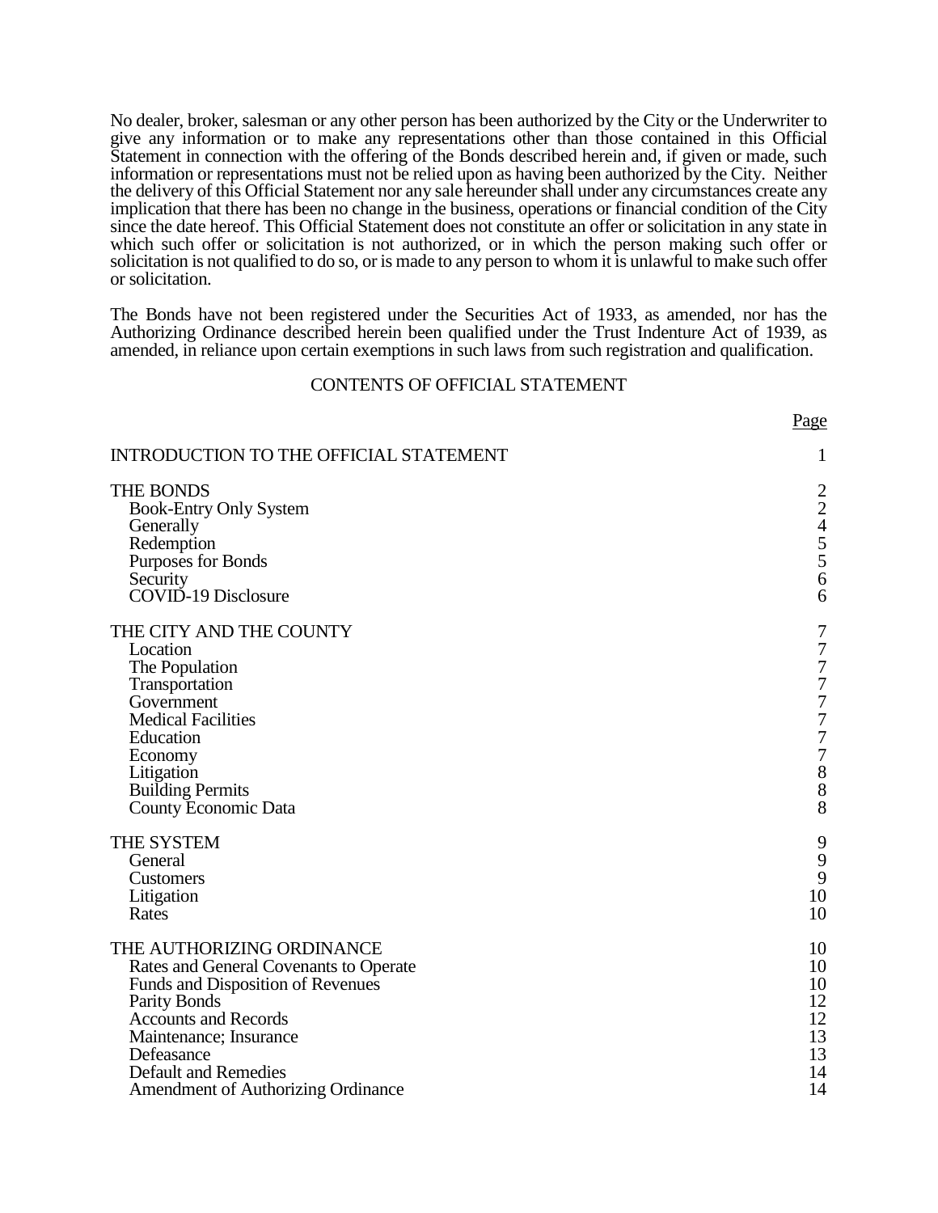No dealer, broker, salesman or any other person has been authorized by the City or the Underwriter to give any information or to make any representations other than those contained in this Official Statement in connection with the offering of the Bonds described herein and, if given or made, such information or representations must not be relied upon as having been authorized by the City. Neither the delivery of this Official Statement nor any sale hereunder shall under any circumstances create any implication that there has been no change in the business, operations or financial condition of the City since the date hereof. This Official Statement does not constitute an offer or solicitation in any state in which such offer or solicitation is not authorized, or in which the person making such offer or solicitation is not qualified to do so, or is made to any person to whom it is unlawful to make such offer or solicitation.

The Bonds have not been registered under the Securities Act of 1933, as amended, nor has the Authorizing Ordinance described herein been qualified under the Trust Indenture Act of 1939, as amended, in reliance upon certain exemptions in such laws from such registration and qualification.

## CONTENTS OF OFFICIAL STATEMENT

| | Page |
|---|---|
| INTRODUCTION TO THE OFFICIAL STATEMENT | 1 |
| THE BONDS | 2 |
| Book-Entry Only System | 2 |
| Generally | 4 |
| Redemption | 5 |
| Purposes for Bonds | 5 |
| Security | 6 |
| COVID-19 Disclosure | 6 |
| THE CITY AND THE COUNTY | 7 |
| Location | 7 |
| The Population | 7 |
| Transportation | 7 |
| Government | 7 |
| Medical Facilities | 7 |
| Education | 7 |
| Economy | 7 |
| Litigation | 8 |
| Building Permits | 8 |
| County Economic Data | 8 |
| THE SYSTEM | 9 |
| General | 9 |
| Customers | 9 |
| Litigation | 10 |
| Rates | 10 |
| THE AUTHORIZING ORDINANCE | 10 |
| Rates and General Covenants to Operate | 10 |
| Funds and Disposition of Revenues | 10 |
| Parity Bonds | 12 |
| Accounts and Records | 12 |
| Maintenance; Insurance | 13 |
| Defeasance | 13 |
| Default and Remedies | 14 |
| Amendment of Authorizing Ordinance | 14 |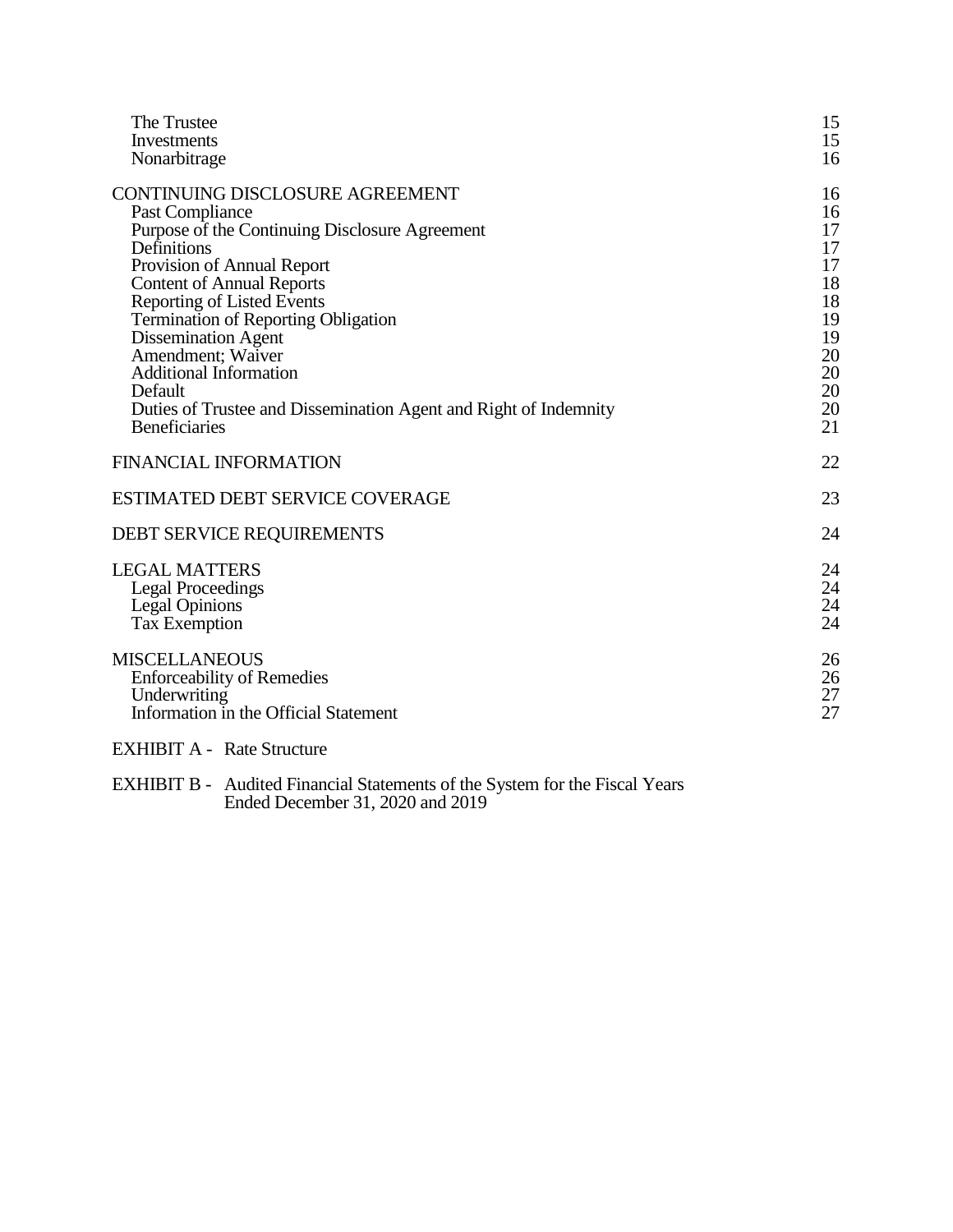| | |
|---|---|
| The Trustee | 15 |
| Investments | 15 |
| Nonarbitrage | 16 |
| CONTINUING DISCLOSURE AGREEMENT | 16 |
| Past Compliance | 16 |
| Purpose of the Continuing Disclosure Agreement | 17 |
| Definitions | 17 |
| Provision of Annual Report | 17 |
| Content of Annual Reports | 18 |
| Reporting of Listed Events | 18 |
| Termination of Reporting Obligation | 19 |
| Dissemination Agent | 19 |
| Amendment; Waiver | 20 |
| Additional Information | 20 |
| Default | 20 |
| Duties of Trustee and Dissemination Agent and Right of Indemnity | 20 |
| Beneficiaries | 21 |
| FINANCIAL INFORMATION | 22 |
| ESTIMATED DEBT SERVICE COVERAGE | 23 |
| DEBT SERVICE REQUIREMENTS | 24 |
| LEGAL MATTERS | 24 |
| Legal Proceedings | 24 |
| Legal Opinions | 24 |
| Tax Exemption | 24 |
| MISCELLANEOUS | 26 |
| Enforceability of Remedies | 26 |
| Underwriting | 27 |
| Information in the Official Statement | 27 |

EXHIBIT A - Rate Structure

EXHIBIT B - Audited Financial Statements of the System for the Fiscal Years Ended December 31, 2020 and 2019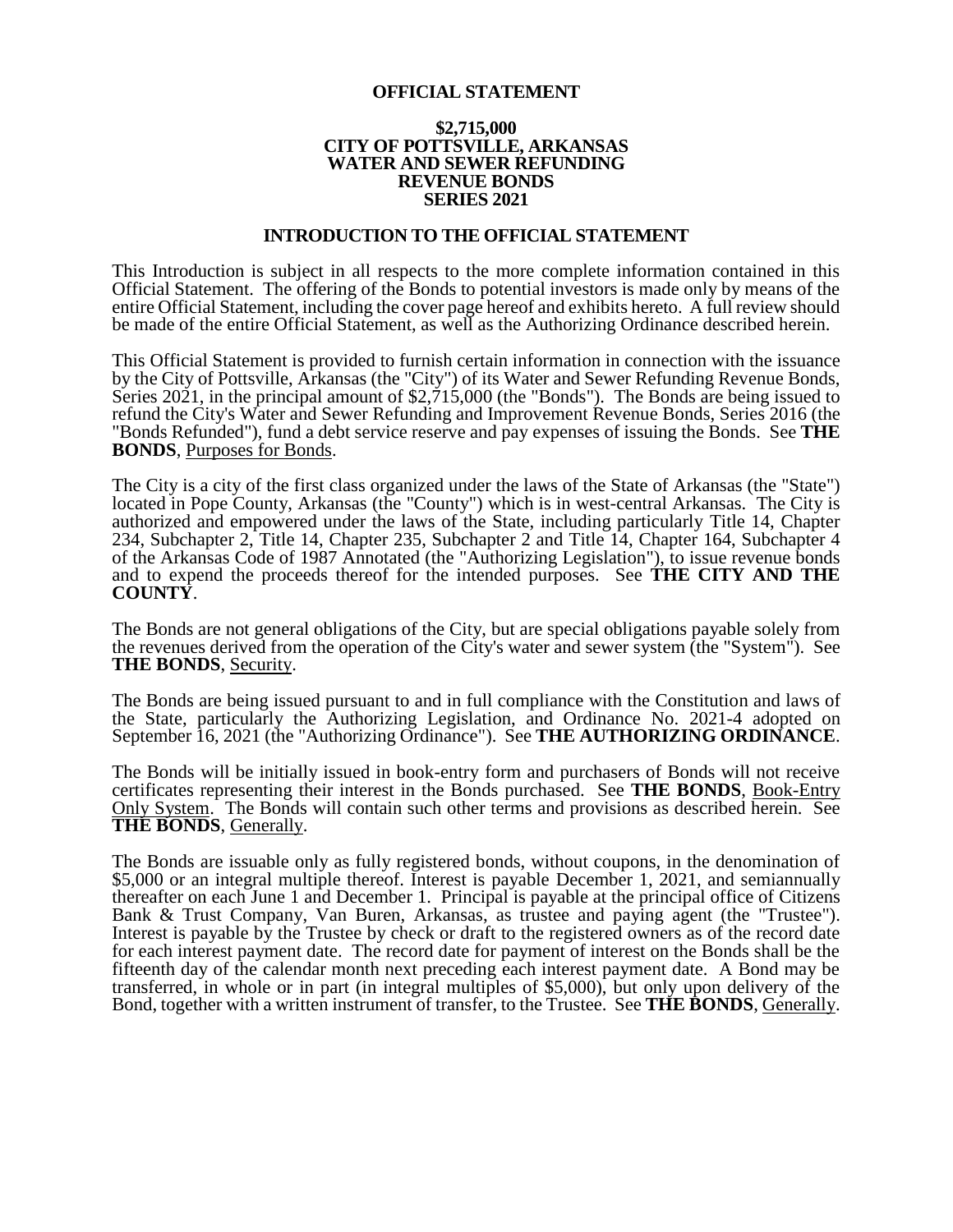# OFFICIAL STATEMENT

## \$2,715,000
## CITY OF POTTSVILLE, ARKANSAS
## WATER AND SEWER REFUNDING
## REVENUE BONDS
## SERIES 2021

## INTRODUCTION TO THE OFFICIAL STATEMENT

This Introduction is subject in all respects to the more complete information contained in this Official Statement. The offering of the Bonds to potential investors is made only by means of the entire Official Statement, including the cover page hereof and exhibits hereto. A full review should be made of the entire Official Statement, as well as the Authorizing Ordinance described herein.

This Official Statement is provided to furnish certain information in connection with the issuance by the City of Pottsville, Arkansas (the "City") of its Water and Sewer Refunding Revenue Bonds, Series 2021, in the principal amount of \$2,715,000 (the "Bonds"). The Bonds are being issued to refund the City's Water and Sewer Refunding and Improvement Revenue Bonds, Series 2016 (the "Bonds Refunded"), fund a debt service reserve and pay expenses of issuing the Bonds. See **THE BONDS**, Purposes for Bonds.

The City is a city of the first class organized under the laws of the State of Arkansas (the "State") located in Pope County, Arkansas (the "County") which is in west-central Arkansas. The City is authorized and empowered under the laws of the State, including particularly Title 14, Chapter 234, Subchapter 2, Title 14, Chapter 235, Subchapter 2 and Title 14, Chapter 164, Subchapter 4 of the Arkansas Code of 1987 Annotated (the "Authorizing Legislation"), to issue revenue bonds and to expend the proceeds thereof for the intended purposes. See **THE CITY AND THE COUNTY**.

The Bonds are not general obligations of the City, but are special obligations payable solely from the revenues derived from the operation of the City's water and sewer system (the "System"). See **THE BONDS**, Security.

The Bonds are being issued pursuant to and in full compliance with the Constitution and laws of the State, particularly the Authorizing Legislation, and Ordinance No. 2021-4 adopted on September 16, 2021 (the "Authorizing Ordinance"). See **THE AUTHORIZING ORDINANCE**.

The Bonds will be initially issued in book-entry form and purchasers of Bonds will not receive certificates representing their interest in the Bonds purchased. See **THE BONDS**, Book-Entry Only System. The Bonds will contain such other terms and provisions as described herein. See **THE BONDS**, Generally.

The Bonds are issuable only as fully registered bonds, without coupons, in the denomination of \$5,000 or an integral multiple thereof. Interest is payable December 1, 2021, and semiannually thereafter on each June 1 and December 1. Principal is payable at the principal office of Citizens Bank & Trust Company, Van Buren, Arkansas, as trustee and paying agent (the "Trustee"). Interest is payable by the Trustee by check or draft to the registered owners as of the record date for each interest payment date. The record date for payment of interest on the Bonds shall be the fifteenth day of the calendar month next preceding each interest payment date. A Bond may be transferred, in whole or in part (in integral multiples of \$5,000), but only upon delivery of the Bond, together with a written instrument of transfer, to the Trustee. See **THE BONDS**, Generally.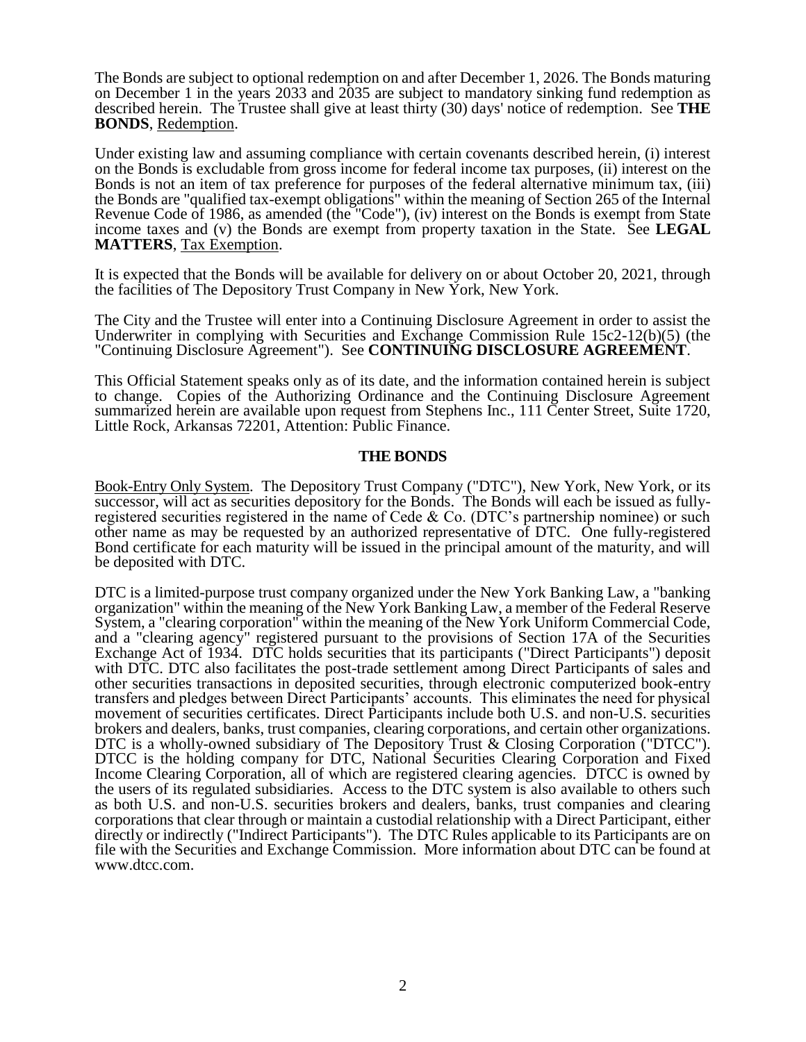The Bonds are subject to optional redemption on and after December 1, 2026. The Bonds maturing on December 1 in the years 2033 and 2035 are subject to mandatory sinking fund redemption as described herein. The Trustee shall give at least thirty (30) days' notice of redemption. See **THE BONDS**, Redemption.

Under existing law and assuming compliance with certain covenants described herein, (i) interest on the Bonds is excludable from gross income for federal income tax purposes, (ii) interest on the Bonds is not an item of tax preference for purposes of the federal alternative minimum tax, (iii) the Bonds are "qualified tax-exempt obligations" within the meaning of Section 265 of the Internal Revenue Code of 1986, as amended (the "Code"), (iv) interest on the Bonds is exempt from State income taxes and (v) the Bonds are exempt from property taxation in the State. See **LEGAL MATTERS**, Tax Exemption.

It is expected that the Bonds will be available for delivery on or about October 20, 2021, through the facilities of The Depository Trust Company in New York, New York.

The City and the Trustee will enter into a Continuing Disclosure Agreement in order to assist the Underwriter in complying with Securities and Exchange Commission Rule 15c2-12(b)(5) (the "Continuing Disclosure Agreement"). See **CONTINUING DISCLOSURE AGREEMENT**.

This Official Statement speaks only as of its date, and the information contained herein is subject to change. Copies of the Authorizing Ordinance and the Continuing Disclosure Agreement summarized herein are available upon request from Stephens Inc., 111 Center Street, Suite 1720, Little Rock, Arkansas 72201, Attention: Public Finance.

## THE BONDS

Book-Entry Only System. The Depository Trust Company ("DTC"), New York, New York, or its successor, will act as securities depository for the Bonds. The Bonds will each be issued as fully-registered securities registered in the name of Cede & Co. (DTC's partnership nominee) or such other name as may be requested by an authorized representative of DTC. One fully-registered Bond certificate for each maturity will be issued in the principal amount of the maturity, and will be deposited with DTC.

DTC is a limited-purpose trust company organized under the New York Banking Law, a "banking organization" within the meaning of the New York Banking Law, a member of the Federal Reserve System, a "clearing corporation" within the meaning of the New York Uniform Commercial Code, and a "clearing agency" registered pursuant to the provisions of Section 17A of the Securities Exchange Act of 1934. DTC holds securities that its participants ("Direct Participants") deposit with DTC. DTC also facilitates the post-trade settlement among Direct Participants of sales and other securities transactions in deposited securities, through electronic computerized book-entry transfers and pledges between Direct Participants' accounts. This eliminates the need for physical movement of securities certificates. Direct Participants include both U.S. and non-U.S. securities brokers and dealers, banks, trust companies, clearing corporations, and certain other organizations. DTC is a wholly-owned subsidiary of The Depository Trust & Closing Corporation ("DTCC"). DTCC is the holding company for DTC, National Securities Clearing Corporation and Fixed Income Clearing Corporation, all of which are registered clearing agencies. DTCC is owned by the users of its regulated subsidiaries. Access to the DTC system is also available to others such as both U.S. and non-U.S. securities brokers and dealers, banks, trust companies and clearing corporations that clear through or maintain a custodial relationship with a Direct Participant, either directly or indirectly ("Indirect Participants"). The DTC Rules applicable to its Participants are on file with the Securities and Exchange Commission. More information about DTC can be found at www.dtcc.com.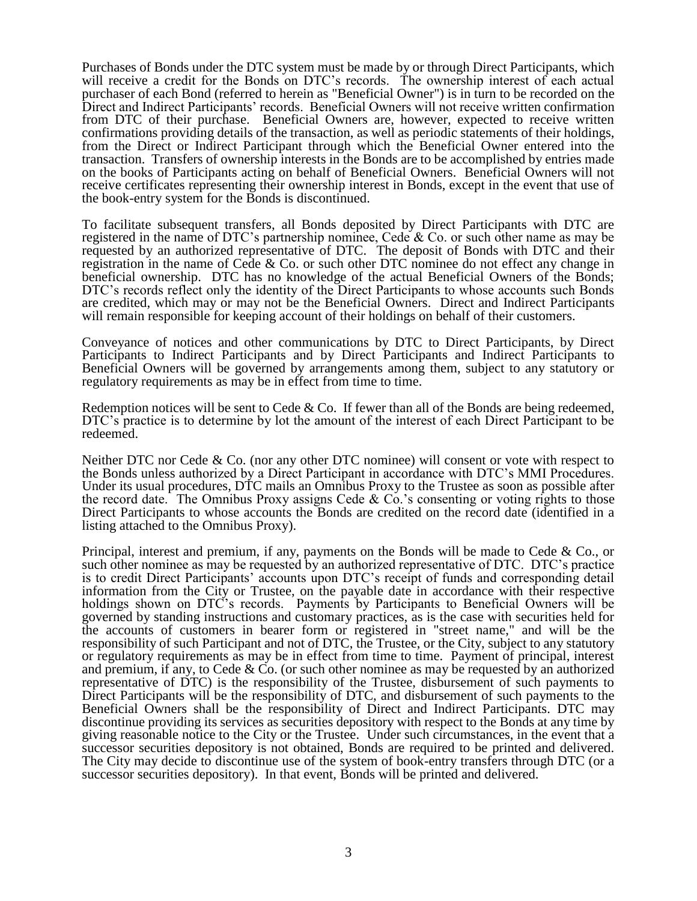Purchases of Bonds under the DTC system must be made by or through Direct Participants, which will receive a credit for the Bonds on DTC's records. The ownership interest of each actual purchaser of each Bond (referred to herein as "Beneficial Owner") is in turn to be recorded on the Direct and Indirect Participants' records. Beneficial Owners will not receive written confirmation from DTC of their purchase. Beneficial Owners are, however, expected to receive written confirmations providing details of the transaction, as well as periodic statements of their holdings, from the Direct or Indirect Participant through which the Beneficial Owner entered into the transaction. Transfers of ownership interests in the Bonds are to be accomplished by entries made on the books of Participants acting on behalf of Beneficial Owners. Beneficial Owners will not receive certificates representing their ownership interest in Bonds, except in the event that use of the book-entry system for the Bonds is discontinued.

To facilitate subsequent transfers, all Bonds deposited by Direct Participants with DTC are registered in the name of DTC's partnership nominee, Cede & Co. or such other name as may be requested by an authorized representative of DTC. The deposit of Bonds with DTC and their registration in the name of Cede & Co. or such other DTC nominee do not effect any change in beneficial ownership. DTC has no knowledge of the actual Beneficial Owners of the Bonds; DTC's records reflect only the identity of the Direct Participants to whose accounts such Bonds are credited, which may or may not be the Beneficial Owners. Direct and Indirect Participants will remain responsible for keeping account of their holdings on behalf of their customers.

Conveyance of notices and other communications by DTC to Direct Participants, by Direct Participants to Indirect Participants and by Direct Participants and Indirect Participants to Beneficial Owners will be governed by arrangements among them, subject to any statutory or regulatory requirements as may be in effect from time to time.

Redemption notices will be sent to Cede & Co. If fewer than all of the Bonds are being redeemed, DTC's practice is to determine by lot the amount of the interest of each Direct Participant to be redeemed.

Neither DTC nor Cede & Co. (nor any other DTC nominee) will consent or vote with respect to the Bonds unless authorized by a Direct Participant in accordance with DTC's MMI Procedures. Under its usual procedures, DTC mails an Omnibus Proxy to the Trustee as soon as possible after the record date. The Omnibus Proxy assigns Cede & Co.'s consenting or voting rights to those Direct Participants to whose accounts the Bonds are credited on the record date (identified in a listing attached to the Omnibus Proxy).

Principal, interest and premium, if any, payments on the Bonds will be made to Cede & Co., or such other nominee as may be requested by an authorized representative of DTC. DTC's practice is to credit Direct Participants' accounts upon DTC's receipt of funds and corresponding detail information from the City or Trustee, on the payable date in accordance with their respective holdings shown on DTC's records. Payments by Participants to Beneficial Owners will be governed by standing instructions and customary practices, as is the case with securities held for the accounts of customers in bearer form or registered in "street name," and will be the responsibility of such Participant and not of DTC, the Trustee, or the City, subject to any statutory or regulatory requirements as may be in effect from time to time. Payment of principal, interest and premium, if any, to Cede & Co. (or such other nominee as may be requested by an authorized representative of DTC) is the responsibility of the Trustee, disbursement of such payments to Direct Participants will be the responsibility of DTC, and disbursement of such payments to the Beneficial Owners shall be the responsibility of Direct and Indirect Participants. DTC may discontinue providing its services as securities depository with respect to the Bonds at any time by giving reasonable notice to the City or the Trustee. Under such circumstances, in the event that a successor securities depository is not obtained, Bonds are required to be printed and delivered. The City may decide to discontinue use of the system of book-entry transfers through DTC (or a successor securities depository). In that event, Bonds will be printed and delivered.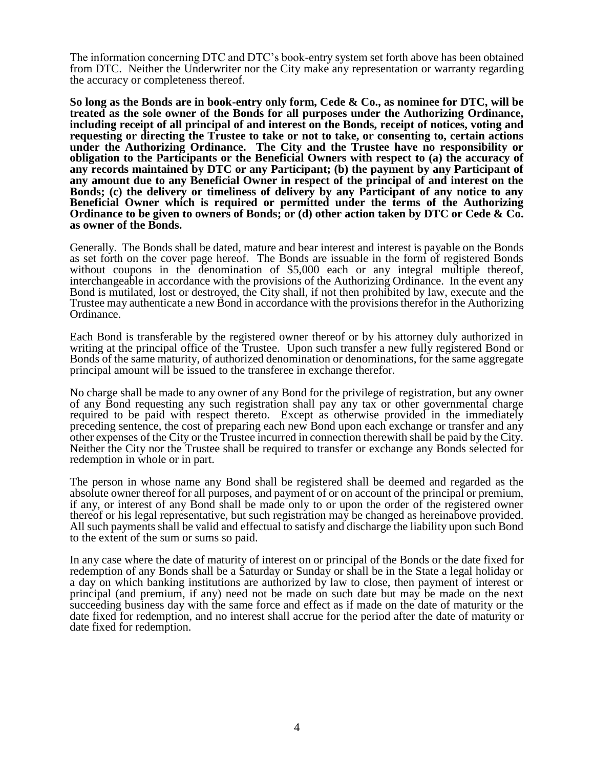The information concerning DTC and DTC's book-entry system set forth above has been obtained from DTC. Neither the Underwriter nor the City make any representation or warranty regarding the accuracy or completeness thereof.

**So long as the Bonds are in book-entry only form, Cede & Co., as nominee for DTC, will be treated as the sole owner of the Bonds for all purposes under the Authorizing Ordinance, including receipt of all principal of and interest on the Bonds, receipt of notices, voting and requesting or directing the Trustee to take or not to take, or consenting to, certain actions under the Authorizing Ordinance. The City and the Trustee have no responsibility or obligation to the Participants or the Beneficial Owners with respect to (a) the accuracy of any records maintained by DTC or any Participant; (b) the payment by any Participant of any amount due to any Beneficial Owner in respect of the principal of and interest on the Bonds; (c) the delivery or timeliness of delivery by any Participant of any notice to any Beneficial Owner which is required or permitted under the terms of the Authorizing Ordinance to be given to owners of Bonds; or (d) other action taken by DTC or Cede & Co. as owner of the Bonds.**

Generally. The Bonds shall be dated, mature and bear interest and interest is payable on the Bonds as set forth on the cover page hereof. The Bonds are issuable in the form of registered Bonds without coupons in the denomination of $5,000 each or any integral multiple thereof, interchangeable in accordance with the provisions of the Authorizing Ordinance. In the event any Bond is mutilated, lost or destroyed, the City shall, if not then prohibited by law, execute and the Trustee may authenticate a new Bond in accordance with the provisions therefor in the Authorizing Ordinance.

Each Bond is transferable by the registered owner thereof or by his attorney duly authorized in writing at the principal office of the Trustee. Upon such transfer a new fully registered Bond or Bonds of the same maturity, of authorized denomination or denominations, for the same aggregate principal amount will be issued to the transferee in exchange therefor.

No charge shall be made to any owner of any Bond for the privilege of registration, but any owner of any Bond requesting any such registration shall pay any tax or other governmental charge required to be paid with respect thereto. Except as otherwise provided in the immediately preceding sentence, the cost of preparing each new Bond upon each exchange or transfer and any other expenses of the City or the Trustee incurred in connection therewith shall be paid by the City. Neither the City nor the Trustee shall be required to transfer or exchange any Bonds selected for redemption in whole or in part.

The person in whose name any Bond shall be registered shall be deemed and regarded as the absolute owner thereof for all purposes, and payment of or on account of the principal or premium, if any, or interest of any Bond shall be made only to or upon the order of the registered owner thereof or his legal representative, but such registration may be changed as hereinabove provided. All such payments shall be valid and effectual to satisfy and discharge the liability upon such Bond to the extent of the sum or sums so paid.

In any case where the date of maturity of interest on or principal of the Bonds or the date fixed for redemption of any Bonds shall be a Saturday or Sunday or shall be in the State a legal holiday or a day on which banking institutions are authorized by law to close, then payment of interest or principal (and premium, if any) need not be made on such date but may be made on the next succeeding business day with the same force and effect as if made on the date of maturity or the date fixed for redemption, and no interest shall accrue for the period after the date of maturity or date fixed for redemption.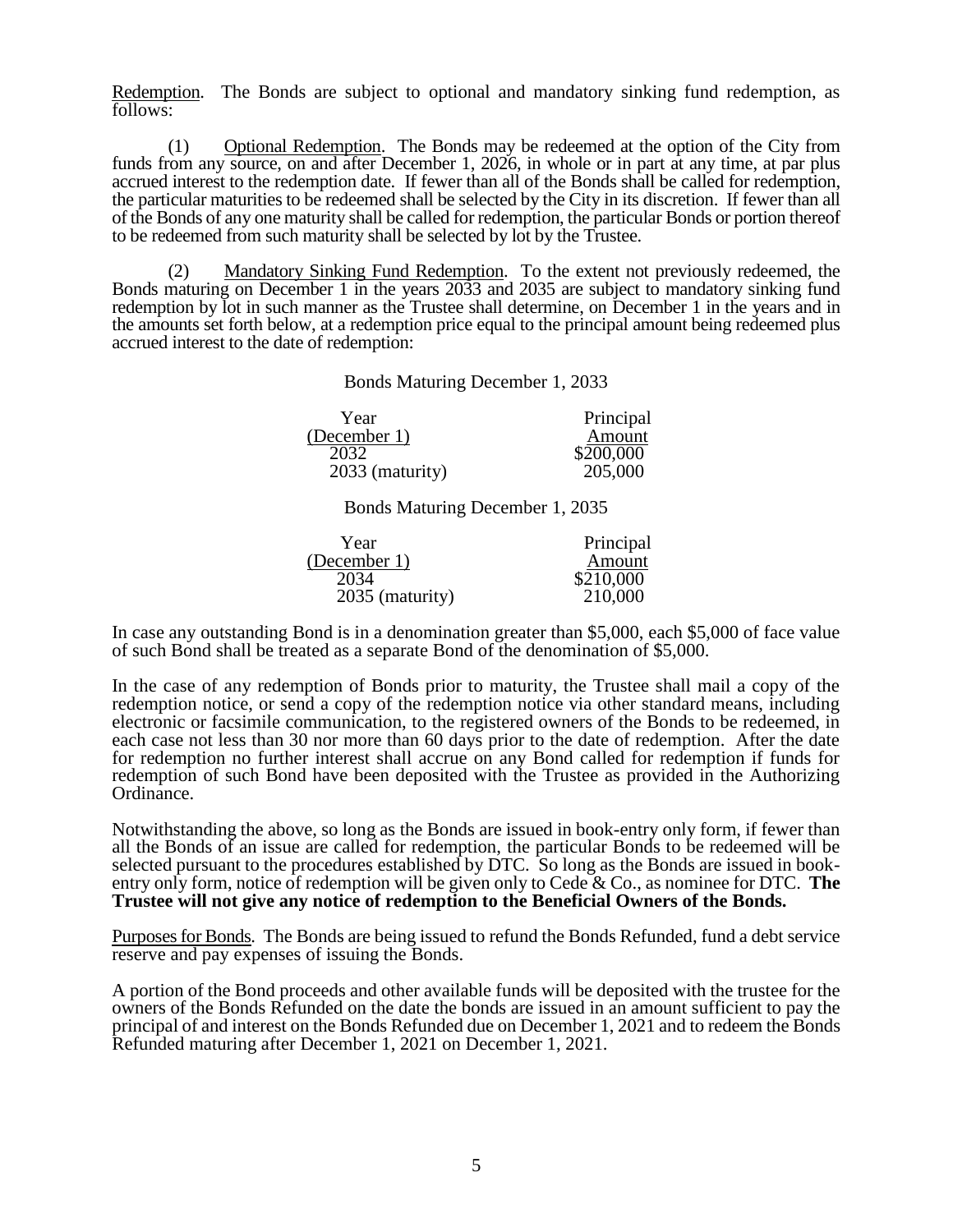Redemption. The Bonds are subject to optional and mandatory sinking fund redemption, as follows:

(1) Optional Redemption. The Bonds may be redeemed at the option of the City from funds from any source, on and after December 1, 2026, in whole or in part at any time, at par plus accrued interest to the redemption date. If fewer than all of the Bonds shall be called for redemption, the particular maturities to be redeemed shall be selected by the City in its discretion. If fewer than all of the Bonds of any one maturity shall be called for redemption, the particular Bonds or portion thereof to be redeemed from such maturity shall be selected by lot by the Trustee.

(2) Mandatory Sinking Fund Redemption. To the extent not previously redeemed, the Bonds maturing on December 1 in the years 2033 and 2035 are subject to mandatory sinking fund redemption by lot in such manner as the Trustee shall determine, on December 1 in the years and in the amounts set forth below, at a redemption price equal to the principal amount being redeemed plus accrued interest to the date of redemption:

Bonds Maturing December 1, 2033

| Year (December 1) | Principal Amount |
|---|---|
| 2032 | $200,000 |
| 2033 (maturity) | 205,000 |

Bonds Maturing December 1, 2035

| Year (December 1) | Principal Amount |
|---|---|
| 2034 | $210,000 |
| 2035 (maturity) | 210,000 |

In case any outstanding Bond is in a denomination greater than $5,000, each $5,000 of face value of such Bond shall be treated as a separate Bond of the denomination of $5,000.

In the case of any redemption of Bonds prior to maturity, the Trustee shall mail a copy of the redemption notice, or send a copy of the redemption notice via other standard means, including electronic or facsimile communication, to the registered owners of the Bonds to be redeemed, in each case not less than 30 nor more than 60 days prior to the date of redemption. After the date for redemption no further interest shall accrue on any Bond called for redemption if funds for redemption of such Bond have been deposited with the Trustee as provided in the Authorizing Ordinance.

Notwithstanding the above, so long as the Bonds are issued in book-entry only form, if fewer than all the Bonds of an issue are called for redemption, the particular Bonds to be redeemed will be selected pursuant to the procedures established by DTC. So long as the Bonds are issued in book-entry only form, notice of redemption will be given only to Cede & Co., as nominee for DTC. **The Trustee will not give any notice of redemption to the Beneficial Owners of the Bonds.**

Purposes for Bonds. The Bonds are being issued to refund the Bonds Refunded, fund a debt service reserve and pay expenses of issuing the Bonds.

A portion of the Bond proceeds and other available funds will be deposited with the trustee for the owners of the Bonds Refunded on the date the bonds are issued in an amount sufficient to pay the principal of and interest on the Bonds Refunded due on December 1, 2021 and to redeem the Bonds Refunded maturing after December 1, 2021 on December 1, 2021.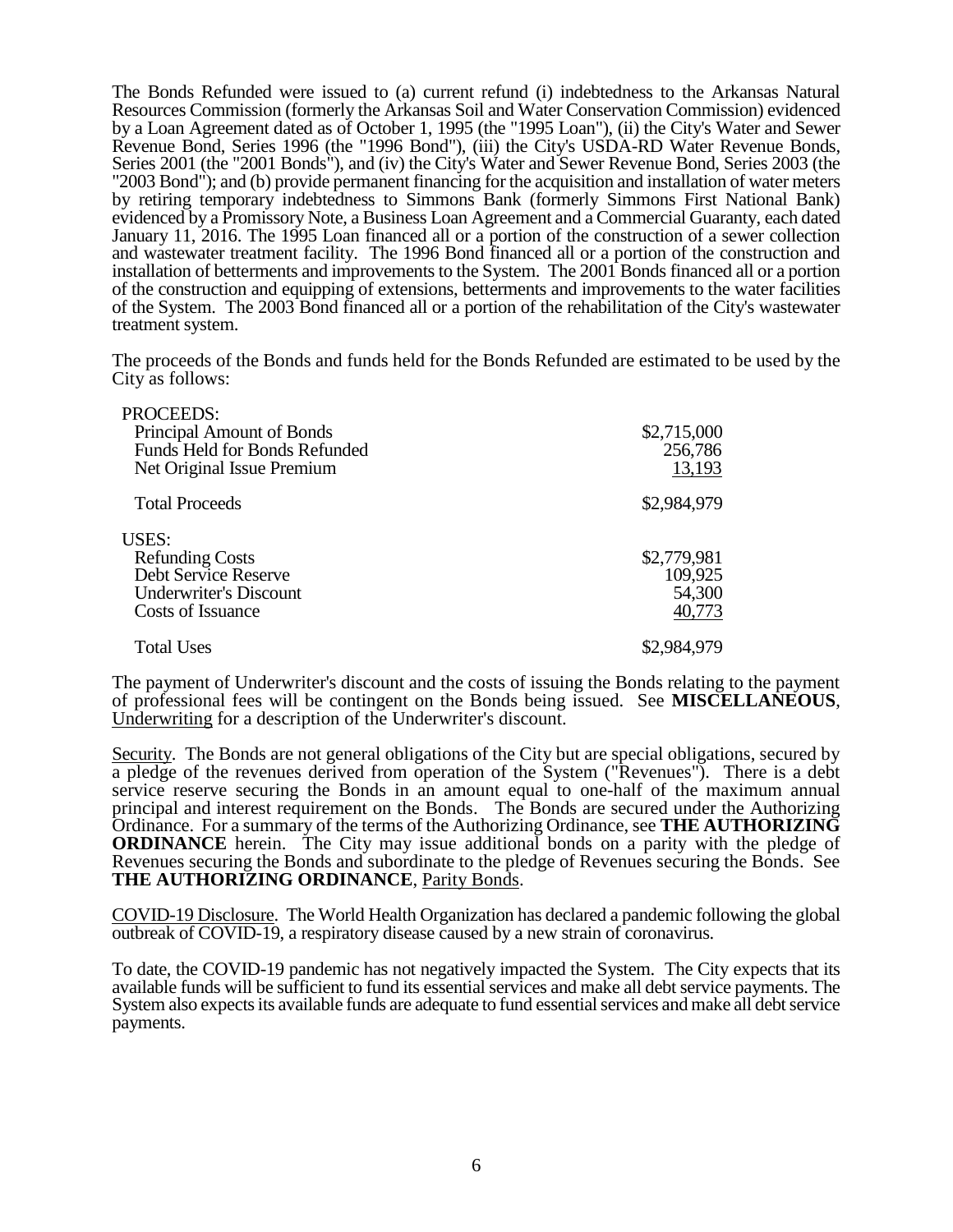The Bonds Refunded were issued to (a) current refund (i) indebtedness to the Arkansas Natural Resources Commission (formerly the Arkansas Soil and Water Conservation Commission) evidenced by a Loan Agreement dated as of October 1, 1995 (the "1995 Loan"), (ii) the City's Water and Sewer Revenue Bond, Series 1996 (the "1996 Bond"), (iii) the City's USDA-RD Water Revenue Bonds, Series 2001 (the "2001 Bonds"), and (iv) the City's Water and Sewer Revenue Bond, Series 2003 (the "2003 Bond"); and (b) provide permanent financing for the acquisition and installation of water meters by retiring temporary indebtedness to Simmons Bank (formerly Simmons First National Bank) evidenced by a Promissory Note, a Business Loan Agreement and a Commercial Guaranty, each dated January 11, 2016. The 1995 Loan financed all or a portion of the construction of a sewer collection and wastewater treatment facility. The 1996 Bond financed all or a portion of the construction and installation of betterments and improvements to the System. The 2001 Bonds financed all or a portion of the construction and equipping of extensions, betterments and improvements to the water facilities of the System. The 2003 Bond financed all or a portion of the rehabilitation of the City's wastewater treatment system.

The proceeds of the Bonds and funds held for the Bonds Refunded are estimated to be used by the City as follows:

| | |
|---|---|
| PROCEEDS: | |
| Principal Amount of Bonds | $2,715,000 |
| Funds Held for Bonds Refunded | 256,786 |
| Net Original Issue Premium | 13,193 |
| Total Proceeds | $2,984,979 |
| USES: | |
| Refunding Costs | $2,779,981 |
| Debt Service Reserve | 109,925 |
| Underwriter's Discount | 54,300 |
| Costs of Issuance | 40,773 |
| Total Uses | $2,984,979 |

The payment of Underwriter's discount and the costs of issuing the Bonds relating to the payment of professional fees will be contingent on the Bonds being issued. See **MISCELLANEOUS**, Underwriting for a description of the Underwriter's discount.

Security. The Bonds are not general obligations of the City but are special obligations, secured by a pledge of the revenues derived from operation of the System ("Revenues"). There is a debt service reserve securing the Bonds in an amount equal to one-half of the maximum annual principal and interest requirement on the Bonds. The Bonds are secured under the Authorizing Ordinance. For a summary of the terms of the Authorizing Ordinance, see **THE AUTHORIZING ORDINANCE** herein. The City may issue additional bonds on a parity with the pledge of Revenues securing the Bonds and subordinate to the pledge of Revenues securing the Bonds. See **THE AUTHORIZING ORDINANCE**, Parity Bonds.

COVID-19 Disclosure. The World Health Organization has declared a pandemic following the global outbreak of COVID-19, a respiratory disease caused by a new strain of coronavirus.

To date, the COVID-19 pandemic has not negatively impacted the System. The City expects that its available funds will be sufficient to fund its essential services and make all debt service payments. The System also expects its available funds are adequate to fund essential services and make all debt service payments.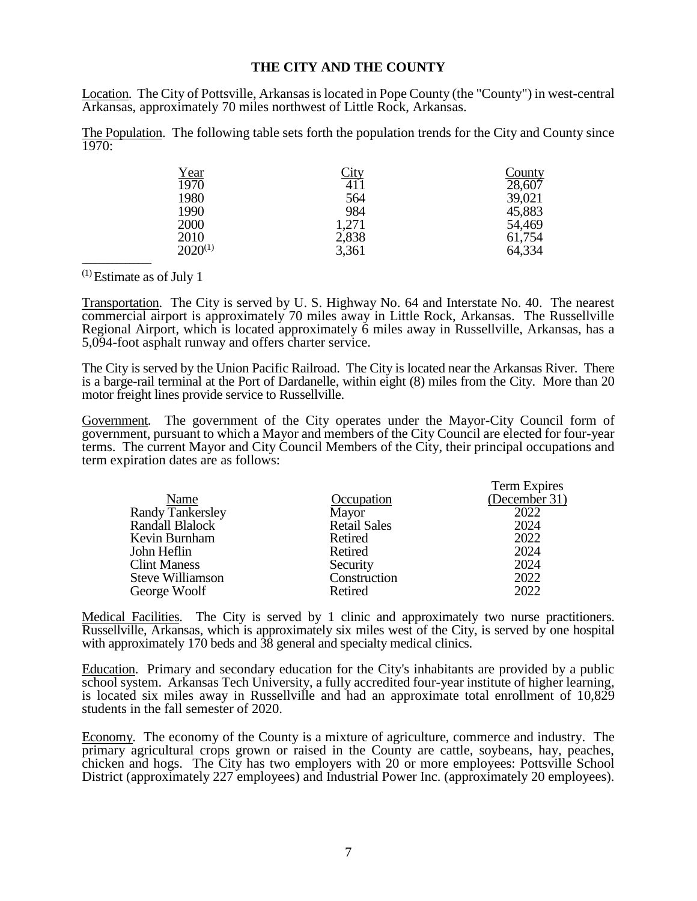# THE CITY AND THE COUNTY

Location. The City of Pottsville, Arkansas is located in Pope County (the "County") in west-central Arkansas, approximately 70 miles northwest of Little Rock, Arkansas.

The Population. The following table sets forth the population trends for the City and County since 1970:

| Year | City | County |
|---|---|---|
| 1970 | 411 | 28,607 |
| 1980 | 564 | 39,021 |
| 1990 | 984 | 45,883 |
| 2000 | 1,271 | 54,469 |
| 2010 | 2,838 | 61,754 |
| 2020[(1)] | 3,361 | 64,334 |

[(1)] Estimate as of July 1

Transportation. The City is served by U. S. Highway No. 64 and Interstate No. 40. The nearest commercial airport is approximately 70 miles away in Little Rock, Arkansas. The Russellville Regional Airport, which is located approximately 6 miles away in Russellville, Arkansas, has a 5,094-foot asphalt runway and offers charter service.

The City is served by the Union Pacific Railroad. The City is located near the Arkansas River. There is a barge-rail terminal at the Port of Dardanelle, within eight (8) miles from the City. More than 20 motor freight lines provide service to Russellville.

Government. The government of the City operates under the Mayor-City Council form of government, pursuant to which a Mayor and members of the City Council are elected for four-year terms. The current Mayor and City Council Members of the City, their principal occupations and term expiration dates are as follows:

| Name | Occupation | Term Expires (December 31) |
|---|---|---|
| Randy Tankersley | Mayor | 2022 |
| Randall Blalock | Retail Sales | 2024 |
| Kevin Burnham | Retired | 2022 |
| John Heflin | Retired | 2024 |
| Clint Maness | Security | 2024 |
| Steve Williamson | Construction | 2022 |
| George Woolf | Retired | 2022 |

Medical Facilities. The City is served by 1 clinic and approximately two nurse practitioners. Russellville, Arkansas, which is approximately six miles west of the City, is served by one hospital with approximately 170 beds and 38 general and specialty medical clinics.

Education. Primary and secondary education for the City's inhabitants are provided by a public school system. Arkansas Tech University, a fully accredited four-year institute of higher learning, is located six miles away in Russellville and had an approximate total enrollment of 10,829 students in the fall semester of 2020.

Economy. The economy of the County is a mixture of agriculture, commerce and industry. The primary agricultural crops grown or raised in the County are cattle, soybeans, hay, peaches, chicken and hogs. The City has two employers with 20 or more employees: Pottsville School District (approximately 227 employees) and Industrial Power Inc. (approximately 20 employees).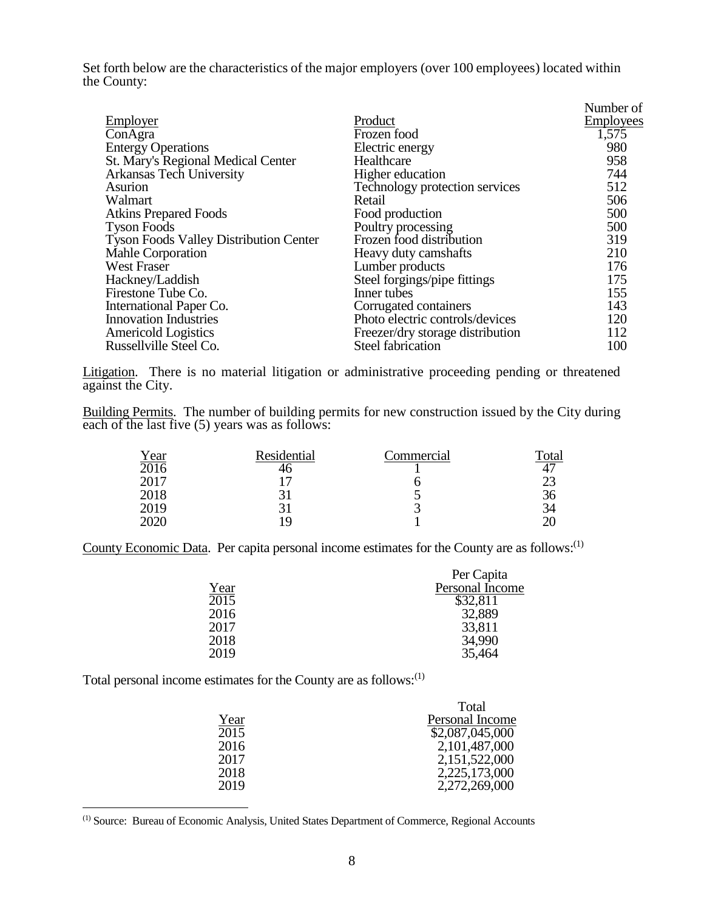Set forth below are the characteristics of the major employers (over 100 employees) located within the County:

| Employer | Product | Number of Employees |
|---|---|---|
| ConAgra | Frozen food | 1,575 |
| Entergy Operations | Electric energy | 980 |
| St. Mary's Regional Medical Center | Healthcare | 958 |
| Arkansas Tech University | Higher education | 744 |
| Asurion | Technology protection services | 512 |
| Walmart | Retail | 506 |
| Atkins Prepared Foods | Food production | 500 |
| Tyson Foods | Poultry processing | 500 |
| Tyson Foods Valley Distribution Center | Frozen food distribution | 319 |
| Mahle Corporation | Heavy duty camshafts | 210 |
| West Fraser | Lumber products | 176 |
| Hackney/Laddish | Steel forgings/pipe fittings | 175 |
| Firestone Tube Co. | Inner tubes | 155 |
| International Paper Co. | Corrugated containers | 143 |
| Innovation Industries | Photo electric controls/devices | 120 |
| Americold Logistics | Freezer/dry storage distribution | 112 |
| Russellville Steel Co. | Steel fabrication | 100 |

Litigation. There is no material litigation or administrative proceeding pending or threatened against the City.

Building Permits. The number of building permits for new construction issued by the City during each of the last five (5) years was as follows:

| Year | Residential | Commercial | Total |
|---|---|---|---|
| 2016 | 46 | 1 | 47 |
| 2017 | 17 | 6 | 23 |
| 2018 | 31 | 5 | 36 |
| 2019 | 31 | 3 | 34 |
| 2020 | 19 | 1 | 20 |

County Economic Data. Per capita personal income estimates for the County are as follows:[(1)]

| Year | Per Capita Personal Income |
|---|---|
| 2015 | $32,811 |
| 2016 | 32,889 |
| 2017 | 33,811 |
| 2018 | 34,990 |
| 2019 | 35,464 |

Total personal income estimates for the County are as follows:[(1)]

| Year | Total Personal Income |
|---|---|
| 2015 | $2,087,045,000 |
| 2016 | 2,101,487,000 |
| 2017 | 2,151,522,000 |
| 2018 | 2,225,173,000 |
| 2019 | 2,272,269,000 |

---

[(1)] Source: Bureau of Economic Analysis, United States Department of Commerce, Regional Accounts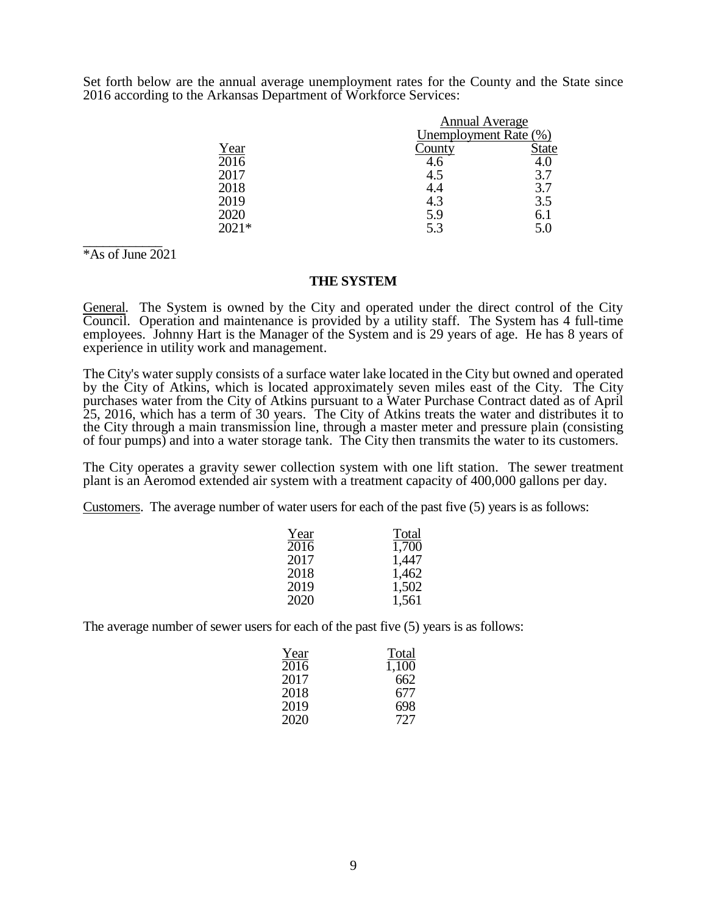Set forth below are the annual average unemployment rates for the County and the State since 2016 according to the Arkansas Department of Workforce Services:

| Year | Annual Average Unemployment Rate (%) County | State |
|---|---|---|
| 2016 | 4.6 | 4.0 |
| 2017 | 4.5 | 3.7 |
| 2018 | 4.4 | 3.7 |
| 2019 | 4.3 | 3.5 |
| 2020 | 5.9 | 6.1 |
| 2021* | 5.3 | 5.0 |

*As of June 2021

## THE SYSTEM

General. The System is owned by the City and operated under the direct control of the City Council. Operation and maintenance is provided by a utility staff. The System has 4 full-time employees. Johnny Hart is the Manager of the System and is 29 years of age. He has 8 years of experience in utility work and management.

The City's water supply consists of a surface water lake located in the City but owned and operated by the City of Atkins, which is located approximately seven miles east of the City. The City purchases water from the City of Atkins pursuant to a Water Purchase Contract dated as of April 25, 2016, which has a term of 30 years. The City of Atkins treats the water and distributes it to the City through a main transmission line, through a master meter and pressure plain (consisting of four pumps) and into a water storage tank. The City then transmits the water to its customers.

The City operates a gravity sewer collection system with one lift station. The sewer treatment plant is an Aeromod extended air system with a treatment capacity of 400,000 gallons per day.

Customers. The average number of water users for each of the past five (5) years is as follows:

| Year | Total |
|---|---|
| 2016 | 1,700 |
| 2017 | 1,447 |
| 2018 | 1,462 |
| 2019 | 1,502 |
| 2020 | 1,561 |

The average number of sewer users for each of the past five (5) years is as follows:

| Year | Total |
|---|---|
| 2016 | 1,100 |
| 2017 | 662 |
| 2018 | 677 |
| 2019 | 698 |
| 2020 | 727 |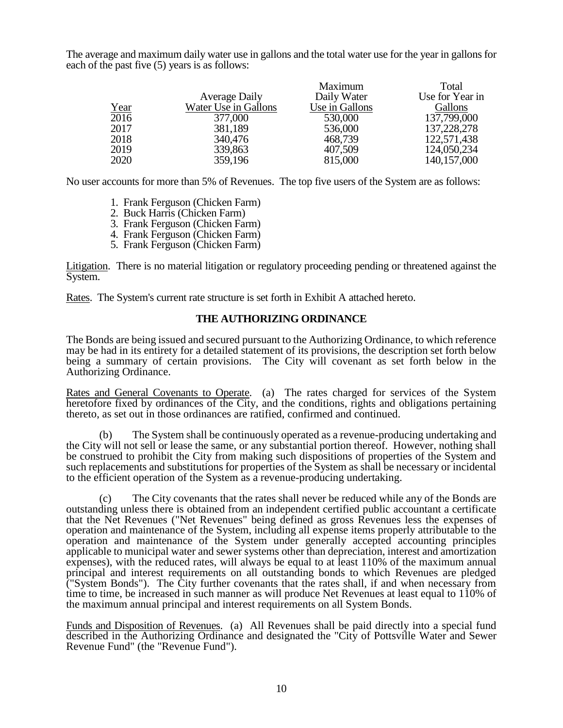The average and maximum daily water use in gallons and the total water use for the year in gallons for each of the past five (5) years is as follows:

| Year | Average Daily Water Use in Gallons | Maximum Daily Water Use in Gallons | Total Use for Year in Gallons |
|---|---|---|---|
| 2016 | 377,000 | 530,000 | 137,799,000 |
| 2017 | 381,189 | 536,000 | 137,228,278 |
| 2018 | 340,476 | 468,739 | 122,571,438 |
| 2019 | 339,863 | 407,509 | 124,050,234 |
| 2020 | 359,196 | 815,000 | 140,157,000 |

No user accounts for more than 5% of Revenues. The top five users of the System are as follows:

1. Frank Ferguson (Chicken Farm)
2. Buck Harris (Chicken Farm)
3. Frank Ferguson (Chicken Farm)
4. Frank Ferguson (Chicken Farm)
5. Frank Ferguson (Chicken Farm)

<u>Litigation</u>. There is no material litigation or regulatory proceeding pending or threatened against the System.

<u>Rates</u>. The System's current rate structure is set forth in Exhibit A attached hereto.

## THE AUTHORIZING ORDINANCE

The Bonds are being issued and secured pursuant to the Authorizing Ordinance, to which reference may be had in its entirety for a detailed statement of its provisions, the description set forth below being a summary of certain provisions. The City will covenant as set forth below in the Authorizing Ordinance.

<u>Rates and General Covenants to Operate</u>. (a) The rates charged for services of the System heretofore fixed by ordinances of the City, and the conditions, rights and obligations pertaining thereto, as set out in those ordinances are ratified, confirmed and continued.

(b) The System shall be continuously operated as a revenue-producing undertaking and the City will not sell or lease the same, or any substantial portion thereof. However, nothing shall be construed to prohibit the City from making such dispositions of properties of the System and such replacements and substitutions for properties of the System as shall be necessary or incidental to the efficient operation of the System as a revenue-producing undertaking.

(c) The City covenants that the rates shall never be reduced while any of the Bonds are outstanding unless there is obtained from an independent certified public accountant a certificate that the Net Revenues ("Net Revenues" being defined as gross Revenues less the expenses of operation and maintenance of the System, including all expense items properly attributable to the operation and maintenance of the System under generally accepted accounting principles applicable to municipal water and sewer systems other than depreciation, interest and amortization expenses), with the reduced rates, will always be equal to at least 110% of the maximum annual principal and interest requirements on all outstanding bonds to which Revenues are pledged ("System Bonds"). The City further covenants that the rates shall, if and when necessary from time to time, be increased in such manner as will produce Net Revenues at least equal to 110% of the maximum annual principal and interest requirements on all System Bonds.

<u>Funds and Disposition of Revenues</u>. (a) All Revenues shall be paid directly into a special fund described in the Authorizing Ordinance and designated the "City of Pottsville Water and Sewer Revenue Fund" (the "Revenue Fund").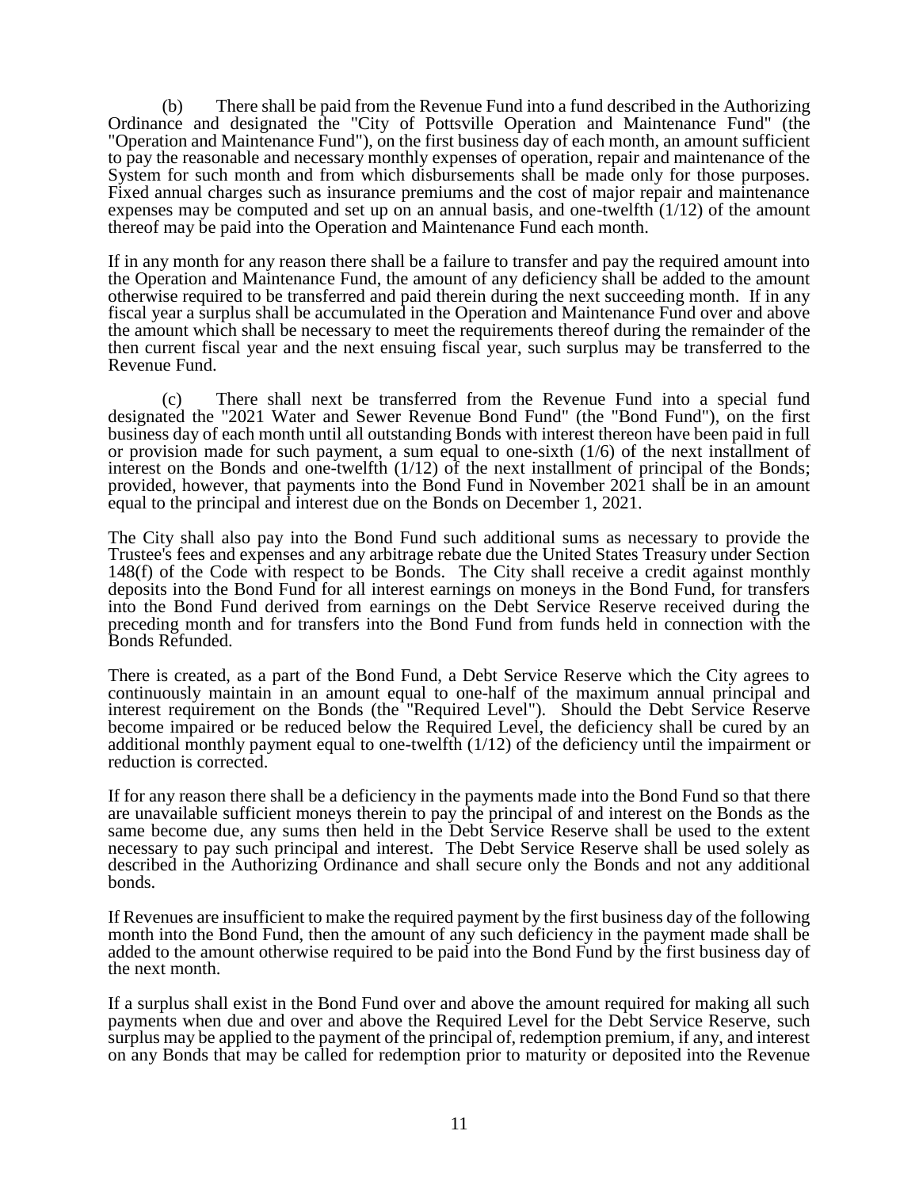(b) There shall be paid from the Revenue Fund into a fund described in the Authorizing Ordinance and designated the "City of Pottsville Operation and Maintenance Fund" (the "Operation and Maintenance Fund"), on the first business day of each month, an amount sufficient to pay the reasonable and necessary monthly expenses of operation, repair and maintenance of the System for such month and from which disbursements shall be made only for those purposes. Fixed annual charges such as insurance premiums and the cost of major repair and maintenance expenses may be computed and set up on an annual basis, and one-twelfth (1/12) of the amount thereof may be paid into the Operation and Maintenance Fund each month.

If in any month for any reason there shall be a failure to transfer and pay the required amount into the Operation and Maintenance Fund, the amount of any deficiency shall be added to the amount otherwise required to be transferred and paid therein during the next succeeding month. If in any fiscal year a surplus shall be accumulated in the Operation and Maintenance Fund over and above the amount which shall be necessary to meet the requirements thereof during the remainder of the then current fiscal year and the next ensuing fiscal year, such surplus may be transferred to the Revenue Fund.

(c) There shall next be transferred from the Revenue Fund into a special fund designated the "2021 Water and Sewer Revenue Bond Fund" (the "Bond Fund"), on the first business day of each month until all outstanding Bonds with interest thereon have been paid in full or provision made for such payment, a sum equal to one-sixth (1/6) of the next installment of interest on the Bonds and one-twelfth (1/12) of the next installment of principal of the Bonds; provided, however, that payments into the Bond Fund in November 2021 shall be in an amount equal to the principal and interest due on the Bonds on December 1, 2021.

The City shall also pay into the Bond Fund such additional sums as necessary to provide the Trustee's fees and expenses and any arbitrage rebate due the United States Treasury under Section 148(f) of the Code with respect to be Bonds. The City shall receive a credit against monthly deposits into the Bond Fund for all interest earnings on moneys in the Bond Fund, for transfers into the Bond Fund derived from earnings on the Debt Service Reserve received during the preceding month and for transfers into the Bond Fund from funds held in connection with the Bonds Refunded.

There is created, as a part of the Bond Fund, a Debt Service Reserve which the City agrees to continuously maintain in an amount equal to one-half of the maximum annual principal and interest requirement on the Bonds (the "Required Level"). Should the Debt Service Reserve become impaired or be reduced below the Required Level, the deficiency shall be cured by an additional monthly payment equal to one-twelfth (1/12) of the deficiency until the impairment or reduction is corrected.

If for any reason there shall be a deficiency in the payments made into the Bond Fund so that there are unavailable sufficient moneys therein to pay the principal of and interest on the Bonds as the same become due, any sums then held in the Debt Service Reserve shall be used to the extent necessary to pay such principal and interest. The Debt Service Reserve shall be used solely as described in the Authorizing Ordinance and shall secure only the Bonds and not any additional bonds.

If Revenues are insufficient to make the required payment by the first business day of the following month into the Bond Fund, then the amount of any such deficiency in the payment made shall be added to the amount otherwise required to be paid into the Bond Fund by the first business day of the next month.

If a surplus shall exist in the Bond Fund over and above the amount required for making all such payments when due and over and above the Required Level for the Debt Service Reserve, such surplus may be applied to the payment of the principal of, redemption premium, if any, and interest on any Bonds that may be called for redemption prior to maturity or deposited into the Revenue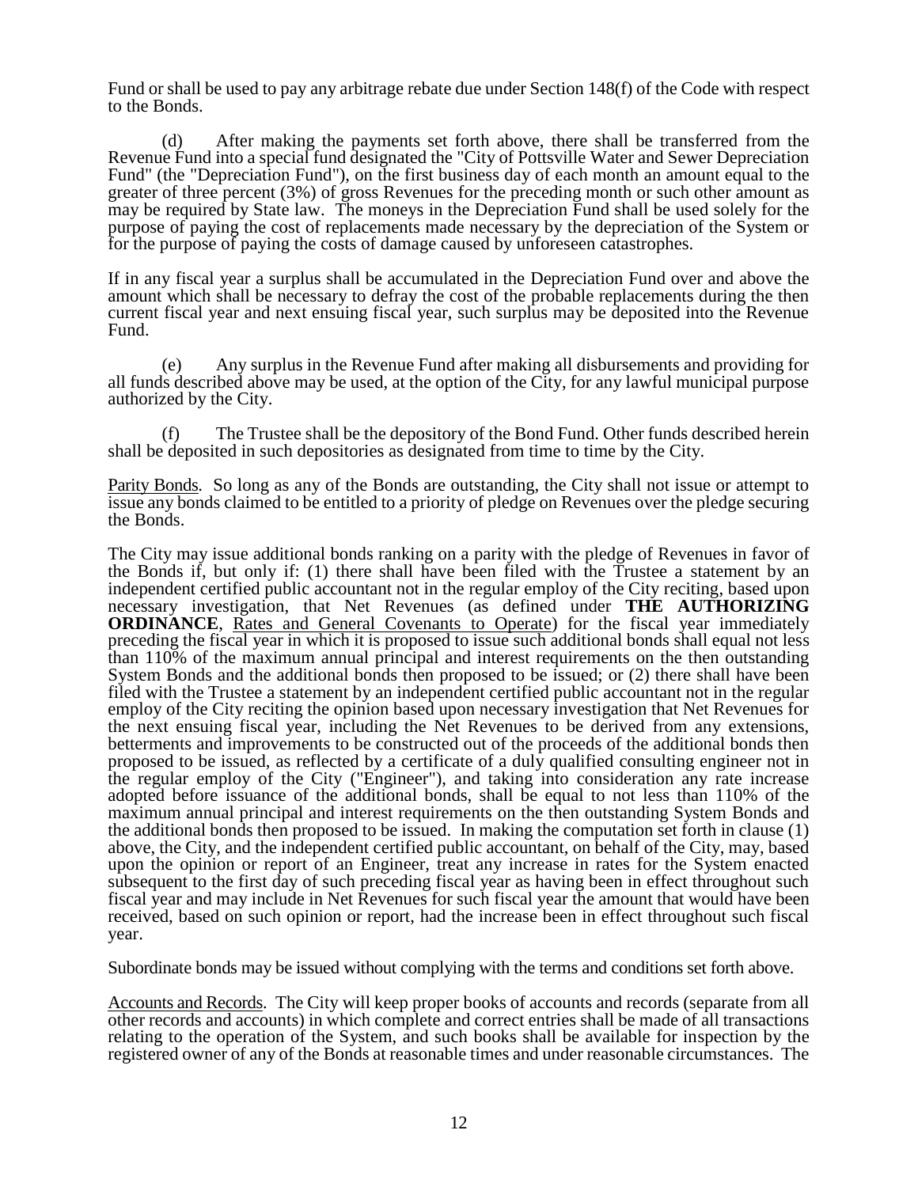Fund or shall be used to pay any arbitrage rebate due under Section 148(f) of the Code with respect to the Bonds.

(d) After making the payments set forth above, there shall be transferred from the Revenue Fund into a special fund designated the "City of Pottsville Water and Sewer Depreciation Fund" (the "Depreciation Fund"), on the first business day of each month an amount equal to the greater of three percent (3%) of gross Revenues for the preceding month or such other amount as may be required by State law. The moneys in the Depreciation Fund shall be used solely for the purpose of paying the cost of replacements made necessary by the depreciation of the System or for the purpose of paying the costs of damage caused by unforeseen catastrophes.

If in any fiscal year a surplus shall be accumulated in the Depreciation Fund over and above the amount which shall be necessary to defray the cost of the probable replacements during the then current fiscal year and next ensuing fiscal year, such surplus may be deposited into the Revenue Fund.

(e) Any surplus in the Revenue Fund after making all disbursements and providing for all funds described above may be used, at the option of the City, for any lawful municipal purpose authorized by the City.

(f) The Trustee shall be the depository of the Bond Fund. Other funds described herein shall be deposited in such depositories as designated from time to time by the City.

Parity Bonds. So long as any of the Bonds are outstanding, the City shall not issue or attempt to issue any bonds claimed to be entitled to a priority of pledge on Revenues over the pledge securing the Bonds.

The City may issue additional bonds ranking on a parity with the pledge of Revenues in favor of the Bonds if, but only if: (1) there shall have been filed with the Trustee a statement by an independent certified public accountant not in the regular employ of the City reciting, based upon necessary investigation, that Net Revenues (as defined under **THE AUTHORIZING ORDINANCE**, Rates and General Covenants to Operate) for the fiscal year immediately preceding the fiscal year in which it is proposed to issue such additional bonds shall equal not less than 110% of the maximum annual principal and interest requirements on the then outstanding System Bonds and the additional bonds then proposed to be issued; or (2) there shall have been filed with the Trustee a statement by an independent certified public accountant not in the regular employ of the City reciting the opinion based upon necessary investigation that Net Revenues for the next ensuing fiscal year, including the Net Revenues to be derived from any extensions, betterments and improvements to be constructed out of the proceeds of the additional bonds then proposed to be issued, as reflected by a certificate of a duly qualified consulting engineer not in the regular employ of the City ("Engineer"), and taking into consideration any rate increase adopted before issuance of the additional bonds, shall be equal to not less than 110% of the maximum annual principal and interest requirements on the then outstanding System Bonds and the additional bonds then proposed to be issued. In making the computation set forth in clause (1) above, the City, and the independent certified public accountant, on behalf of the City, may, based upon the opinion or report of an Engineer, treat any increase in rates for the System enacted subsequent to the first day of such preceding fiscal year as having been in effect throughout such fiscal year and may include in Net Revenues for such fiscal year the amount that would have been received, based on such opinion or report, had the increase been in effect throughout such fiscal year.

Subordinate bonds may be issued without complying with the terms and conditions set forth above.

Accounts and Records. The City will keep proper books of accounts and records (separate from all other records and accounts) in which complete and correct entries shall be made of all transactions relating to the operation of the System, and such books shall be available for inspection by the registered owner of any of the Bonds at reasonable times and under reasonable circumstances. The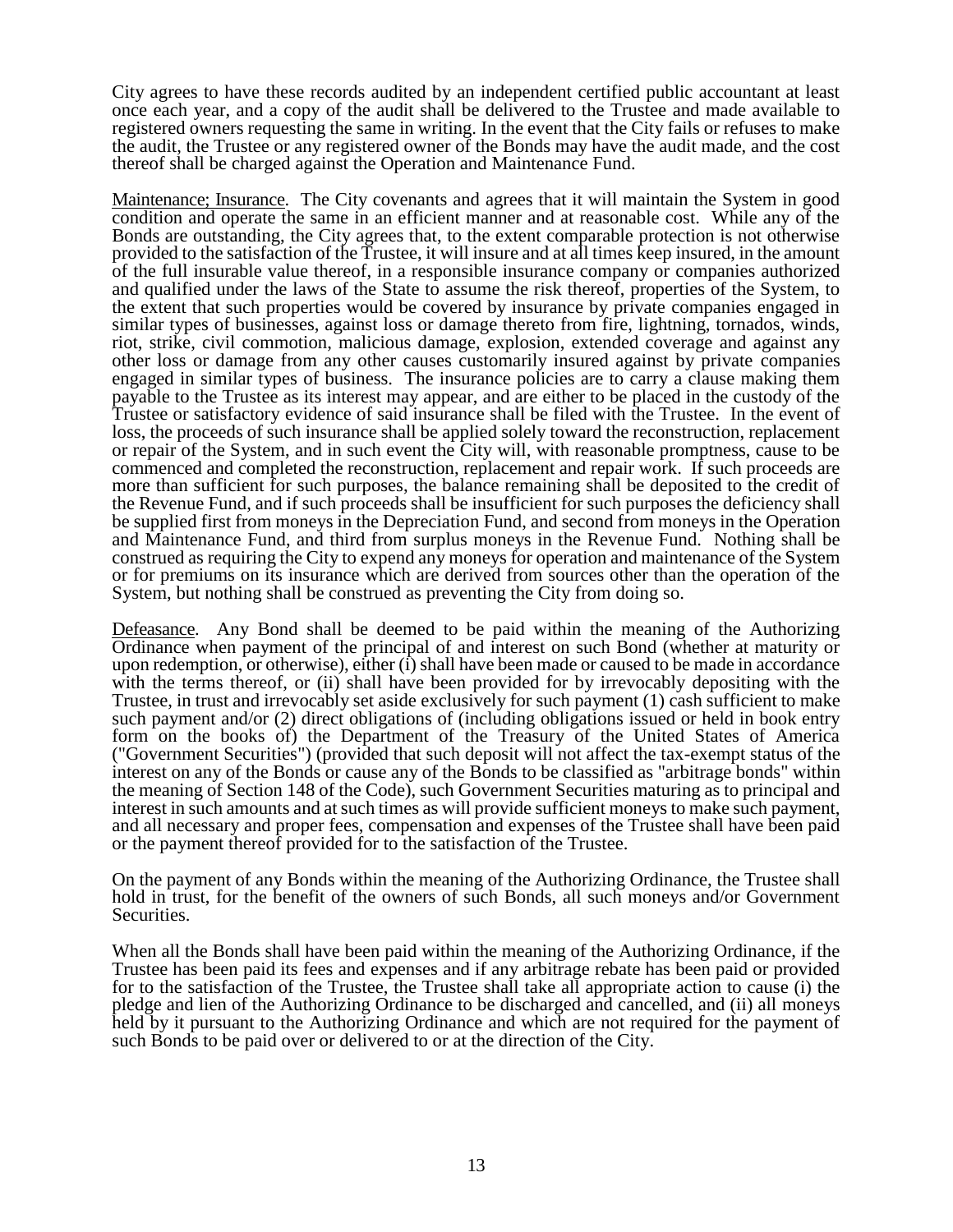City agrees to have these records audited by an independent certified public accountant at least once each year, and a copy of the audit shall be delivered to the Trustee and made available to registered owners requesting the same in writing. In the event that the City fails or refuses to make the audit, the Trustee or any registered owner of the Bonds may have the audit made, and the cost thereof shall be charged against the Operation and Maintenance Fund.

Maintenance; Insurance. The City covenants and agrees that it will maintain the System in good condition and operate the same in an efficient manner and at reasonable cost. While any of the Bonds are outstanding, the City agrees that, to the extent comparable protection is not otherwise provided to the satisfaction of the Trustee, it will insure and at all times keep insured, in the amount of the full insurable value thereof, in a responsible insurance company or companies authorized and qualified under the laws of the State to assume the risk thereof, properties of the System, to the extent that such properties would be covered by insurance by private companies engaged in similar types of businesses, against loss or damage thereto from fire, lightning, tornados, winds, riot, strike, civil commotion, malicious damage, explosion, extended coverage and against any other loss or damage from any other causes customarily insured against by private companies engaged in similar types of business. The insurance policies are to carry a clause making them payable to the Trustee as its interest may appear, and are either to be placed in the custody of the Trustee or satisfactory evidence of said insurance shall be filed with the Trustee. In the event of loss, the proceeds of such insurance shall be applied solely toward the reconstruction, replacement or repair of the System, and in such event the City will, with reasonable promptness, cause to be commenced and completed the reconstruction, replacement and repair work. If such proceeds are more than sufficient for such purposes, the balance remaining shall be deposited to the credit of the Revenue Fund, and if such proceeds shall be insufficient for such purposes the deficiency shall be supplied first from moneys in the Depreciation Fund, and second from moneys in the Operation and Maintenance Fund, and third from surplus moneys in the Revenue Fund. Nothing shall be construed as requiring the City to expend any moneys for operation and maintenance of the System or for premiums on its insurance which are derived from sources other than the operation of the System, but nothing shall be construed as preventing the City from doing so.

Defeasance. Any Bond shall be deemed to be paid within the meaning of the Authorizing Ordinance when payment of the principal of and interest on such Bond (whether at maturity or upon redemption, or otherwise), either (i) shall have been made or caused to be made in accordance with the terms thereof, or (ii) shall have been provided for by irrevocably depositing with the Trustee, in trust and irrevocably set aside exclusively for such payment (1) cash sufficient to make such payment and/or (2) direct obligations of (including obligations issued or held in book entry form on the books of) the Department of the Treasury of the United States of America ("Government Securities") (provided that such deposit will not affect the tax-exempt status of the interest on any of the Bonds or cause any of the Bonds to be classified as "arbitrage bonds" within the meaning of Section 148 of the Code), such Government Securities maturing as to principal and interest in such amounts and at such times as will provide sufficient moneys to make such payment, and all necessary and proper fees, compensation and expenses of the Trustee shall have been paid or the payment thereof provided for to the satisfaction of the Trustee.

On the payment of any Bonds within the meaning of the Authorizing Ordinance, the Trustee shall hold in trust, for the benefit of the owners of such Bonds, all such moneys and/or Government Securities.

When all the Bonds shall have been paid within the meaning of the Authorizing Ordinance, if the Trustee has been paid its fees and expenses and if any arbitrage rebate has been paid or provided for to the satisfaction of the Trustee, the Trustee shall take all appropriate action to cause (i) the pledge and lien of the Authorizing Ordinance to be discharged and cancelled, and (ii) all moneys held by it pursuant to the Authorizing Ordinance and which are not required for the payment of such Bonds to be paid over or delivered to or at the direction of the City.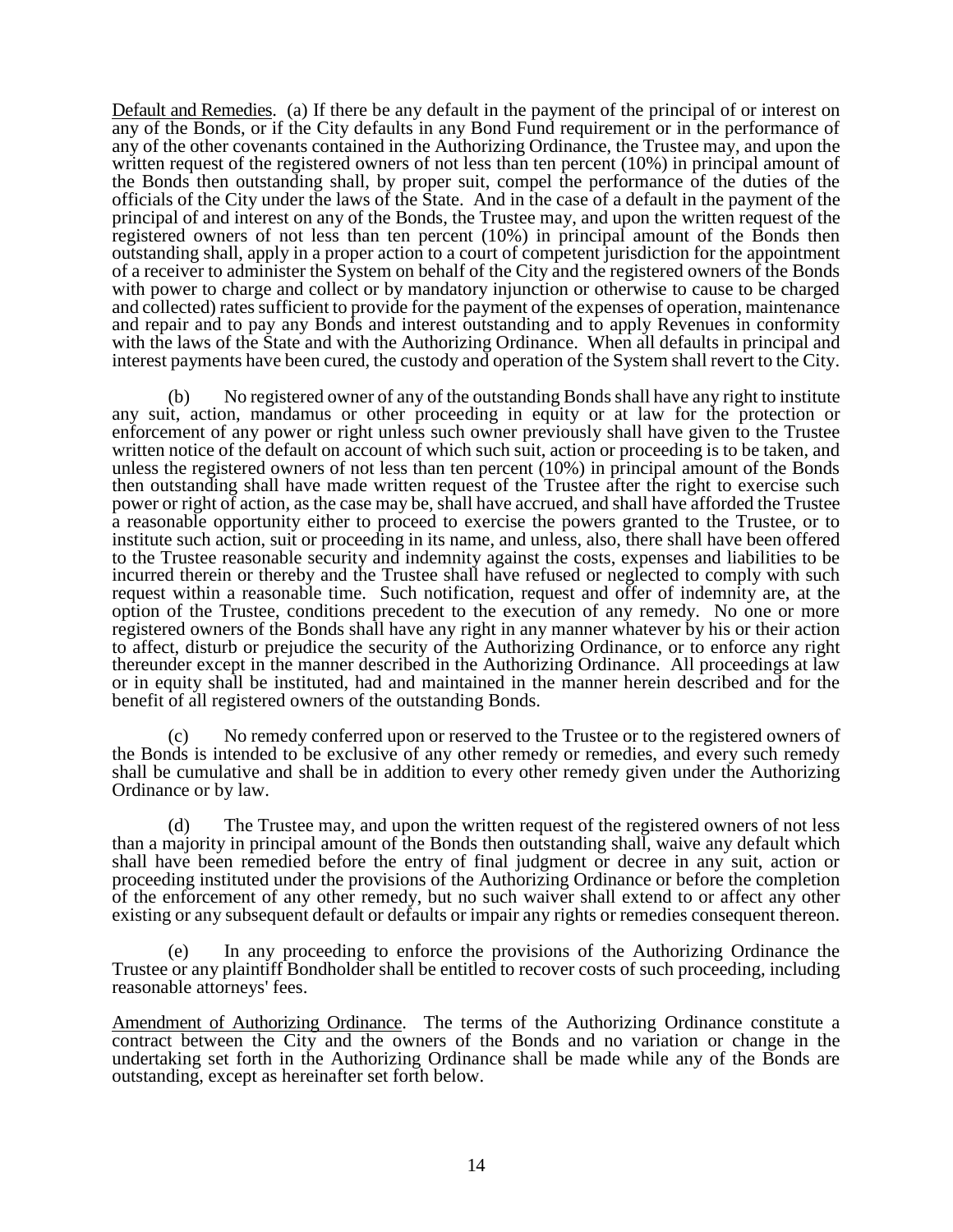Default and Remedies. (a) If there be any default in the payment of the principal of or interest on any of the Bonds, or if the City defaults in any Bond Fund requirement or in the performance of any of the other covenants contained in the Authorizing Ordinance, the Trustee may, and upon the written request of the registered owners of not less than ten percent (10%) in principal amount of the Bonds then outstanding shall, by proper suit, compel the performance of the duties of the officials of the City under the laws of the State. And in the case of a default in the payment of the principal of and interest on any of the Bonds, the Trustee may, and upon the written request of the registered owners of not less than ten percent (10%) in principal amount of the Bonds then outstanding shall, apply in a proper action to a court of competent jurisdiction for the appointment of a receiver to administer the System on behalf of the City and the registered owners of the Bonds with power to charge and collect or by mandatory injunction or otherwise to cause to be charged and collected) rates sufficient to provide for the payment of the expenses of operation, maintenance and repair and to pay any Bonds and interest outstanding and to apply Revenues in conformity with the laws of the State and with the Authorizing Ordinance. When all defaults in principal and interest payments have been cured, the custody and operation of the System shall revert to the City.

(b) No registered owner of any of the outstanding Bonds shall have any right to institute any suit, action, mandamus or other proceeding in equity or at law for the protection or enforcement of any power or right unless such owner previously shall have given to the Trustee written notice of the default on account of which such suit, action or proceeding is to be taken, and unless the registered owners of not less than ten percent (10%) in principal amount of the Bonds then outstanding shall have made written request of the Trustee after the right to exercise such power or right of action, as the case may be, shall have accrued, and shall have afforded the Trustee a reasonable opportunity either to proceed to exercise the powers granted to the Trustee, or to institute such action, suit or proceeding in its name, and unless, also, there shall have been offered to the Trustee reasonable security and indemnity against the costs, expenses and liabilities to be incurred therein or thereby and the Trustee shall have refused or neglected to comply with such request within a reasonable time. Such notification, request and offer of indemnity are, at the option of the Trustee, conditions precedent to the execution of any remedy. No one or more registered owners of the Bonds shall have any right in any manner whatever by his or their action to affect, disturb or prejudice the security of the Authorizing Ordinance, or to enforce any right thereunder except in the manner described in the Authorizing Ordinance. All proceedings at law or in equity shall be instituted, had and maintained in the manner herein described and for the benefit of all registered owners of the outstanding Bonds.

(c) No remedy conferred upon or reserved to the Trustee or to the registered owners of the Bonds is intended to be exclusive of any other remedy or remedies, and every such remedy shall be cumulative and shall be in addition to every other remedy given under the Authorizing Ordinance or by law.

(d) The Trustee may, and upon the written request of the registered owners of not less than a majority in principal amount of the Bonds then outstanding shall, waive any default which shall have been remedied before the entry of final judgment or decree in any suit, action or proceeding instituted under the provisions of the Authorizing Ordinance or before the completion of the enforcement of any other remedy, but no such waiver shall extend to or affect any other existing or any subsequent default or defaults or impair any rights or remedies consequent thereon.

(e) In any proceeding to enforce the provisions of the Authorizing Ordinance the Trustee or any plaintiff Bondholder shall be entitled to recover costs of such proceeding, including reasonable attorneys' fees.

Amendment of Authorizing Ordinance. The terms of the Authorizing Ordinance constitute a contract between the City and the owners of the Bonds and no variation or change in the undertaking set forth in the Authorizing Ordinance shall be made while any of the Bonds are outstanding, except as hereinafter set forth below.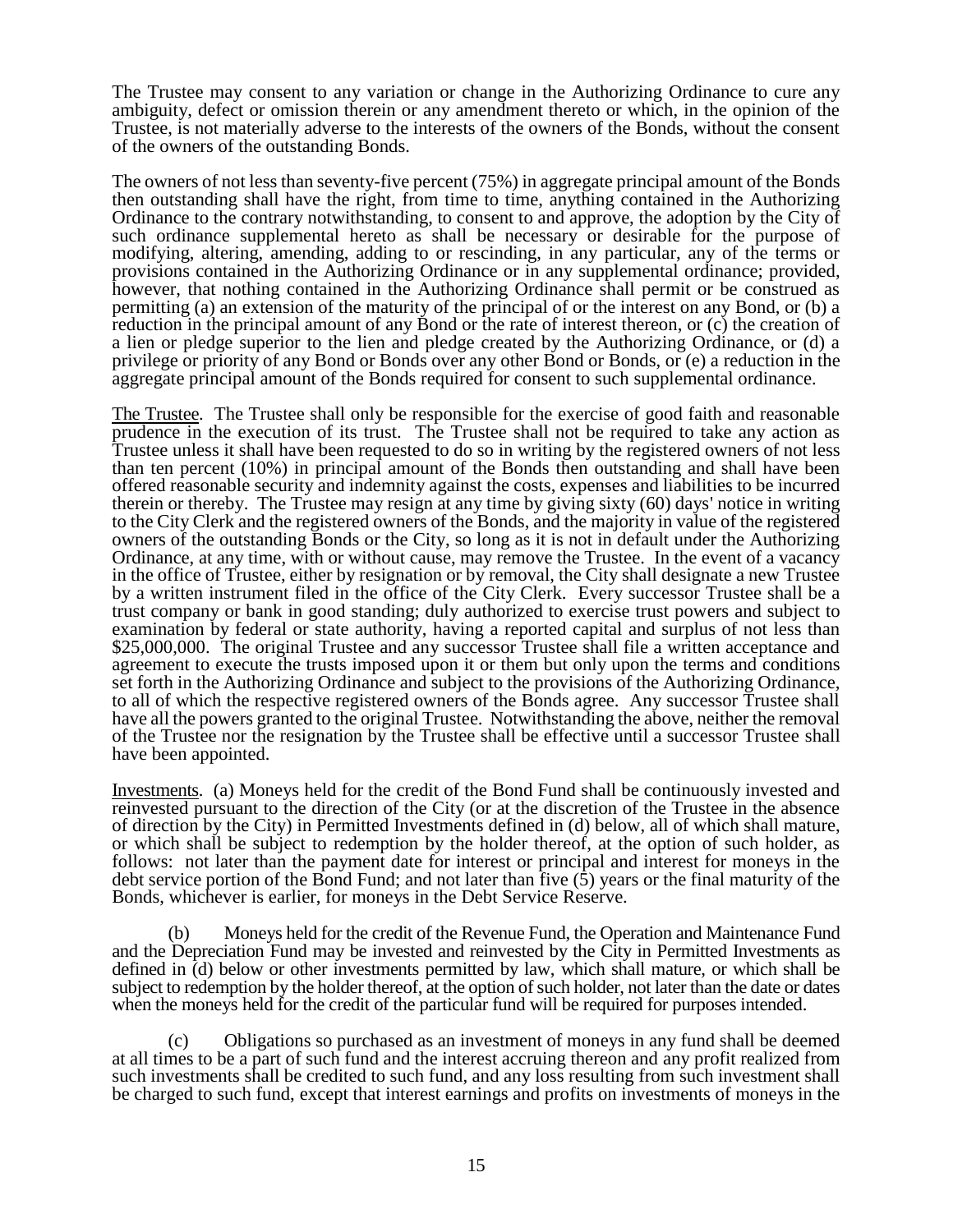The Trustee may consent to any variation or change in the Authorizing Ordinance to cure any ambiguity, defect or omission therein or any amendment thereto or which, in the opinion of the Trustee, is not materially adverse to the interests of the owners of the Bonds, without the consent of the owners of the outstanding Bonds.

The owners of not less than seventy-five percent (75%) in aggregate principal amount of the Bonds then outstanding shall have the right, from time to time, anything contained in the Authorizing Ordinance to the contrary notwithstanding, to consent to and approve, the adoption by the City of such ordinance supplemental hereto as shall be necessary or desirable for the purpose of modifying, altering, amending, adding to or rescinding, in any particular, any of the terms or provisions contained in the Authorizing Ordinance or in any supplemental ordinance; provided, however, that nothing contained in the Authorizing Ordinance shall permit or be construed as permitting (a) an extension of the maturity of the principal of or the interest on any Bond, or (b) a reduction in the principal amount of any Bond or the rate of interest thereon, or (c) the creation of a lien or pledge superior to the lien and pledge created by the Authorizing Ordinance, or (d) a privilege or priority of any Bond or Bonds over any other Bond or Bonds, or (e) a reduction in the aggregate principal amount of the Bonds required for consent to such supplemental ordinance.

The Trustee. The Trustee shall only be responsible for the exercise of good faith and reasonable prudence in the execution of its trust. The Trustee shall not be required to take any action as Trustee unless it shall have been requested to do so in writing by the registered owners of not less than ten percent (10%) in principal amount of the Bonds then outstanding and shall have been offered reasonable security and indemnity against the costs, expenses and liabilities to be incurred therein or thereby. The Trustee may resign at any time by giving sixty (60) days' notice in writing to the City Clerk and the registered owners of the Bonds, and the majority in value of the registered owners of the outstanding Bonds or the City, so long as it is not in default under the Authorizing Ordinance, at any time, with or without cause, may remove the Trustee. In the event of a vacancy in the office of Trustee, either by resignation or by removal, the City shall designate a new Trustee by a written instrument filed in the office of the City Clerk. Every successor Trustee shall be a trust company or bank in good standing; duly authorized to exercise trust powers and subject to examination by federal or state authority, having a reported capital and surplus of not less than \$25,000,000. The original Trustee and any successor Trustee shall file a written acceptance and agreement to execute the trusts imposed upon it or them but only upon the terms and conditions set forth in the Authorizing Ordinance and subject to the provisions of the Authorizing Ordinance, to all of which the respective registered owners of the Bonds agree. Any successor Trustee shall have all the powers granted to the original Trustee. Notwithstanding the above, neither the removal of the Trustee nor the resignation by the Trustee shall be effective until a successor Trustee shall have been appointed.

Investments. (a) Moneys held for the credit of the Bond Fund shall be continuously invested and reinvested pursuant to the direction of the City (or at the discretion of the Trustee in the absence of direction by the City) in Permitted Investments defined in (d) below, all of which shall mature, or which shall be subject to redemption by the holder thereof, at the option of such holder, as follows: not later than the payment date for interest or principal and interest for moneys in the debt service portion of the Bond Fund; and not later than five (5) years or the final maturity of the Bonds, whichever is earlier, for moneys in the Debt Service Reserve.

(b) Moneys held for the credit of the Revenue Fund, the Operation and Maintenance Fund and the Depreciation Fund may be invested and reinvested by the City in Permitted Investments as defined in (d) below or other investments permitted by law, which shall mature, or which shall be subject to redemption by the holder thereof, at the option of such holder, not later than the date or dates when the moneys held for the credit of the particular fund will be required for purposes intended.

(c) Obligations so purchased as an investment of moneys in any fund shall be deemed at all times to be a part of such fund and the interest accruing thereon and any profit realized from such investments shall be credited to such fund, and any loss resulting from such investment shall be charged to such fund, except that interest earnings and profits on investments of moneys in the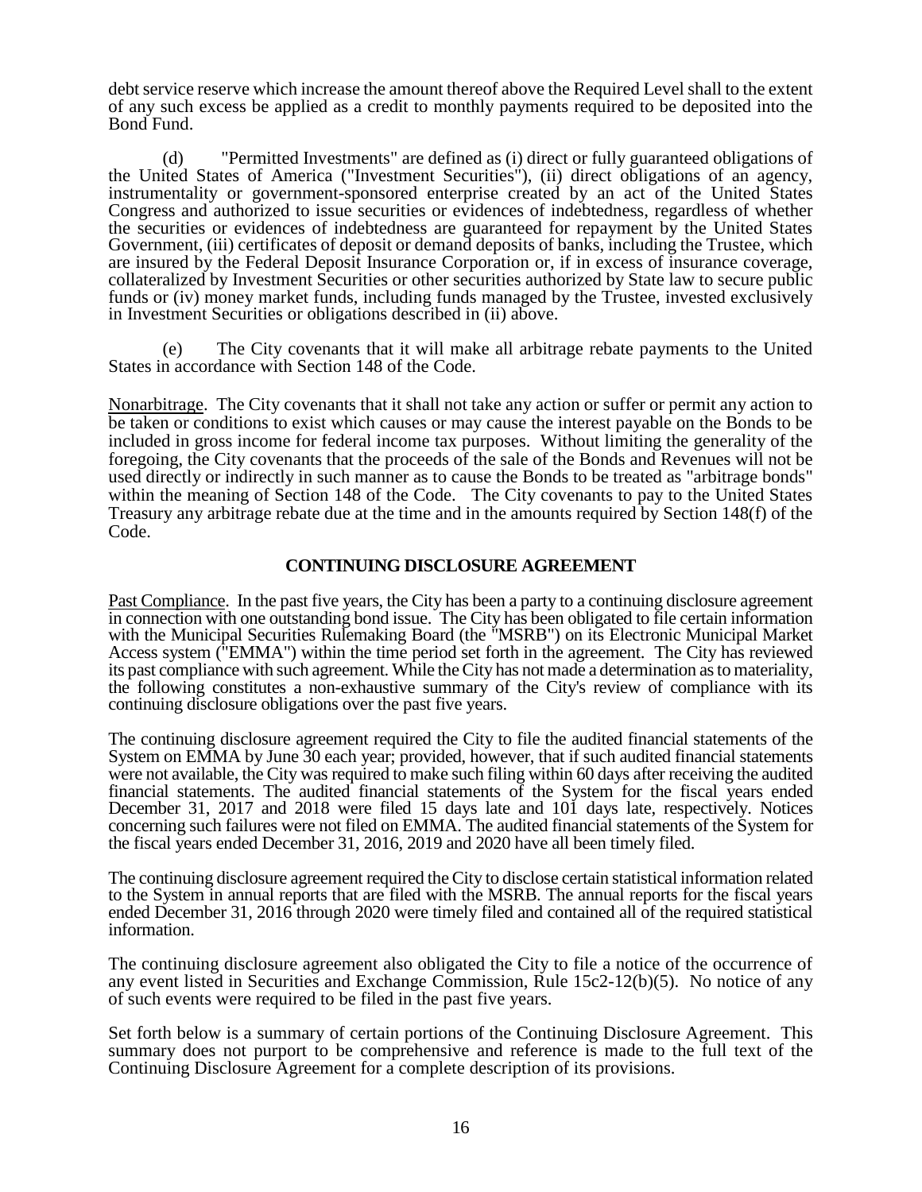debt service reserve which increase the amount thereof above the Required Level shall to the extent of any such excess be applied as a credit to monthly payments required to be deposited into the Bond Fund.

(d) "Permitted Investments" are defined as (i) direct or fully guaranteed obligations of the United States of America ("Investment Securities"), (ii) direct obligations of an agency, instrumentality or government-sponsored enterprise created by an act of the United States Congress and authorized to issue securities or evidences of indebtedness, regardless of whether the securities or evidences of indebtedness are guaranteed for repayment by the United States Government, (iii) certificates of deposit or demand deposits of banks, including the Trustee, which are insured by the Federal Deposit Insurance Corporation or, if in excess of insurance coverage, collateralized by Investment Securities or other securities authorized by State law to secure public funds or (iv) money market funds, including funds managed by the Trustee, invested exclusively in Investment Securities or obligations described in (ii) above.

(e) The City covenants that it will make all arbitrage rebate payments to the United States in accordance with Section 148 of the Code.

Nonarbitrage. The City covenants that it shall not take any action or suffer or permit any action to be taken or conditions to exist which causes or may cause the interest payable on the Bonds to be included in gross income for federal income tax purposes. Without limiting the generality of the foregoing, the City covenants that the proceeds of the sale of the Bonds and Revenues will not be used directly or indirectly in such manner as to cause the Bonds to be treated as "arbitrage bonds" within the meaning of Section 148 of the Code. The City covenants to pay to the United States Treasury any arbitrage rebate due at the time and in the amounts required by Section 148(f) of the Code.

## CONTINUING DISCLOSURE AGREEMENT

Past Compliance. In the past five years, the City has been a party to a continuing disclosure agreement in connection with one outstanding bond issue. The City has been obligated to file certain information with the Municipal Securities Rulemaking Board (the "MSRB") on its Electronic Municipal Market Access system ("EMMA") within the time period set forth in the agreement. The City has reviewed its past compliance with such agreement. While the City has not made a determination as to materiality, the following constitutes a non-exhaustive summary of the City's review of compliance with its continuing disclosure obligations over the past five years.

The continuing disclosure agreement required the City to file the audited financial statements of the System on EMMA by June 30 each year; provided, however, that if such audited financial statements were not available, the City was required to make such filing within 60 days after receiving the audited financial statements. The audited financial statements of the System for the fiscal years ended December 31, 2017 and 2018 were filed 15 days late and 101 days late, respectively. Notices concerning such failures were not filed on EMMA. The audited financial statements of the System for the fiscal years ended December 31, 2016, 2019 and 2020 have all been timely filed.

The continuing disclosure agreement required the City to disclose certain statistical information related to the System in annual reports that are filed with the MSRB. The annual reports for the fiscal years ended December 31, 2016 through 2020 were timely filed and contained all of the required statistical information.

The continuing disclosure agreement also obligated the City to file a notice of the occurrence of any event listed in Securities and Exchange Commission, Rule 15c2-12(b)(5). No notice of any of such events were required to be filed in the past five years.

Set forth below is a summary of certain portions of the Continuing Disclosure Agreement. This summary does not purport to be comprehensive and reference is made to the full text of the Continuing Disclosure Agreement for a complete description of its provisions.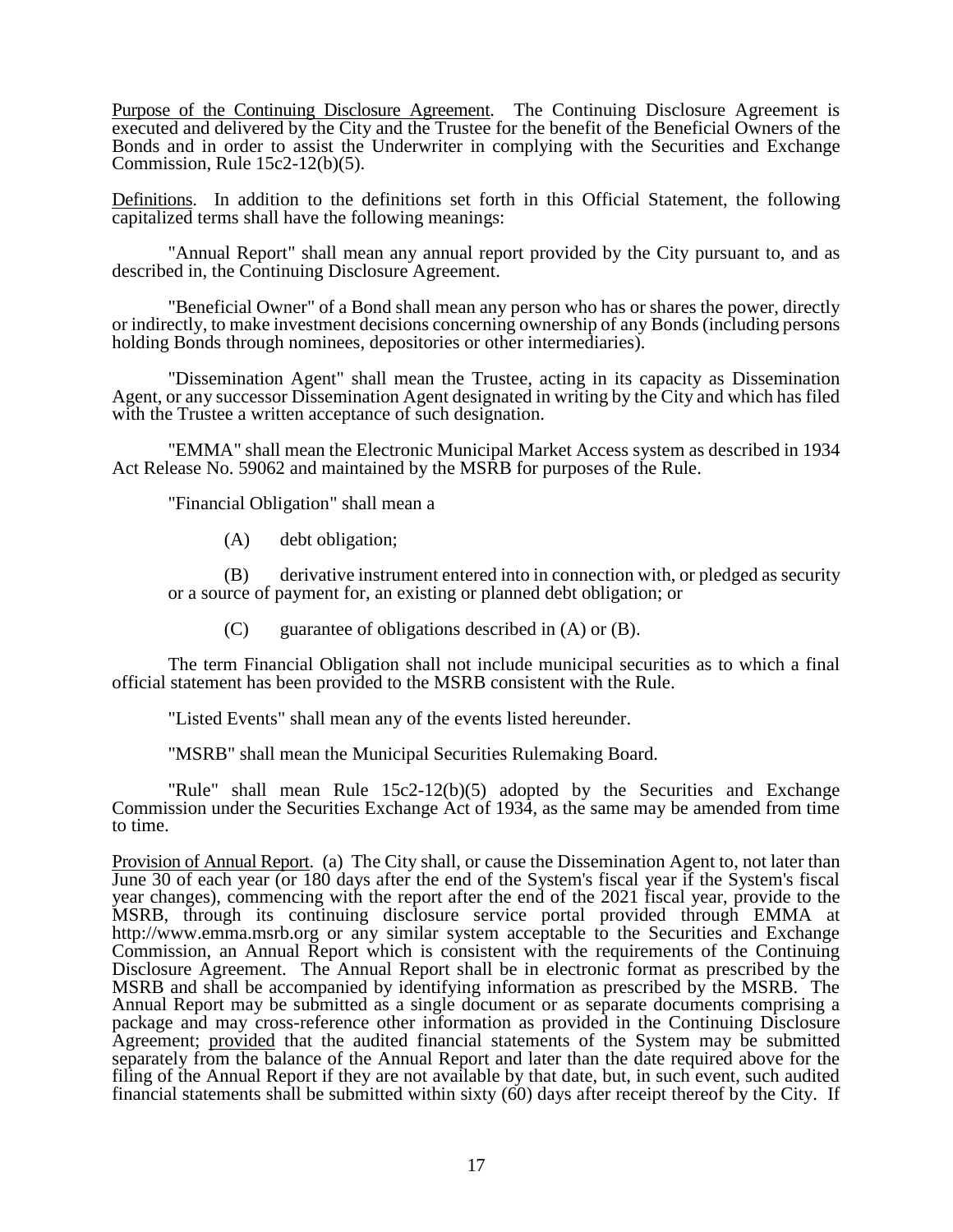Purpose of the Continuing Disclosure Agreement. The Continuing Disclosure Agreement is executed and delivered by the City and the Trustee for the benefit of the Beneficial Owners of the Bonds and in order to assist the Underwriter in complying with the Securities and Exchange Commission, Rule 15c2-12(b)(5).

Definitions. In addition to the definitions set forth in this Official Statement, the following capitalized terms shall have the following meanings:

"Annual Report" shall mean any annual report provided by the City pursuant to, and as described in, the Continuing Disclosure Agreement.

"Beneficial Owner" of a Bond shall mean any person who has or shares the power, directly or indirectly, to make investment decisions concerning ownership of any Bonds (including persons holding Bonds through nominees, depositories or other intermediaries).

"Dissemination Agent" shall mean the Trustee, acting in its capacity as Dissemination Agent, or any successor Dissemination Agent designated in writing by the City and which has filed with the Trustee a written acceptance of such designation.

"EMMA" shall mean the Electronic Municipal Market Access system as described in 1934 Act Release No. 59062 and maintained by the MSRB for purposes of the Rule.

"Financial Obligation" shall mean a

(A) debt obligation;

(B) derivative instrument entered into in connection with, or pledged as security or a source of payment for, an existing or planned debt obligation; or

(C) guarantee of obligations described in (A) or (B).

The term Financial Obligation shall not include municipal securities as to which a final official statement has been provided to the MSRB consistent with the Rule.

"Listed Events" shall mean any of the events listed hereunder.

"MSRB" shall mean the Municipal Securities Rulemaking Board.

"Rule" shall mean Rule 15c2-12(b)(5) adopted by the Securities and Exchange Commission under the Securities Exchange Act of 1934, as the same may be amended from time to time.

Provision of Annual Report. (a) The City shall, or cause the Dissemination Agent to, not later than June 30 of each year (or 180 days after the end of the System's fiscal year if the System's fiscal year changes), commencing with the report after the end of the 2021 fiscal year, provide to the MSRB, through its continuing disclosure service portal provided through EMMA at http://www.emma.msrb.org or any similar system acceptable to the Securities and Exchange Commission, an Annual Report which is consistent with the requirements of the Continuing Disclosure Agreement. The Annual Report shall be in electronic format as prescribed by the MSRB and shall be accompanied by identifying information as prescribed by the MSRB. The Annual Report may be submitted as a single document or as separate documents comprising a package and may cross-reference other information as provided in the Continuing Disclosure Agreement; provided that the audited financial statements of the System may be submitted separately from the balance of the Annual Report and later than the date required above for the filing of the Annual Report if they are not available by that date, but, in such event, such audited financial statements shall be submitted within sixty (60) days after receipt thereof by the City. If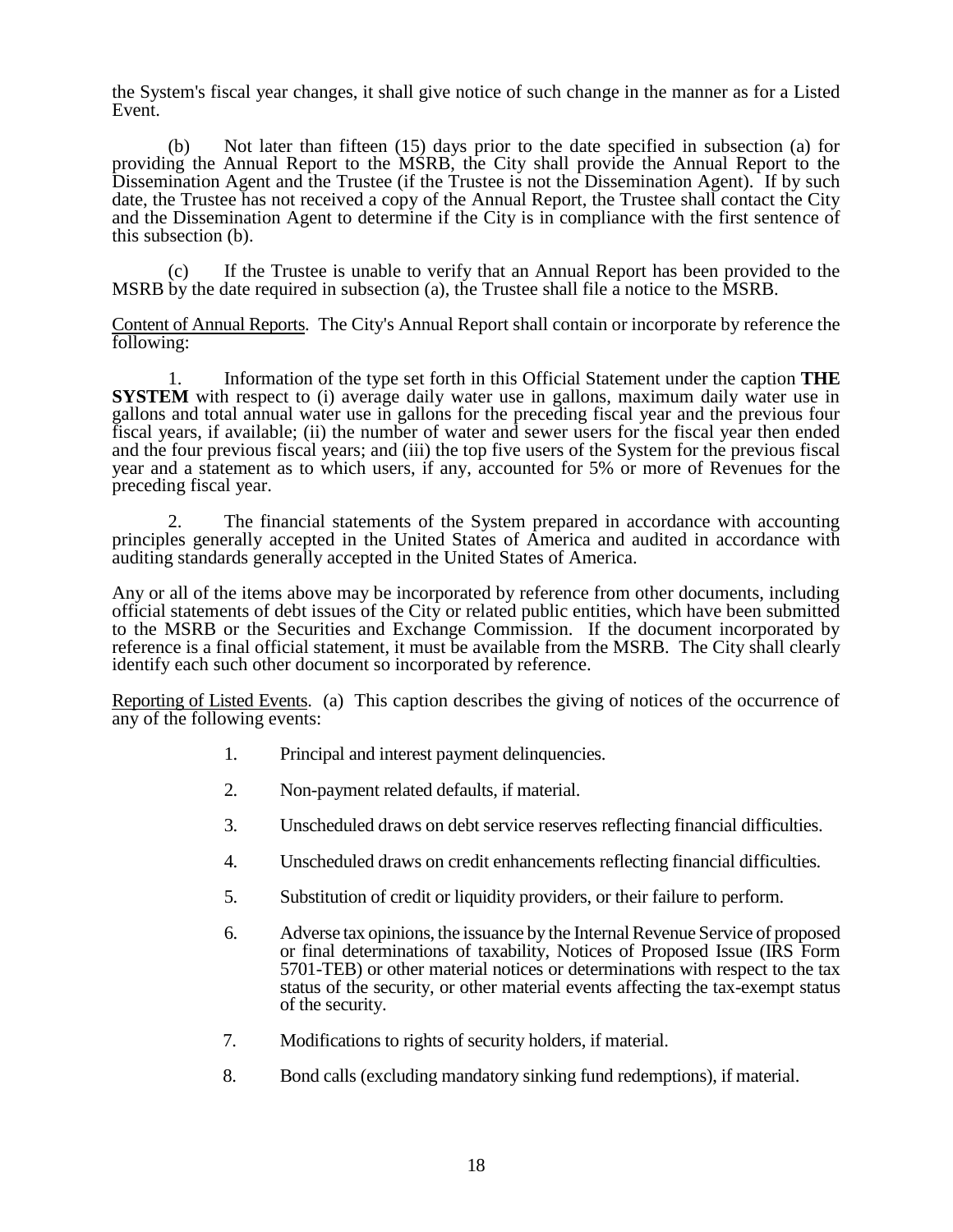the System's fiscal year changes, it shall give notice of such change in the manner as for a Listed Event.

(b) Not later than fifteen (15) days prior to the date specified in subsection (a) for providing the Annual Report to the MSRB, the City shall provide the Annual Report to the Dissemination Agent and the Trustee (if the Trustee is not the Dissemination Agent). If by such date, the Trustee has not received a copy of the Annual Report, the Trustee shall contact the City and the Dissemination Agent to determine if the City is in compliance with the first sentence of this subsection (b).

(c) If the Trustee is unable to verify that an Annual Report has been provided to the MSRB by the date required in subsection (a), the Trustee shall file a notice to the MSRB.

Content of Annual Reports. The City's Annual Report shall contain or incorporate by reference the following:

1. Information of the type set forth in this Official Statement under the caption **THE SYSTEM** with respect to (i) average daily water use in gallons, maximum daily water use in gallons and total annual water use in gallons for the preceding fiscal year and the previous four fiscal years, if available; (ii) the number of water and sewer users for the fiscal year then ended and the four previous fiscal years; and (iii) the top five users of the System for the previous fiscal year and a statement as to which users, if any, accounted for 5% or more of Revenues for the preceding fiscal year.

2. The financial statements of the System prepared in accordance with accounting principles generally accepted in the United States of America and audited in accordance with auditing standards generally accepted in the United States of America.

Any or all of the items above may be incorporated by reference from other documents, including official statements of debt issues of the City or related public entities, which have been submitted to the MSRB or the Securities and Exchange Commission. If the document incorporated by reference is a final official statement, it must be available from the MSRB. The City shall clearly identify each such other document so incorporated by reference.

Reporting of Listed Events. (a) This caption describes the giving of notices of the occurrence of any of the following events:

1. Principal and interest payment delinquencies.
2. Non-payment related defaults, if material.
3. Unscheduled draws on debt service reserves reflecting financial difficulties.
4. Unscheduled draws on credit enhancements reflecting financial difficulties.
5. Substitution of credit or liquidity providers, or their failure to perform.
6. Adverse tax opinions, the issuance by the Internal Revenue Service of proposed or final determinations of taxability, Notices of Proposed Issue (IRS Form 5701-TEB) or other material notices or determinations with respect to the tax status of the security, or other material events affecting the tax-exempt status of the security.
7. Modifications to rights of security holders, if material.
8. Bond calls (excluding mandatory sinking fund redemptions), if material.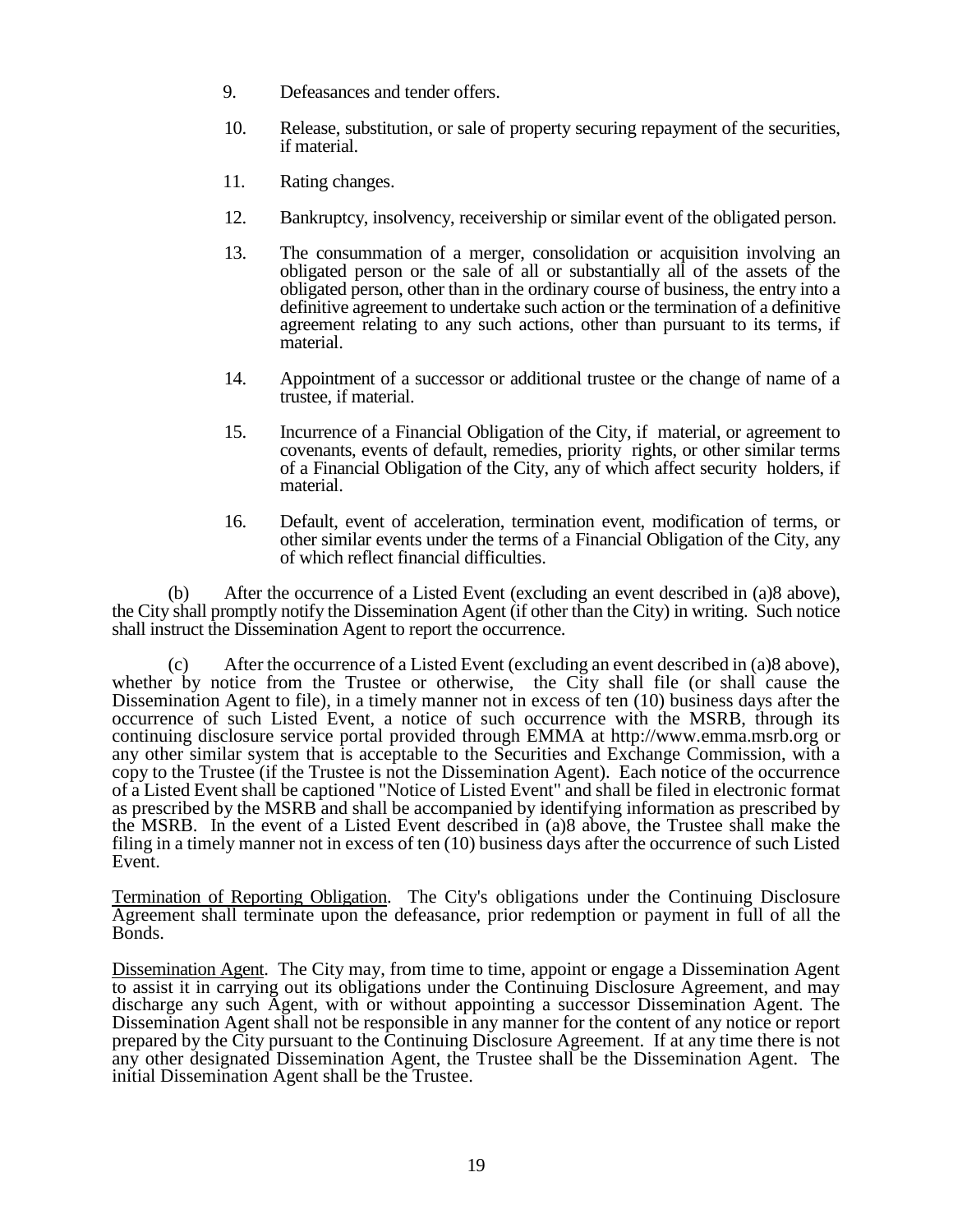9. Defeasances and tender offers.

10. Release, substitution, or sale of property securing repayment of the securities, if material.

11. Rating changes.

12. Bankruptcy, insolvency, receivership or similar event of the obligated person.

13. The consummation of a merger, consolidation or acquisition involving an obligated person or the sale of all or substantially all of the assets of the obligated person, other than in the ordinary course of business, the entry into a definitive agreement to undertake such action or the termination of a definitive agreement relating to any such actions, other than pursuant to its terms, if material.

14. Appointment of a successor or additional trustee or the change of name of a trustee, if material.

15. Incurrence of a Financial Obligation of the City, if material, or agreement to covenants, events of default, remedies, priority rights, or other similar terms of a Financial Obligation of the City, any of which affect security holders, if material.

16. Default, event of acceleration, termination event, modification of terms, or other similar events under the terms of a Financial Obligation of the City, any of which reflect financial difficulties.

(b) After the occurrence of a Listed Event (excluding an event described in (a)8 above), the City shall promptly notify the Dissemination Agent (if other than the City) in writing. Such notice shall instruct the Dissemination Agent to report the occurrence.

(c) After the occurrence of a Listed Event (excluding an event described in (a)8 above), whether by notice from the Trustee or otherwise, the City shall file (or shall cause the Dissemination Agent to file), in a timely manner not in excess of ten (10) business days after the occurrence of such Listed Event, a notice of such occurrence with the MSRB, through its continuing disclosure service portal provided through EMMA at http://www.emma.msrb.org or any other similar system that is acceptable to the Securities and Exchange Commission, with a copy to the Trustee (if the Trustee is not the Dissemination Agent). Each notice of the occurrence of a Listed Event shall be captioned "Notice of Listed Event" and shall be filed in electronic format as prescribed by the MSRB and shall be accompanied by identifying information as prescribed by the MSRB. In the event of a Listed Event described in (a)8 above, the Trustee shall make the filing in a timely manner not in excess of ten (10) business days after the occurrence of such Listed Event.

Termination of Reporting Obligation. The City's obligations under the Continuing Disclosure Agreement shall terminate upon the defeasance, prior redemption or payment in full of all the Bonds.

Dissemination Agent. The City may, from time to time, appoint or engage a Dissemination Agent to assist it in carrying out its obligations under the Continuing Disclosure Agreement, and may discharge any such Agent, with or without appointing a successor Dissemination Agent. The Dissemination Agent shall not be responsible in any manner for the content of any notice or report prepared by the City pursuant to the Continuing Disclosure Agreement. If at any time there is not any other designated Dissemination Agent, the Trustee shall be the Dissemination Agent. The initial Dissemination Agent shall be the Trustee.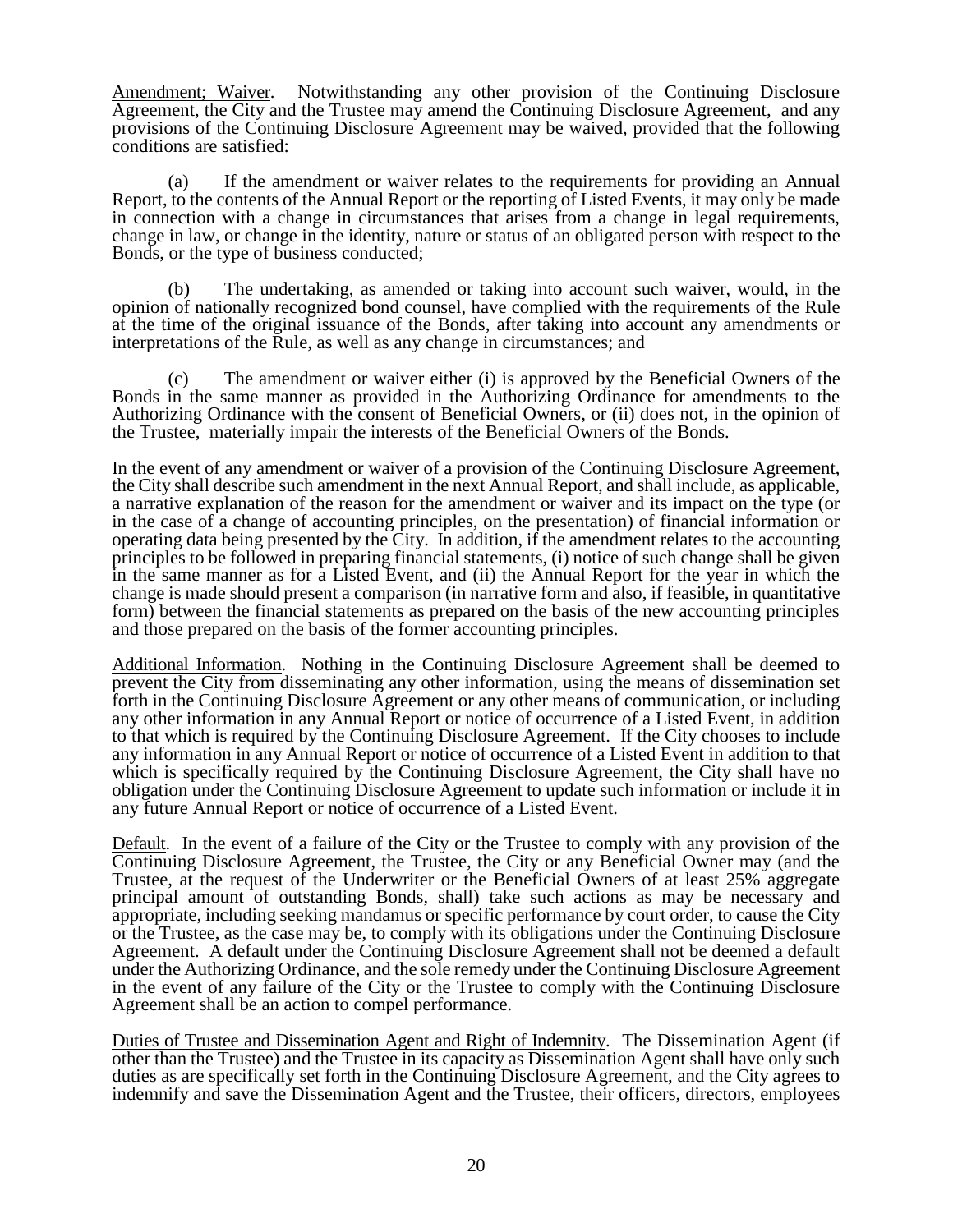Amendment; Waiver. Notwithstanding any other provision of the Continuing Disclosure Agreement, the City and the Trustee may amend the Continuing Disclosure Agreement, and any provisions of the Continuing Disclosure Agreement may be waived, provided that the following conditions are satisfied:

(a) If the amendment or waiver relates to the requirements for providing an Annual Report, to the contents of the Annual Report or the reporting of Listed Events, it may only be made in connection with a change in circumstances that arises from a change in legal requirements, change in law, or change in the identity, nature or status of an obligated person with respect to the Bonds, or the type of business conducted;

(b) The undertaking, as amended or taking into account such waiver, would, in the opinion of nationally recognized bond counsel, have complied with the requirements of the Rule at the time of the original issuance of the Bonds, after taking into account any amendments or interpretations of the Rule, as well as any change in circumstances; and

(c) The amendment or waiver either (i) is approved by the Beneficial Owners of the Bonds in the same manner as provided in the Authorizing Ordinance for amendments to the Authorizing Ordinance with the consent of Beneficial Owners, or (ii) does not, in the opinion of the Trustee, materially impair the interests of the Beneficial Owners of the Bonds.

In the event of any amendment or waiver of a provision of the Continuing Disclosure Agreement, the City shall describe such amendment in the next Annual Report, and shall include, as applicable, a narrative explanation of the reason for the amendment or waiver and its impact on the type (or in the case of a change of accounting principles, on the presentation) of financial information or operating data being presented by the City. In addition, if the amendment relates to the accounting principles to be followed in preparing financial statements, (i) notice of such change shall be given in the same manner as for a Listed Event, and (ii) the Annual Report for the year in which the change is made should present a comparison (in narrative form and also, if feasible, in quantitative form) between the financial statements as prepared on the basis of the new accounting principles and those prepared on the basis of the former accounting principles.

Additional Information. Nothing in the Continuing Disclosure Agreement shall be deemed to prevent the City from disseminating any other information, using the means of dissemination set forth in the Continuing Disclosure Agreement or any other means of communication, or including any other information in any Annual Report or notice of occurrence of a Listed Event, in addition to that which is required by the Continuing Disclosure Agreement. If the City chooses to include any information in any Annual Report or notice of occurrence of a Listed Event in addition to that which is specifically required by the Continuing Disclosure Agreement, the City shall have no obligation under the Continuing Disclosure Agreement to update such information or include it in any future Annual Report or notice of occurrence of a Listed Event.

Default. In the event of a failure of the City or the Trustee to comply with any provision of the Continuing Disclosure Agreement, the Trustee, the City or any Beneficial Owner may (and the Trustee, at the request of the Underwriter or the Beneficial Owners of at least 25% aggregate principal amount of outstanding Bonds, shall) take such actions as may be necessary and appropriate, including seeking mandamus or specific performance by court order, to cause the City or the Trustee, as the case may be, to comply with its obligations under the Continuing Disclosure Agreement. A default under the Continuing Disclosure Agreement shall not be deemed a default under the Authorizing Ordinance, and the sole remedy under the Continuing Disclosure Agreement in the event of any failure of the City or the Trustee to comply with the Continuing Disclosure Agreement shall be an action to compel performance.

Duties of Trustee and Dissemination Agent and Right of Indemnity. The Dissemination Agent (if other than the Trustee) and the Trustee in its capacity as Dissemination Agent shall have only such duties as are specifically set forth in the Continuing Disclosure Agreement, and the City agrees to indemnify and save the Dissemination Agent and the Trustee, their officers, directors, employees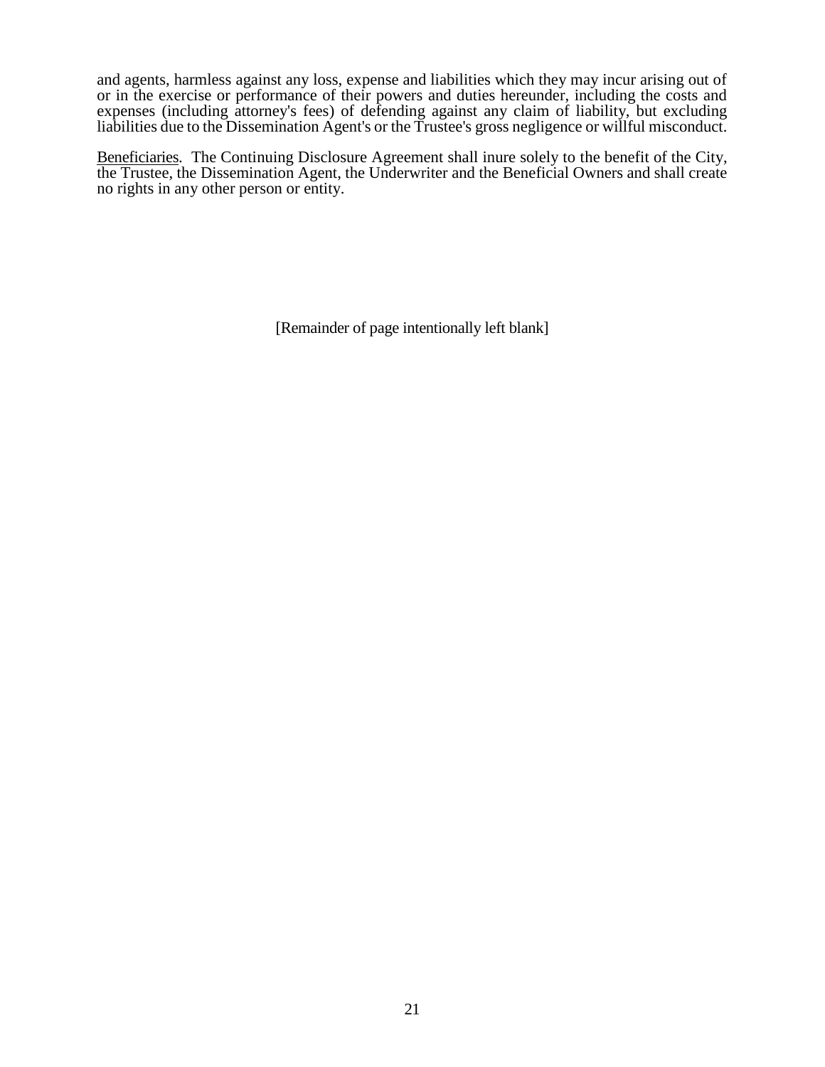and agents, harmless against any loss, expense and liabilities which they may incur arising out of or in the exercise or performance of their powers and duties hereunder, including the costs and expenses (including attorney's fees) of defending against any claim of liability, but excluding liabilities due to the Dissemination Agent's or the Trustee's gross negligence or willful misconduct.

<u>Beneficiaries</u>. The Continuing Disclosure Agreement shall inure solely to the benefit of the City, the Trustee, the Dissemination Agent, the Underwriter and the Beneficial Owners and shall create no rights in any other person or entity.

[Remainder of page intentionally left blank]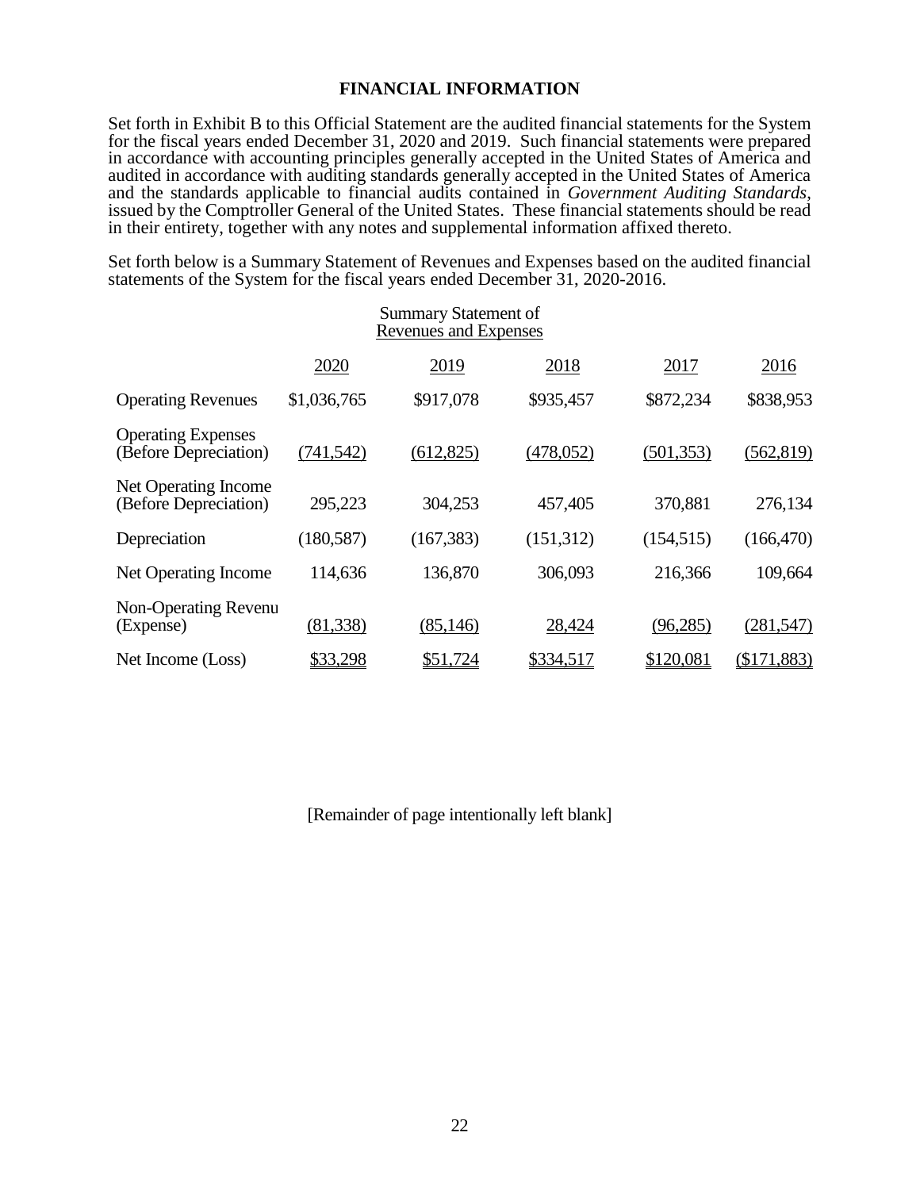## FINANCIAL INFORMATION

Set forth in Exhibit B to this Official Statement are the audited financial statements for the System for the fiscal years ended December 31, 2020 and 2019. Such financial statements were prepared in accordance with accounting principles generally accepted in the United States of America and audited in accordance with auditing standards generally accepted in the United States of America and the standards applicable to financial audits contained in *Government Auditing Standards*, issued by the Comptroller General of the United States. These financial statements should be read in their entirety, together with any notes and supplemental information affixed thereto.

Set forth below is a Summary Statement of Revenues and Expenses based on the audited financial statements of the System for the fiscal years ended December 31, 2020-2016.

Summary Statement of
Revenues and Expenses

| | 2020 | 2019 | 2018 | 2017 | 2016 |
|---|---|---|---|---|---|
| Operating Revenues | $1,036,765 | $917,078 | $935,457 | $872,234 | $838,953 |
| Operating Expenses (Before Depreciation) | (741,542) | (612,825) | (478,052) | (501,353) | (562,819) |
| Net Operating Income (Before Depreciation) | 295,223 | 304,253 | 457,405 | 370,881 | 276,134 |
| Depreciation | (180,587) | (167,383) | (151,312) | (154,515) | (166,470) |
| Net Operating Income | 114,636 | 136,870 | 306,093 | 216,366 | 109,664 |
| Non-Operating Revenu (Expense) | (81,338) | (85,146) | 28,424 | (96,285) | (281,547) |
| Net Income (Loss) | $33,298 | $51,724 | $334,517 | $120,081 | ($171,883) |

[Remainder of page intentionally left blank]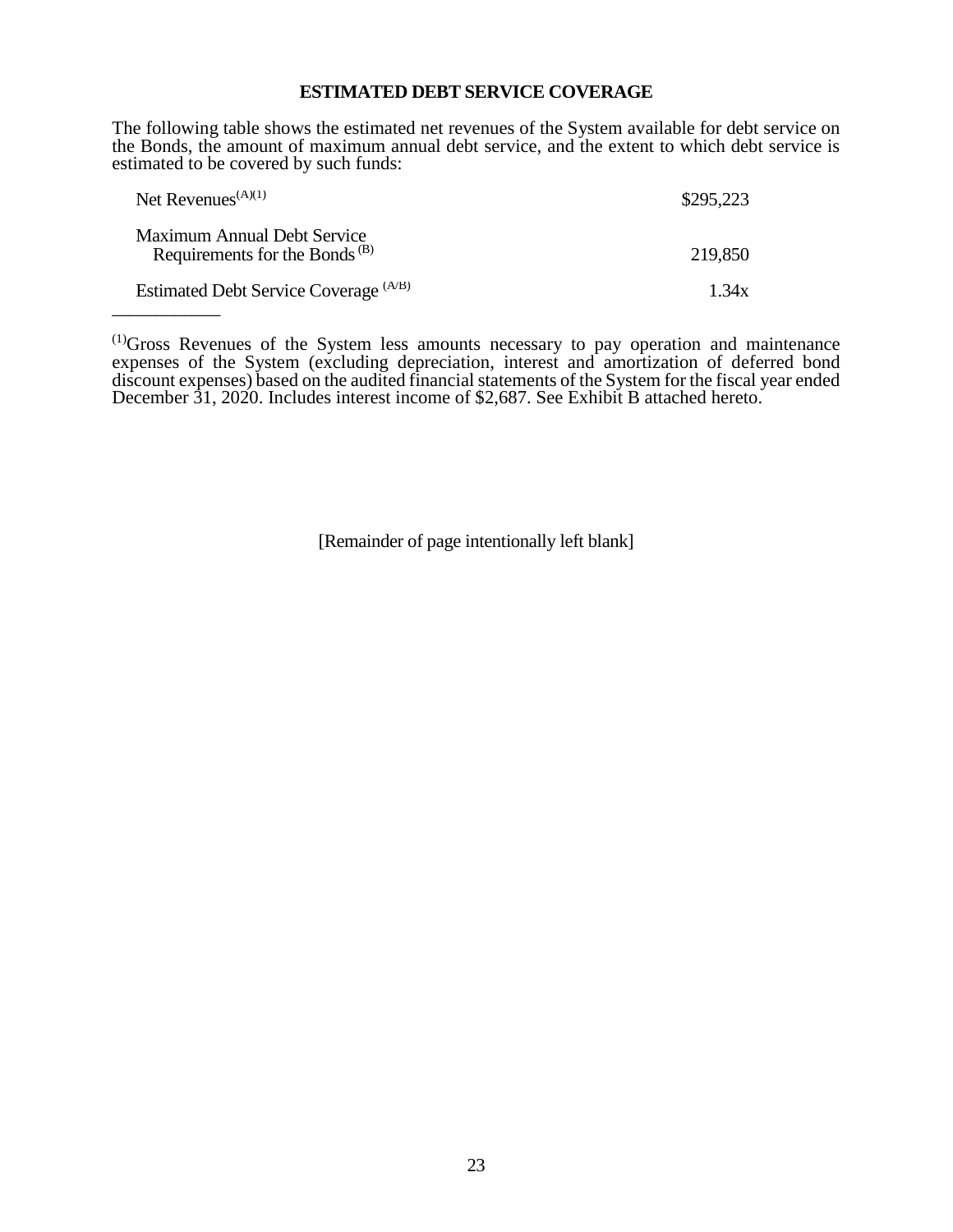## ESTIMATED DEBT SERVICE COVERAGE

The following table shows the estimated net revenues of the System available for debt service on the Bonds, the amount of maximum annual debt service, and the extent to which debt service is estimated to be covered by such funds:

| | |
|---|---|
| Net Revenues[(A)(1)] | $295,223 |
| Maximum Annual Debt Service Requirements for the Bonds [(B)] | 219,850 |
| Estimated Debt Service Coverage [(A/B)] | 1.34x |

---

[(1)]Gross Revenues of the System less amounts necessary to pay operation and maintenance expenses of the System (excluding depreciation, interest and amortization of deferred bond discount expenses) based on the audited financial statements of the System for the fiscal year ended December 31, 2020. Includes interest income of $2,687. See Exhibit B attached hereto.

[Remainder of page intentionally left blank]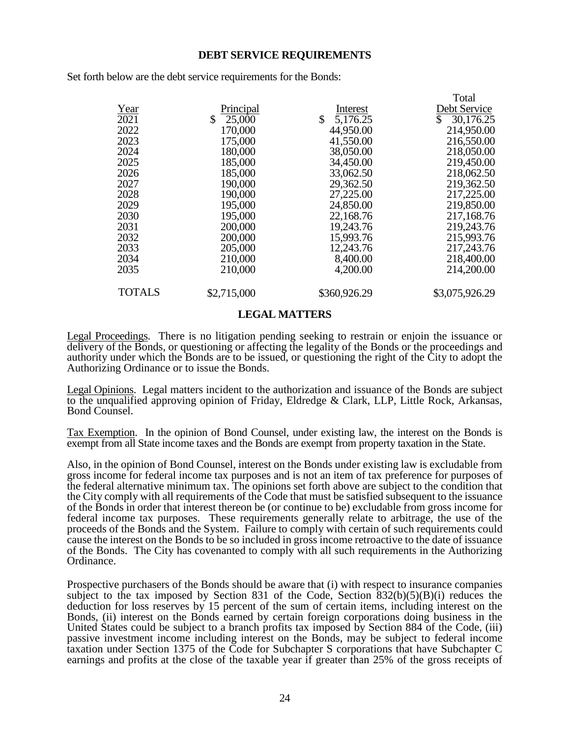## DEBT SERVICE REQUIREMENTS

Set forth below are the debt service requirements for the Bonds:

| Year | Principal | Interest | Total Debt Service |
|---|---|---|---|
| 2021 | $ 25,000 | $ 5,176.25 | $ 30,176.25 |
| 2022 | 170,000 | 44,950.00 | 214,950.00 |
| 2023 | 175,000 | 41,550.00 | 216,550.00 |
| 2024 | 180,000 | 38,050.00 | 218,050.00 |
| 2025 | 185,000 | 34,450.00 | 219,450.00 |
| 2026 | 185,000 | 33,062.50 | 218,062.50 |
| 2027 | 190,000 | 29,362.50 | 219,362.50 |
| 2028 | 190,000 | 27,225.00 | 217,225.00 |
| 2029 | 195,000 | 24,850.00 | 219,850.00 |
| 2030 | 195,000 | 22,168.76 | 217,168.76 |
| 2031 | 200,000 | 19,243.76 | 219,243.76 |
| 2032 | 200,000 | 15,993.76 | 215,993.76 |
| 2033 | 205,000 | 12,243.76 | 217,243.76 |
| 2034 | 210,000 | 8,400.00 | 218,400.00 |
| 2035 | 210,000 | 4,200.00 | 214,200.00 |
| TOTALS | $2,715,000 | $360,926.29 | $3,075,926.29 |

## LEGAL MATTERS

Legal Proceedings. There is no litigation pending seeking to restrain or enjoin the issuance or delivery of the Bonds, or questioning or affecting the legality of the Bonds or the proceedings and authority under which the Bonds are to be issued, or questioning the right of the City to adopt the Authorizing Ordinance or to issue the Bonds.

Legal Opinions. Legal matters incident to the authorization and issuance of the Bonds are subject to the unqualified approving opinion of Friday, Eldredge & Clark, LLP, Little Rock, Arkansas, Bond Counsel.

Tax Exemption. In the opinion of Bond Counsel, under existing law, the interest on the Bonds is exempt from all State income taxes and the Bonds are exempt from property taxation in the State.

Also, in the opinion of Bond Counsel, interest on the Bonds under existing law is excludable from gross income for federal income tax purposes and is not an item of tax preference for purposes of the federal alternative minimum tax. The opinions set forth above are subject to the condition that the City comply with all requirements of the Code that must be satisfied subsequent to the issuance of the Bonds in order that interest thereon be (or continue to be) excludable from gross income for federal income tax purposes. These requirements generally relate to arbitrage, the use of the proceeds of the Bonds and the System. Failure to comply with certain of such requirements could cause the interest on the Bonds to be so included in gross income retroactive to the date of issuance of the Bonds. The City has covenanted to comply with all such requirements in the Authorizing Ordinance.

Prospective purchasers of the Bonds should be aware that (i) with respect to insurance companies subject to the tax imposed by Section 831 of the Code, Section 832(b)(5)(B)(i) reduces the deduction for loss reserves by 15 percent of the sum of certain items, including interest on the Bonds, (ii) interest on the Bonds earned by certain foreign corporations doing business in the United States could be subject to a branch profits tax imposed by Section 884 of the Code, (iii) passive investment income including interest on the Bonds, may be subject to federal income taxation under Section 1375 of the Code for Subchapter S corporations that have Subchapter C earnings and profits at the close of the taxable year if greater than 25% of the gross receipts of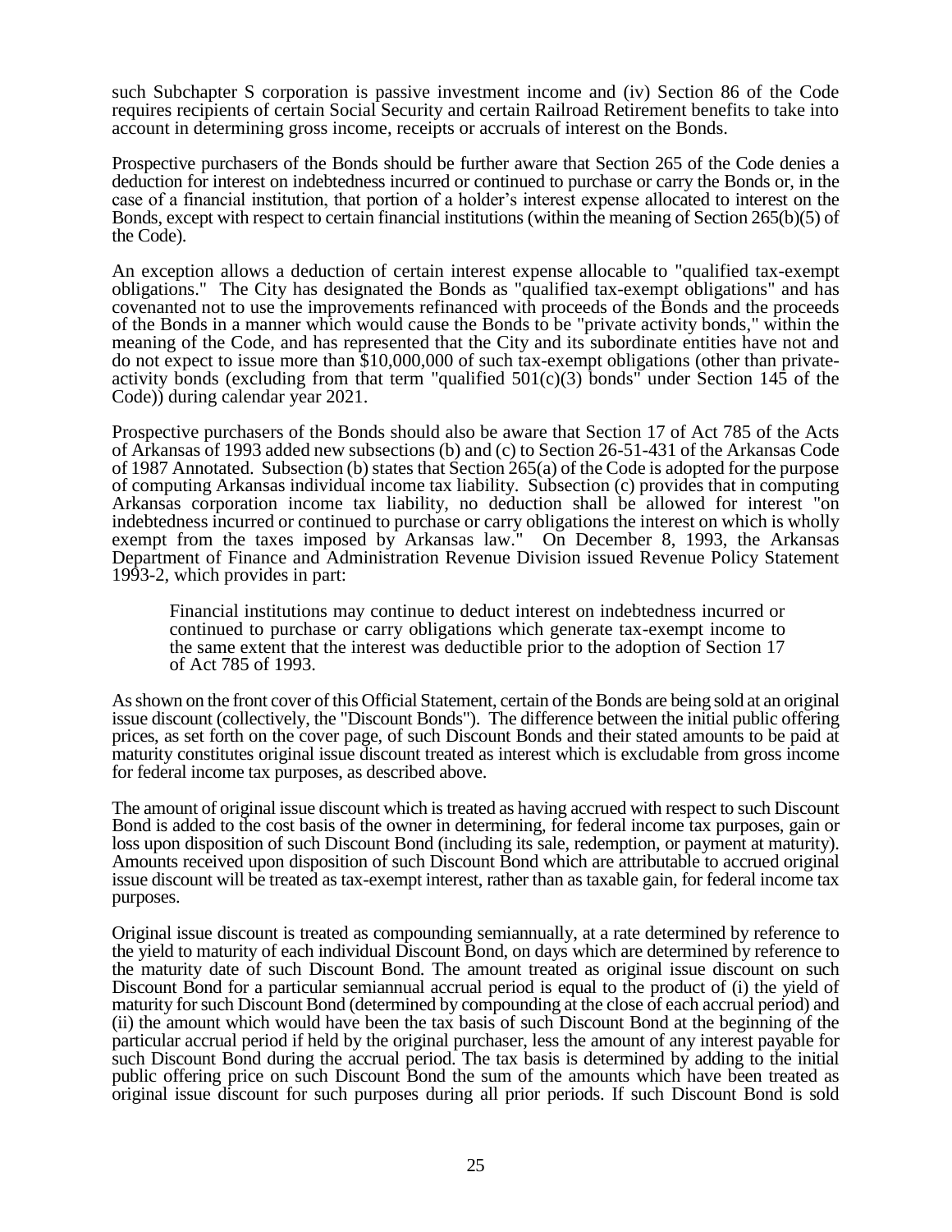such Subchapter S corporation is passive investment income and (iv) Section 86 of the Code requires recipients of certain Social Security and certain Railroad Retirement benefits to take into account in determining gross income, receipts or accruals of interest on the Bonds.

Prospective purchasers of the Bonds should be further aware that Section 265 of the Code denies a deduction for interest on indebtedness incurred or continued to purchase or carry the Bonds or, in the case of a financial institution, that portion of a holder's interest expense allocated to interest on the Bonds, except with respect to certain financial institutions (within the meaning of Section 265(b)(5) of the Code).

An exception allows a deduction of certain interest expense allocable to "qualified tax-exempt obligations." The City has designated the Bonds as "qualified tax-exempt obligations" and has covenanted not to use the improvements refinanced with proceeds of the Bonds and the proceeds of the Bonds in a manner which would cause the Bonds to be "private activity bonds," within the meaning of the Code, and has represented that the City and its subordinate entities have not and do not expect to issue more than $10,000,000 of such tax-exempt obligations (other than private-activity bonds (excluding from that term "qualified 501(c)(3) bonds" under Section 145 of the Code)) during calendar year 2021.

Prospective purchasers of the Bonds should also be aware that Section 17 of Act 785 of the Acts of Arkansas of 1993 added new subsections (b) and (c) to Section 26-51-431 of the Arkansas Code of 1987 Annotated. Subsection (b) states that Section 265(a) of the Code is adopted for the purpose of computing Arkansas individual income tax liability. Subsection (c) provides that in computing Arkansas corporation income tax liability, no deduction shall be allowed for interest "on indebtedness incurred or continued to purchase or carry obligations the interest on which is wholly exempt from the taxes imposed by Arkansas law." On December 8, 1993, the Arkansas Department of Finance and Administration Revenue Division issued Revenue Policy Statement 1993-2, which provides in part:

> Financial institutions may continue to deduct interest on indebtedness incurred or continued to purchase or carry obligations which generate tax-exempt income to the same extent that the interest was deductible prior to the adoption of Section 17 of Act 785 of 1993.

As shown on the front cover of this Official Statement, certain of the Bonds are being sold at an original issue discount (collectively, the "Discount Bonds"). The difference between the initial public offering prices, as set forth on the cover page, of such Discount Bonds and their stated amounts to be paid at maturity constitutes original issue discount treated as interest which is excludable from gross income for federal income tax purposes, as described above.

The amount of original issue discount which is treated as having accrued with respect to such Discount Bond is added to the cost basis of the owner in determining, for federal income tax purposes, gain or loss upon disposition of such Discount Bond (including its sale, redemption, or payment at maturity). Amounts received upon disposition of such Discount Bond which are attributable to accrued original issue discount will be treated as tax-exempt interest, rather than as taxable gain, for federal income tax purposes.

Original issue discount is treated as compounding semiannually, at a rate determined by reference to the yield to maturity of each individual Discount Bond, on days which are determined by reference to the maturity date of such Discount Bond. The amount treated as original issue discount on such Discount Bond for a particular semiannual accrual period is equal to the product of (i) the yield of maturity for such Discount Bond (determined by compounding at the close of each accrual period) and (ii) the amount which would have been the tax basis of such Discount Bond at the beginning of the particular accrual period if held by the original purchaser, less the amount of any interest payable for such Discount Bond during the accrual period. The tax basis is determined by adding to the initial public offering price on such Discount Bond the sum of the amounts which have been treated as original issue discount for such purposes during all prior periods. If such Discount Bond is sold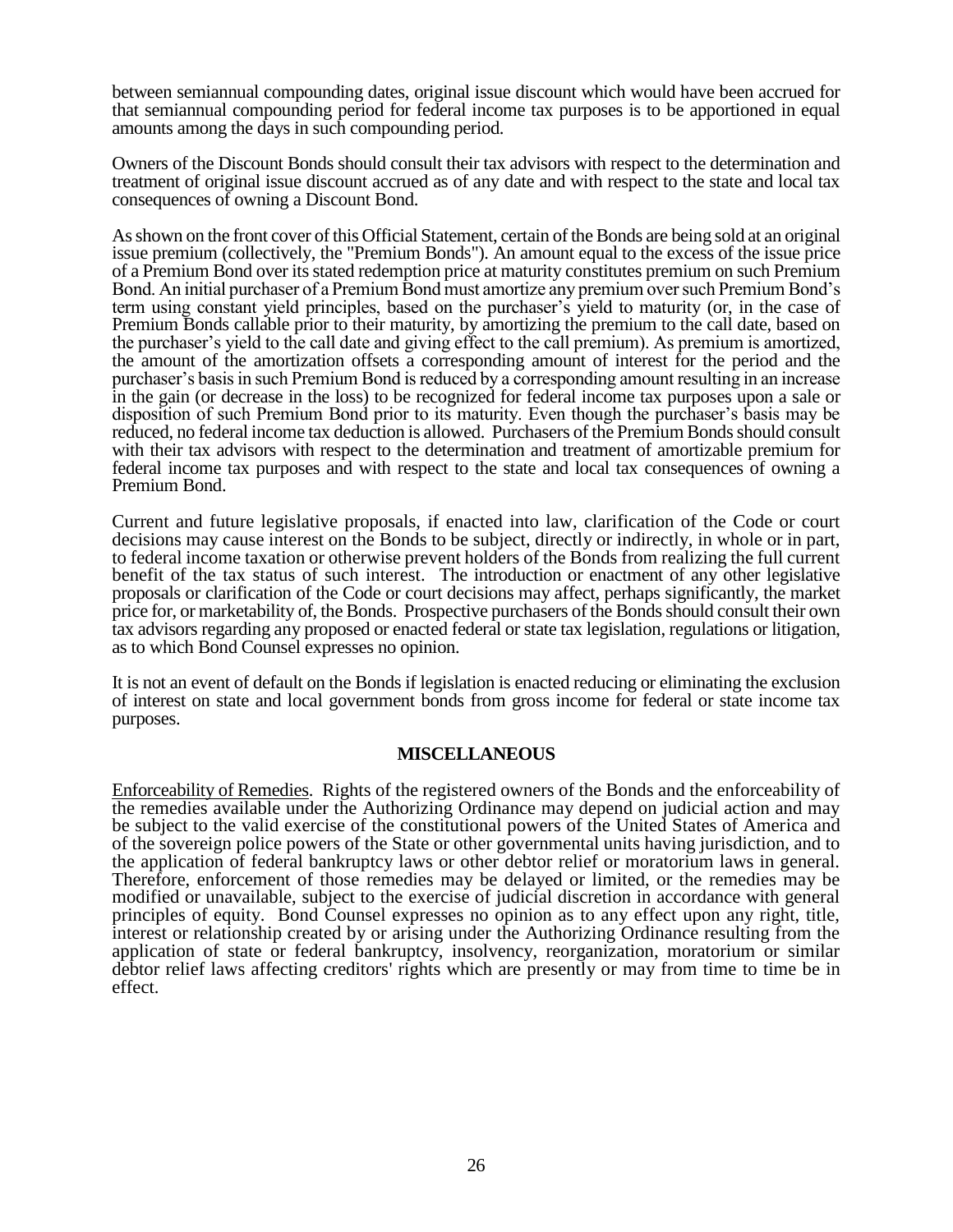between semiannual compounding dates, original issue discount which would have been accrued for that semiannual compounding period for federal income tax purposes is to be apportioned in equal amounts among the days in such compounding period.

Owners of the Discount Bonds should consult their tax advisors with respect to the determination and treatment of original issue discount accrued as of any date and with respect to the state and local tax consequences of owning a Discount Bond.

As shown on the front cover of this Official Statement, certain of the Bonds are being sold at an original issue premium (collectively, the "Premium Bonds"). An amount equal to the excess of the issue price of a Premium Bond over its stated redemption price at maturity constitutes premium on such Premium Bond. An initial purchaser of a Premium Bond must amortize any premium over such Premium Bond's term using constant yield principles, based on the purchaser's yield to maturity (or, in the case of Premium Bonds callable prior to their maturity, by amortizing the premium to the call date, based on the purchaser's yield to the call date and giving effect to the call premium). As premium is amortized, the amount of the amortization offsets a corresponding amount of interest for the period and the purchaser's basis in such Premium Bond is reduced by a corresponding amount resulting in an increase in the gain (or decrease in the loss) to be recognized for federal income tax purposes upon a sale or disposition of such Premium Bond prior to its maturity. Even though the purchaser's basis may be reduced, no federal income tax deduction is allowed. Purchasers of the Premium Bonds should consult with their tax advisors with respect to the determination and treatment of amortizable premium for federal income tax purposes and with respect to the state and local tax consequences of owning a Premium Bond.

Current and future legislative proposals, if enacted into law, clarification of the Code or court decisions may cause interest on the Bonds to be subject, directly or indirectly, in whole or in part, to federal income taxation or otherwise prevent holders of the Bonds from realizing the full current benefit of the tax status of such interest. The introduction or enactment of any other legislative proposals or clarification of the Code or court decisions may affect, perhaps significantly, the market price for, or marketability of, the Bonds. Prospective purchasers of the Bonds should consult their own tax advisors regarding any proposed or enacted federal or state tax legislation, regulations or litigation, as to which Bond Counsel expresses no opinion.

It is not an event of default on the Bonds if legislation is enacted reducing or eliminating the exclusion of interest on state and local government bonds from gross income for federal or state income tax purposes.

## MISCELLANEOUS

Enforceability of Remedies. Rights of the registered owners of the Bonds and the enforceability of the remedies available under the Authorizing Ordinance may depend on judicial action and may be subject to the valid exercise of the constitutional powers of the United States of America and of the sovereign police powers of the State or other governmental units having jurisdiction, and to the application of federal bankruptcy laws or other debtor relief or moratorium laws in general. Therefore, enforcement of those remedies may be delayed or limited, or the remedies may be modified or unavailable, subject to the exercise of judicial discretion in accordance with general principles of equity. Bond Counsel expresses no opinion as to any effect upon any right, title, interest or relationship created by or arising under the Authorizing Ordinance resulting from the application of state or federal bankruptcy, insolvency, reorganization, moratorium or similar debtor relief laws affecting creditors' rights which are presently or may from time to time be in effect.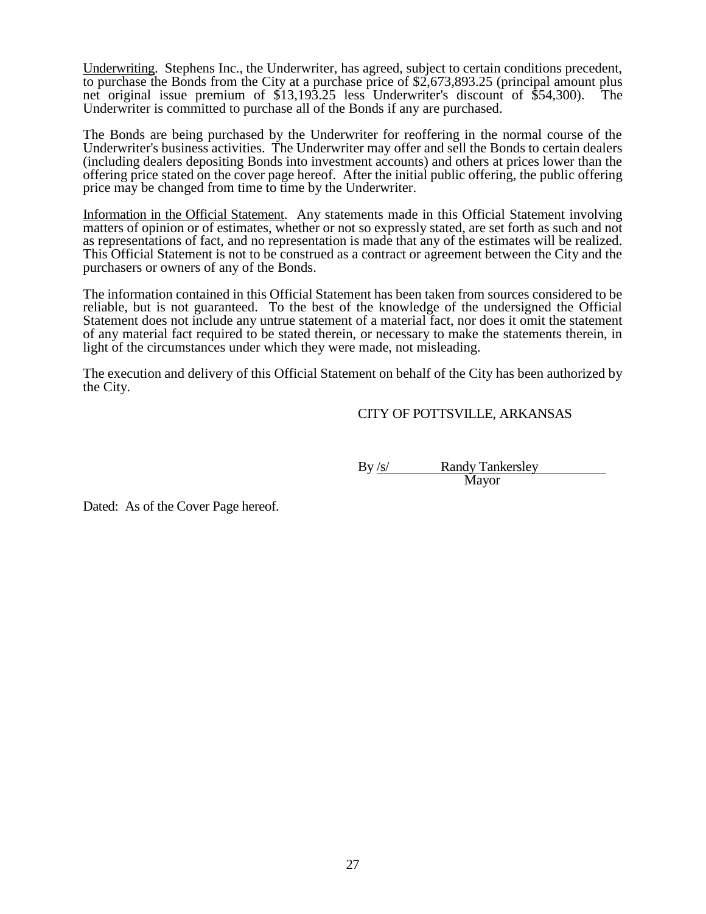Underwriting. Stephens Inc., the Underwriter, has agreed, subject to certain conditions precedent, to purchase the Bonds from the City at a purchase price of $2,673,893.25 (principal amount plus net original issue premium of $13,193.25 less Underwriter's discount of $54,300). The Underwriter is committed to purchase all of the Bonds if any are purchased.

The Bonds are being purchased by the Underwriter for reoffering in the normal course of the Underwriter's business activities. The Underwriter may offer and sell the Bonds to certain dealers (including dealers depositing Bonds into investment accounts) and others at prices lower than the offering price stated on the cover page hereof. After the initial public offering, the public offering price may be changed from time to time by the Underwriter.

Information in the Official Statement. Any statements made in this Official Statement involving matters of opinion or of estimates, whether or not so expressly stated, are set forth as such and not as representations of fact, and no representation is made that any of the estimates will be realized. This Official Statement is not to be construed as a contract or agreement between the City and the purchasers or owners of any of the Bonds.

The information contained in this Official Statement has been taken from sources considered to be reliable, but is not guaranteed. To the best of the knowledge of the undersigned the Official Statement does not include any untrue statement of a material fact, nor does it omit the statement of any material fact required to be stated therein, or necessary to make the statements therein, in light of the circumstances under which they were made, not misleading.

The execution and delivery of this Official Statement on behalf of the City has been authorized by the City.

CITY OF POTTSVILLE, ARKANSAS

By /s/ Randy Tankersley
Mayor

Dated: As of the Cover Page hereof.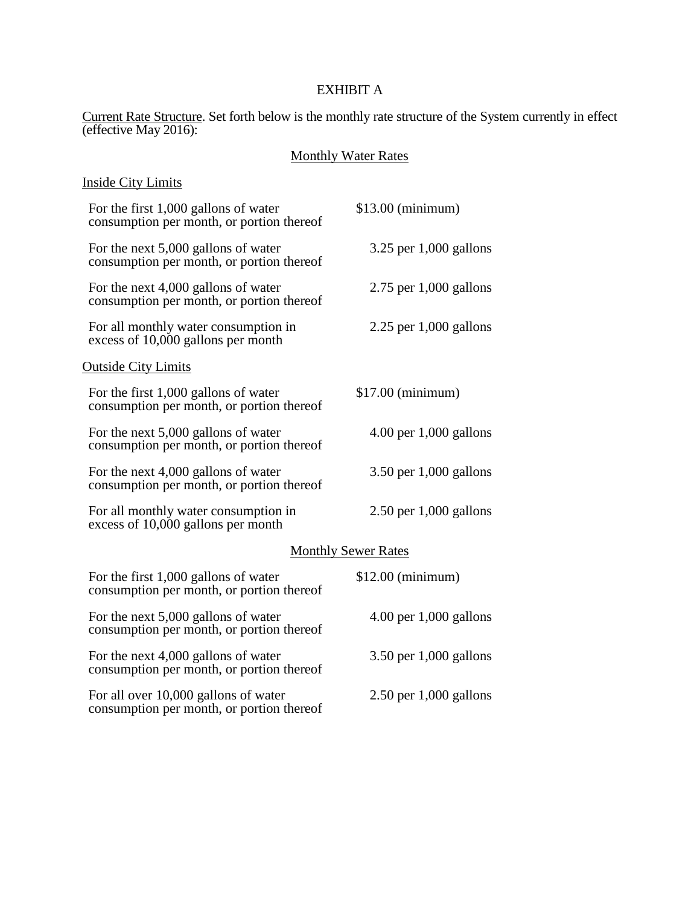# EXHIBIT A

Current Rate Structure. Set forth below is the monthly rate structure of the System currently in effect (effective May 2016):

## Monthly Water Rates

### Inside City Limits

| | |
|---|---|
| For the first 1,000 gallons of water consumption per month, or portion thereof | $13.00 (minimum) |
| For the next 5,000 gallons of water consumption per month, or portion thereof | 3.25 per 1,000 gallons |
| For the next 4,000 gallons of water consumption per month, or portion thereof | 2.75 per 1,000 gallons |
| For all monthly water consumption in excess of 10,000 gallons per month | 2.25 per 1,000 gallons |

### Outside City Limits

| | |
|---|---|
| For the first 1,000 gallons of water consumption per month, or portion thereof | $17.00 (minimum) |
| For the next 5,000 gallons of water consumption per month, or portion thereof | 4.00 per 1,000 gallons |
| For the next 4,000 gallons of water consumption per month, or portion thereof | 3.50 per 1,000 gallons |
| For all monthly water consumption in excess of 10,000 gallons per month | 2.50 per 1,000 gallons |

## Monthly Sewer Rates

| | |
|---|---|
| For the first 1,000 gallons of water consumption per month, or portion thereof | $12.00 (minimum) |
| For the next 5,000 gallons of water consumption per month, or portion thereof | 4.00 per 1,000 gallons |
| For the next 4,000 gallons of water consumption per month, or portion thereof | 3.50 per 1,000 gallons |
| For all over 10,000 gallons of water consumption per month, or portion thereof | 2.50 per 1,000 gallons |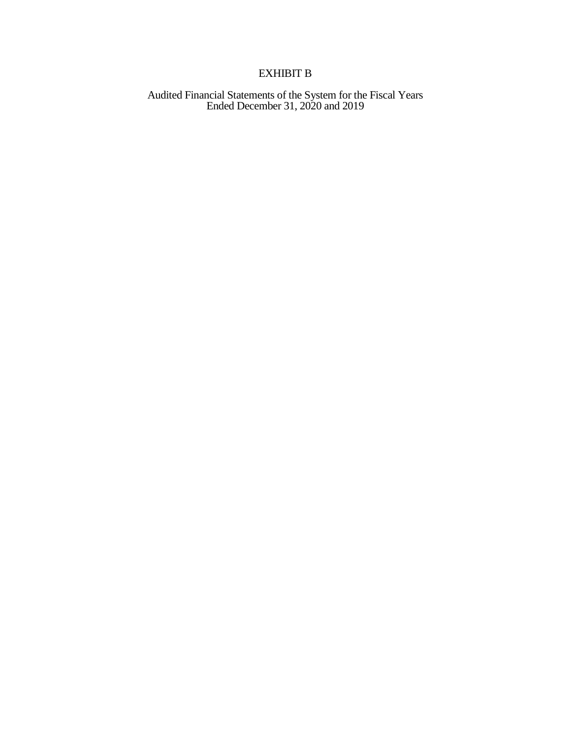# EXHIBIT B

Audited Financial Statements of the System for the Fiscal Years Ended December 31, 2020 and 2019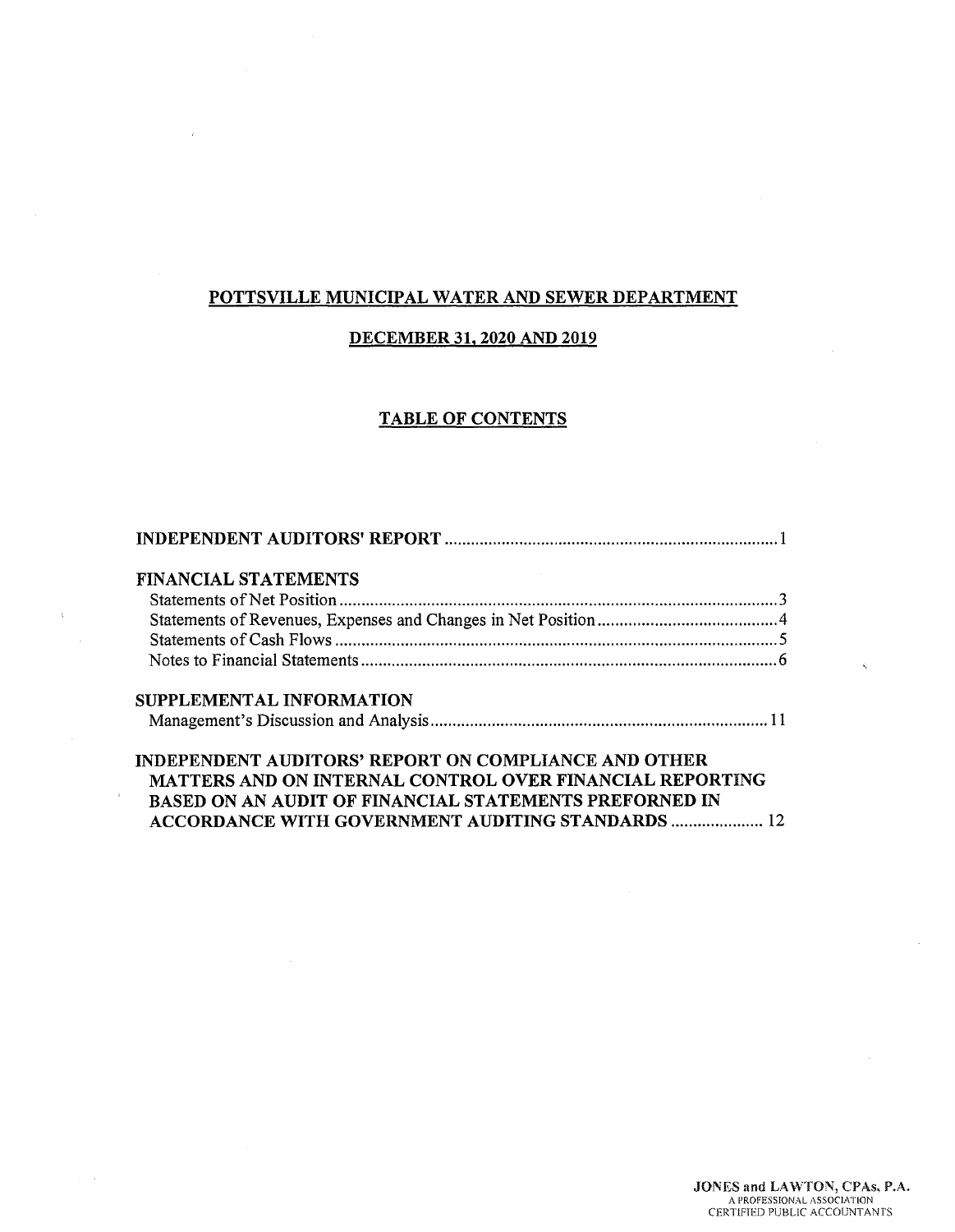# POTTSVILLE MUNICIPAL WATER AND SEWER DEPARTMENT

## DECEMBER 31, 2020 AND 2019

## TABLE OF CONTENTS

**INDEPENDENT AUDITORS' REPORT** .......................................................................... 1

**FINANCIAL STATEMENTS**

Statements of Net Position .................................................................................................. 3

Statements of Revenues, Expenses and Changes in Net Position ......................................... 4

Statements of Cash Flows .................................................................................................... 5

Notes to Financial Statements .............................................................................................. 6

**SUPPLEMENTAL INFORMATION**

Management's Discussion and Analysis ............................................................................ 11

**INDEPENDENT AUDITORS' REPORT ON COMPLIANCE AND OTHER MATTERS AND ON INTERNAL CONTROL OVER FINANCIAL REPORTING BASED ON AN AUDIT OF FINANCIAL STATEMENTS PREFORNED IN ACCORDANCE WITH GOVERNMENT AUDITING STANDARDS** ..................... 12

JONES and LAWTON, CPAs, P.A.
A PROFESSIONAL ASSOCIATION
CERTIFIED PUBLIC ACCOUNTANTS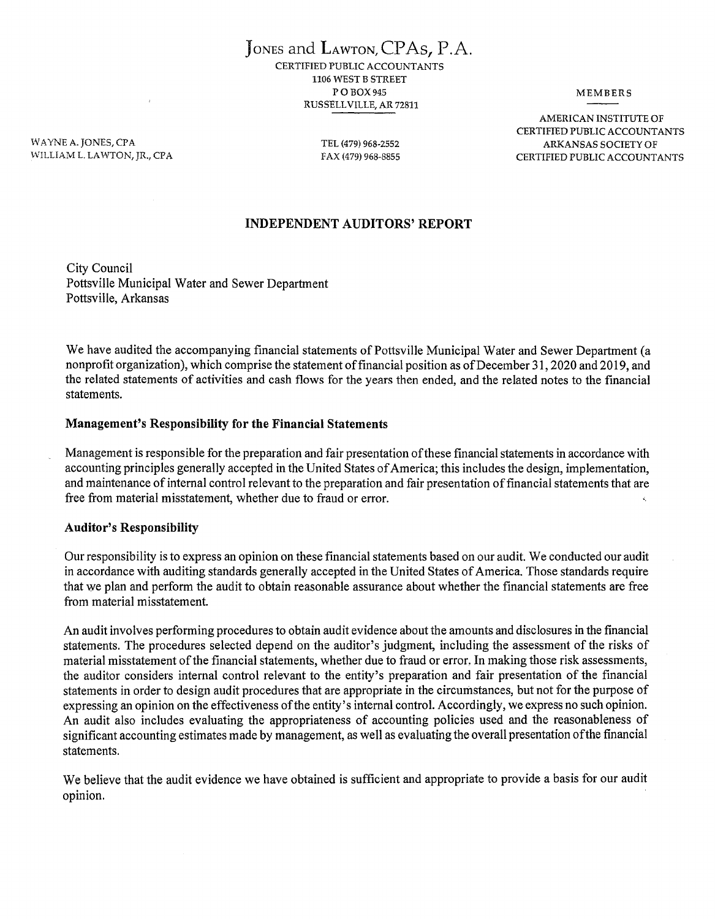# JONES and LAWTON, CPAs, P.A.

CERTIFIED PUBLIC ACCOUNTANTS
1106 WEST B STREET
P O BOX 945
RUSSELLVILLE, AR 72811

MEMBERS

AMERICAN INSTITUTE OF CERTIFIED PUBLIC ACCOUNTANTS
ARKANSAS SOCIETY OF CERTIFIED PUBLIC ACCOUNTANTS

WAYNE A. JONES, CPA
WILLIAM L. LAWTON, JR., CPA

TEL (479) 968-2552
FAX (479) 968-8855

## INDEPENDENT AUDITORS' REPORT

City Council
Pottsville Municipal Water and Sewer Department
Pottsville, Arkansas

We have audited the accompanying financial statements of Pottsville Municipal Water and Sewer Department (a nonprofit organization), which comprise the statement of financial position as of December 31, 2020 and 2019, and the related statements of activities and cash flows for the years then ended, and the related notes to the financial statements.

### Management's Responsibility for the Financial Statements

Management is responsible for the preparation and fair presentation of these financial statements in accordance with accounting principles generally accepted in the United States of America; this includes the design, implementation, and maintenance of internal control relevant to the preparation and fair presentation of financial statements that are free from material misstatement, whether due to fraud or error.

### Auditor's Responsibility

Our responsibility is to express an opinion on these financial statements based on our audit. We conducted our audit in accordance with auditing standards generally accepted in the United States of America. Those standards require that we plan and perform the audit to obtain reasonable assurance about whether the financial statements are free from material misstatement.

An audit involves performing procedures to obtain audit evidence about the amounts and disclosures in the financial statements. The procedures selected depend on the auditor's judgment, including the assessment of the risks of material misstatement of the financial statements, whether due to fraud or error. In making those risk assessments, the auditor considers internal control relevant to the entity's preparation and fair presentation of the financial statements in order to design audit procedures that are appropriate in the circumstances, but not for the purpose of expressing an opinion on the effectiveness of the entity's internal control. Accordingly, we express no such opinion. An audit also includes evaluating the appropriateness of accounting policies used and the reasonableness of significant accounting estimates made by management, as well as evaluating the overall presentation of the financial statements.

We believe that the audit evidence we have obtained is sufficient and appropriate to provide a basis for our audit opinion.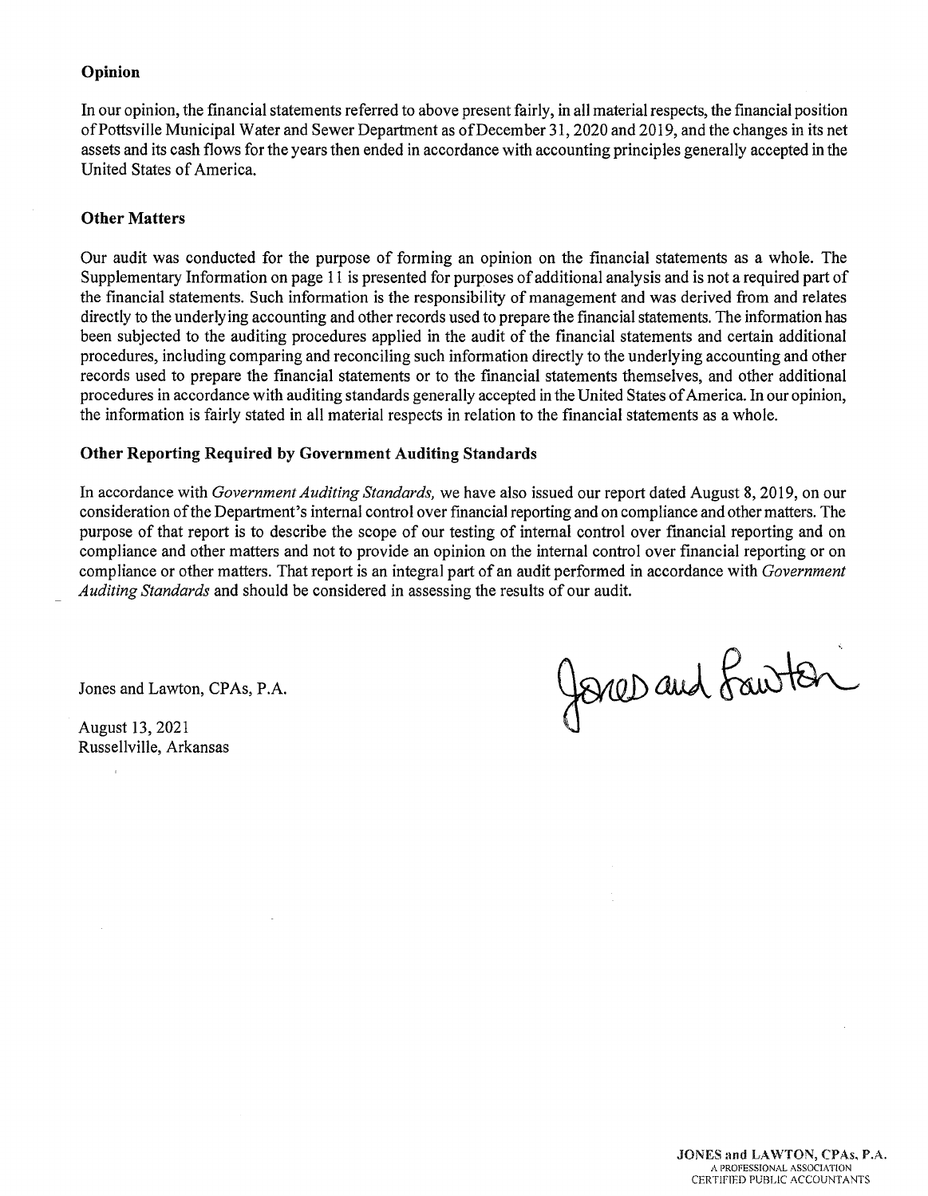## Opinion

In our opinion, the financial statements referred to above present fairly, in all material respects, the financial position of Pottsville Municipal Water and Sewer Department as of December 31, 2020 and 2019, and the changes in its net assets and its cash flows for the years then ended in accordance with accounting principles generally accepted in the United States of America.

## Other Matters

Our audit was conducted for the purpose of forming an opinion on the financial statements as a whole. The Supplementary Information on page 11 is presented for purposes of additional analysis and is not a required part of the financial statements. Such information is the responsibility of management and was derived from and relates directly to the underlying accounting and other records used to prepare the financial statements. The information has been subjected to the auditing procedures applied in the audit of the financial statements and certain additional procedures, including comparing and reconciling such information directly to the underlying accounting and other records used to prepare the financial statements or to the financial statements themselves, and other additional procedures in accordance with auditing standards generally accepted in the United States of America. In our opinion, the information is fairly stated in all material respects in relation to the financial statements as a whole.

## Other Reporting Required by Government Auditing Standards

In accordance with *Government Auditing Standards,* we have also issued our report dated August 8, 2019, on our consideration of the Department's internal control over financial reporting and on compliance and other matters. The purpose of that report is to describe the scope of our testing of internal control over financial reporting and on compliance and other matters and not to provide an opinion on the internal control over financial reporting or on compliance or other matters. That report is an integral part of an audit performed in accordance with *Government Auditing Standards* and should be considered in assessing the results of our audit.

Jones and Lawton, CPAs, P.A.

Jones and Lawton

August 13, 2021
Russellville, Arkansas

**JONES and LAWTON, CPAs, P.A.**
A PROFESSIONAL ASSOCIATION
CERTIFIED PUBLIC ACCOUNTANTS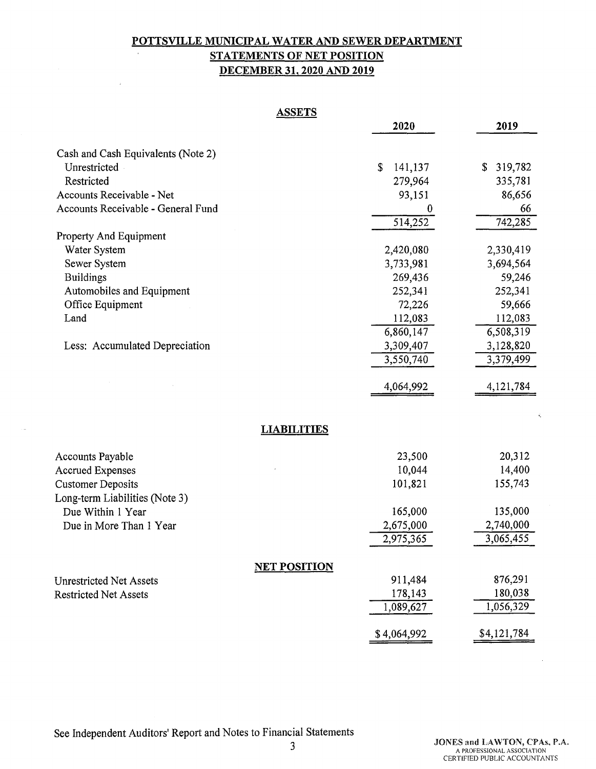# POTTSVILLE MUNICIPAL WATER AND SEWER DEPARTMENT

## STATEMENTS OF NET POSITION

## DECEMBER 31, 2020 AND 2019

| ASSETS | 2020 | 2019 |
|---|---|---|
| Cash and Cash Equivalents (Note 2) | | |
| Unrestricted | $ 141,137 | $ 319,782 |
| Restricted | 279,964 | 335,781 |
| Accounts Receivable - Net | 93,151 | 86,656 |
| Accounts Receivable - General Fund | 0 | 66 |
| | 514,252 | 742,285 |
| Property And Equipment | | |
| Water System | 2,420,080 | 2,330,419 |
| Sewer System | 3,733,981 | 3,694,564 |
| Buildings | 269,436 | 59,246 |
| Automobiles and Equipment | 252,341 | 252,341 |
| Office Equipment | 72,226 | 59,666 |
| Land | 112,083 | 112,083 |
| | 6,860,147 | 6,508,319 |
| Less: Accumulated Depreciation | 3,309,407 | 3,128,820 |
| | 3,550,740 | 3,379,499 |
| | 4,064,992 | 4,121,784 |

| LIABILITIES | | |
|---|---|---|
| Accounts Payable | 23,500 | 20,312 |
| Accrued Expenses | 10,044 | 14,400 |
| Customer Deposits | 101,821 | 155,743 |
| Long-term Liabilities (Note 3) | | |
| Due Within 1 Year | 165,000 | 135,000 |
| Due in More Than 1 Year | 2,675,000 | 2,740,000 |
| | 2,975,365 | 3,065,455 |
| **NET POSITION** | | |
| Unrestricted Net Assets | 911,484 | 876,291 |
| Restricted Net Assets | 178,143 | 180,038 |
| | 1,089,627 | 1,056,329 |
| | $ 4,064,992 | $4,121,784 |

See Independent Auditors' Report and Notes to Financial Statements

JONES and LAWTON, CPAs, P.A.
A PROFESSIONAL ASSOCIATION
CERTIFIED PUBLIC ACCOUNTANTS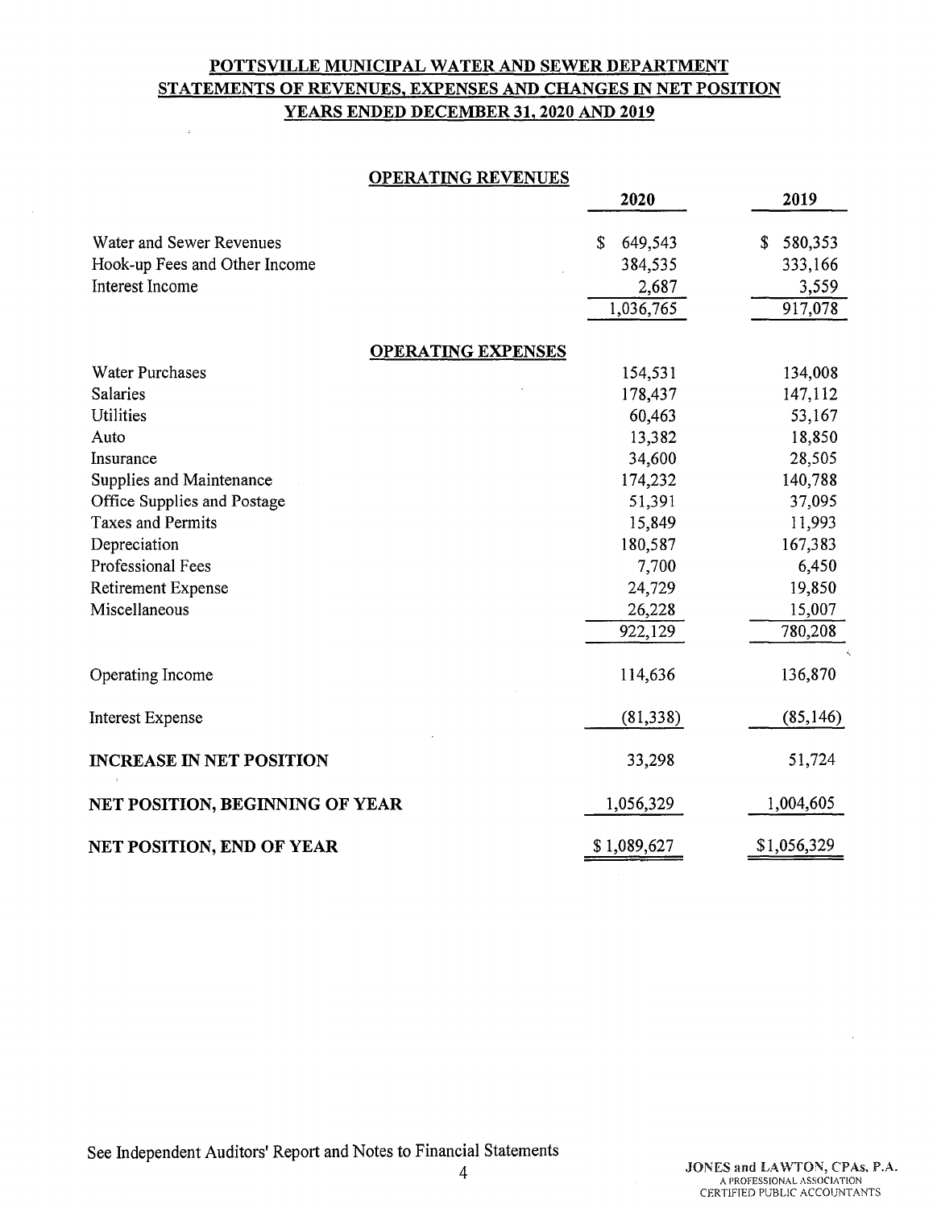## POTTSVILLE MUNICIPAL WATER AND SEWER DEPARTMENT
## STATEMENTS OF REVENUES, EXPENSES AND CHANGES IN NET POSITION
## YEARS ENDED DECEMBER 31, 2020 AND 2019

| OPERATING REVENUES | 2020 | 2019 |
|---|---|---|
| Water and Sewer Revenues | $ 649,543 | $ 580,353 |
| Hook-up Fees and Other Income | 384,535 | 333,166 |
| Interest Income | 2,687 | 3,559 |
| | 1,036,765 | 917,078 |
| **OPERATING EXPENSES** | | |
| Water Purchases | 154,531 | 134,008 |
| Salaries | 178,437 | 147,112 |
| Utilities | 60,463 | 53,167 |
| Auto | 13,382 | 18,850 |
| Insurance | 34,600 | 28,505 |
| Supplies and Maintenance | 174,232 | 140,788 |
| Office Supplies and Postage | 51,391 | 37,095 |
| Taxes and Permits | 15,849 | 11,993 |
| Depreciation | 180,587 | 167,383 |
| Professional Fees | 7,700 | 6,450 |
| Retirement Expense | 24,729 | 19,850 |
| Miscellaneous | 26,228 | 15,007 |
| | 922,129 | 780,208 |
| Operating Income | 114,636 | 136,870 |
| Interest Expense | (81,338) | (85,146) |
| **INCREASE IN NET POSITION** | 33,298 | 51,724 |
| **NET POSITION, BEGINNING OF YEAR** | 1,056,329 | 1,004,605 |
| **NET POSITION, END OF YEAR** | $ 1,089,627 | $1,056,329 |

See Independent Auditors' Report and Notes to Financial Statements

JONES and LAWTON, CPAs, P.A.
A PROFESSIONAL ASSOCIATION
CERTIFIED PUBLIC ACCOUNTANTS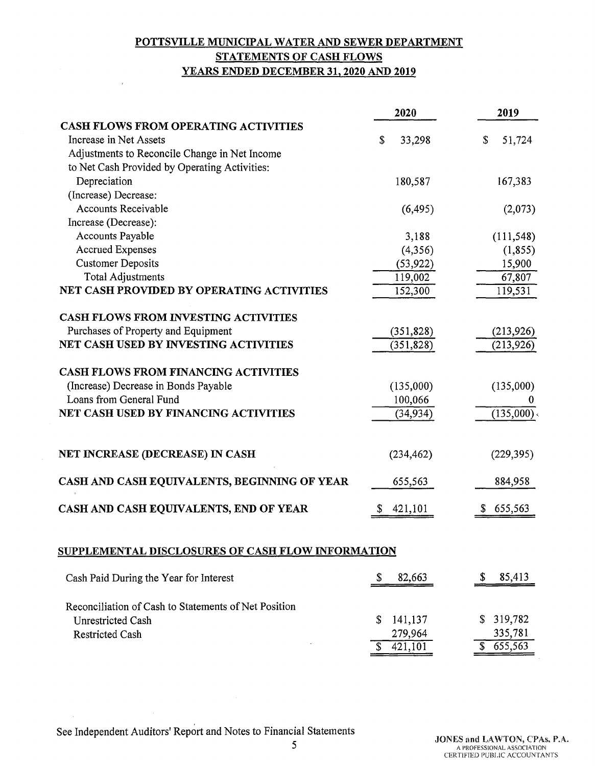# POTTSVILLE MUNICIPAL WATER AND SEWER DEPARTMENT
## STATEMENTS OF CASH FLOWS
## YEARS ENDED DECEMBER 31, 2020 AND 2019

| | 2020 | 2019 |
|---|---|---|
| **CASH FLOWS FROM OPERATING ACTIVITIES** | | |
| Increase in Net Assets | $ 33,298 | $ 51,724 |
| Adjustments to Reconcile Change in Net Income to Net Cash Provided by Operating Activities: | | |
| Depreciation | 180,587 | 167,383 |
| (Increase) Decrease: | | |
| Accounts Receivable | (6,495) | (2,073) |
| Increase (Decrease): | | |
| Accounts Payable | 3,188 | (111,548) |
| Accrued Expenses | (4,356) | (1,855) |
| Customer Deposits | (53,922) | 15,900 |
| Total Adjustments | 119,002 | 67,807 |
| **NET CASH PROVIDED BY OPERATING ACTIVITIES** | 152,300 | 119,531 |
| **CASH FLOWS FROM INVESTING ACTIVITIES** | | |
| Purchases of Property and Equipment | (351,828) | (213,926) |
| **NET CASH USED BY INVESTING ACTIVITIES** | (351,828) | (213,926) |
| **CASH FLOWS FROM FINANCING ACTIVITIES** | | |
| (Increase) Decrease in Bonds Payable | (135,000) | (135,000) |
| Loans from General Fund | 100,066 | 0 |
| **NET CASH USED BY FINANCING ACTIVITIES** | (34,934) | (135,000) |
| **NET INCREASE (DECREASE) IN CASH** | (234,462) | (229,395) |
| **CASH AND CASH EQUIVALENTS, BEGINNING OF YEAR** | 655,563 | 884,958 |
| **CASH AND CASH EQUIVALENTS, END OF YEAR** | $ 421,101 | $ 655,563 |

## SUPPLEMENTAL DISCLOSURES OF CASH FLOW INFORMATION

| | 2020 | 2019 |
|---|---|---|
| Cash Paid During the Year for Interest | $ 82,663 | $ 85,413 |
| Reconciliation of Cash to Statements of Net Position | | |
| Unrestricted Cash | $ 141,137 | $ 319,782 |
| Restricted Cash | 279,964 | 335,781 |
| | $ 421,101 | $ 655,563 |

See Independent Auditors' Report and Notes to Financial Statements

JONES and LAWTON, CPAs, P.A.
A PROFESSIONAL ASSOCIATION
CERTIFIED PUBLIC ACCOUNTANTS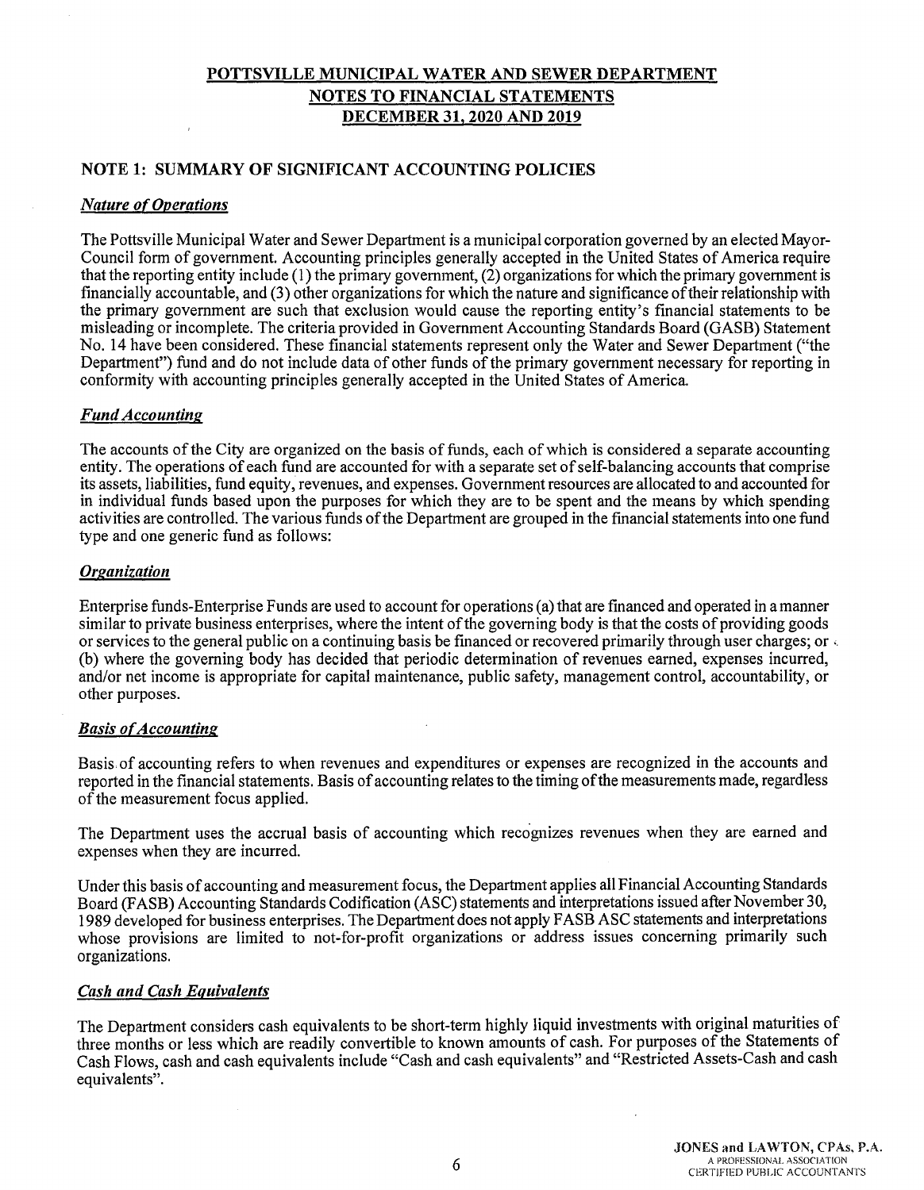# POTTSVILLE MUNICIPAL WATER AND SEWER DEPARTMENT
## NOTES TO FINANCIAL STATEMENTS
## DECEMBER 31, 2020 AND 2019

### NOTE 1: SUMMARY OF SIGNIFICANT ACCOUNTING POLICIES

***Nature of Operations***

The Pottsville Municipal Water and Sewer Department is a municipal corporation governed by an elected Mayor-Council form of government. Accounting principles generally accepted in the United States of America require that the reporting entity include (1) the primary government, (2) organizations for which the primary government is financially accountable, and (3) other organizations for which the nature and significance of their relationship with the primary government are such that exclusion would cause the reporting entity's financial statements to be misleading or incomplete. The criteria provided in Government Accounting Standards Board (GASB) Statement No. 14 have been considered. These financial statements represent only the Water and Sewer Department ("the Department") fund and do not include data of other funds of the primary government necessary for reporting in conformity with accounting principles generally accepted in the United States of America.

***Fund Accounting***

The accounts of the City are organized on the basis of funds, each of which is considered a separate accounting entity. The operations of each fund are accounted for with a separate set of self-balancing accounts that comprise its assets, liabilities, fund equity, revenues, and expenses. Government resources are allocated to and accounted for in individual funds based upon the purposes for which they are to be spent and the means by which spending activities are controlled. The various funds of the Department are grouped in the financial statements into one fund type and one generic fund as follows:

***Organization***

Enterprise funds-Enterprise Funds are used to account for operations (a) that are financed and operated in a manner similar to private business enterprises, where the intent of the governing body is that the costs of providing goods or services to the general public on a continuing basis be financed or recovered primarily through user charges; or (b) where the governing body has decided that periodic determination of revenues earned, expenses incurred, and/or net income is appropriate for capital maintenance, public safety, management control, accountability, or other purposes.

***Basis of Accounting***

Basis of accounting refers to when revenues and expenditures or expenses are recognized in the accounts and reported in the financial statements. Basis of accounting relates to the timing of the measurements made, regardless of the measurement focus applied.

The Department uses the accrual basis of accounting which recognizes revenues when they are earned and expenses when they are incurred.

Under this basis of accounting and measurement focus, the Department applies all Financial Accounting Standards Board (FASB) Accounting Standards Codification (ASC) statements and interpretations issued after November 30, 1989 developed for business enterprises. The Department does not apply FASB ASC statements and interpretations whose provisions are limited to not-for-profit organizations or address issues concerning primarily such organizations.

***Cash and Cash Equivalents***

The Department considers cash equivalents to be short-term highly liquid investments with original maturities of three months or less which are readily convertible to known amounts of cash. For purposes of the Statements of Cash Flows, cash and cash equivalents include "Cash and cash equivalents" and "Restricted Assets-Cash and cash equivalents".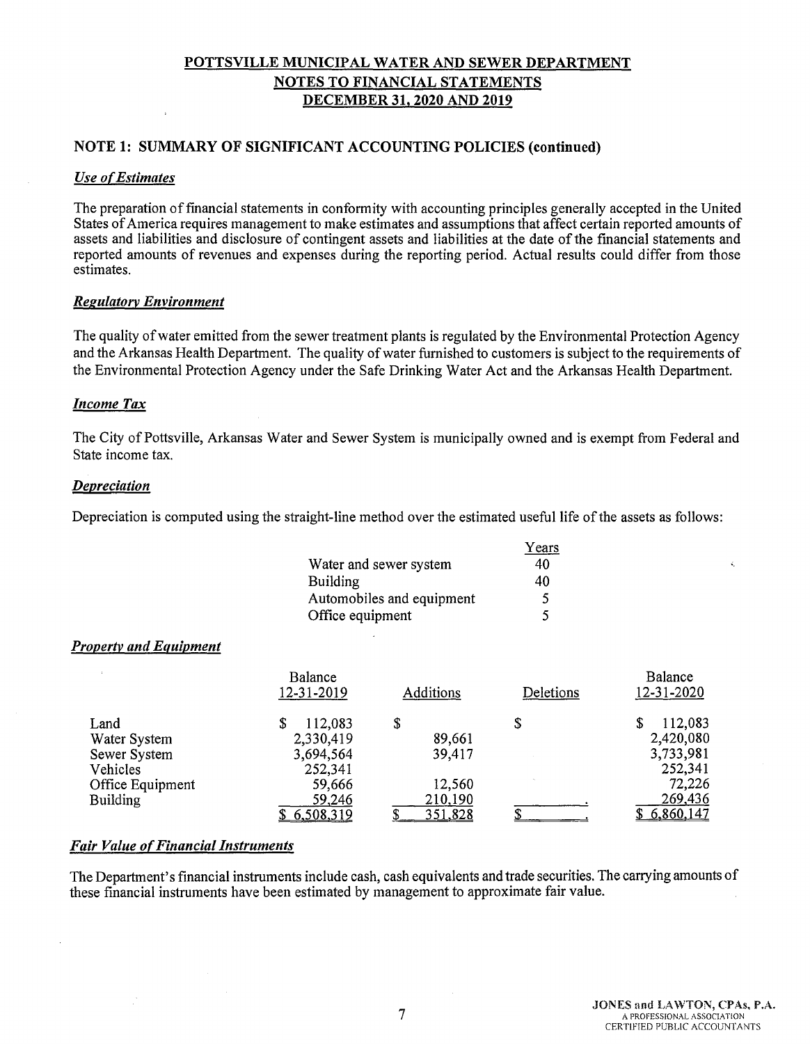# POTTSVILLE MUNICIPAL WATER AND SEWER DEPARTMENT
## NOTES TO FINANCIAL STATEMENTS
## DECEMBER 31, 2020 AND 2019

### NOTE 1: SUMMARY OF SIGNIFICANT ACCOUNTING POLICIES (continued)

***Use of Estimates***

The preparation of financial statements in conformity with accounting principles generally accepted in the United States of America requires management to make estimates and assumptions that affect certain reported amounts of assets and liabilities and disclosure of contingent assets and liabilities at the date of the financial statements and reported amounts of revenues and expenses during the reporting period. Actual results could differ from those estimates.

***Regulatory Environment***

The quality of water emitted from the sewer treatment plants is regulated by the Environmental Protection Agency and the Arkansas Health Department. The quality of water furnished to customers is subject to the requirements of the Environmental Protection Agency under the Safe Drinking Water Act and the Arkansas Health Department.

***Income Tax***

The City of Pottsville, Arkansas Water and Sewer System is municipally owned and is exempt from Federal and State income tax.

***Depreciation***

Depreciation is computed using the straight-line method over the estimated useful life of the assets as follows:

| | Years |
|---|---|
| Water and sewer system | 40 |
| Building | 40 |
| Automobiles and equipment | 5 |
| Office equipment | 5 |

***Property and Equipment***

| | Balance 12-31-2019 | Additions | Deletions | Balance 12-31-2020 |
|---|---|---|---|---|
| Land | $ 112,083 | $ | $ | $ 112,083 |
| Water System | 2,330,419 | 89,661 | | 2,420,080 |
| Sewer System | 3,694,564 | 39,417 | | 3,733,981 |
| Vehicles | 252,341 | | | 252,341 |
| Office Equipment | 59,666 | 12,560 | | 72,226 |
| Building | 59,246 | 210,190 | - | 269,436 |
| | $ 6,508,319 | $ 351,828 | $ - | $ 6,860,147 |

***Fair Value of Financial Instruments***

The Department's financial instruments include cash, cash equivalents and trade securities. The carrying amounts of these financial instruments have been estimated by management to approximate fair value.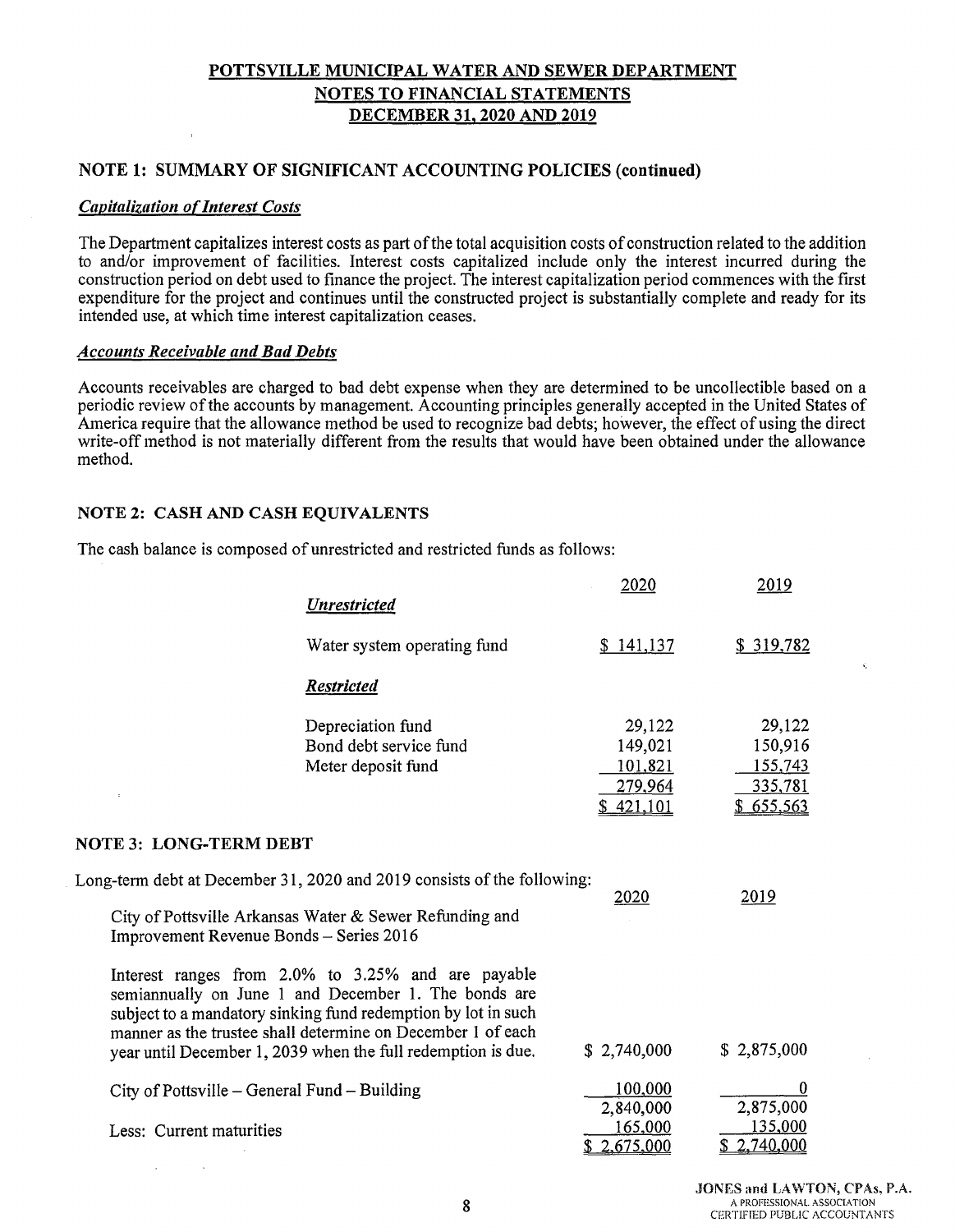# POTTSVILLE MUNICIPAL WATER AND SEWER DEPARTMENT
## NOTES TO FINANCIAL STATEMENTS
## DECEMBER 31, 2020 AND 2019

### NOTE 1: SUMMARY OF SIGNIFICANT ACCOUNTING POLICIES (continued)

***Capitalization of Interest Costs***

The Department capitalizes interest costs as part of the total acquisition costs of construction related to the addition to and/or improvement of facilities. Interest costs capitalized include only the interest incurred during the construction period on debt used to finance the project. The interest capitalization period commences with the first expenditure for the project and continues until the constructed project is substantially complete and ready for its intended use, at which time interest capitalization ceases.

***Accounts Receivable and Bad Debts***

Accounts receivables are charged to bad debt expense when they are determined to be uncollectible based on a periodic review of the accounts by management. Accounting principles generally accepted in the United States of America require that the allowance method be used to recognize bad debts; however, the effect of using the direct write-off method is not materially different from the results that would have been obtained under the allowance method.

### NOTE 2: CASH AND CASH EQUIVALENTS

The cash balance is composed of unrestricted and restricted funds as follows:

| | 2020 | 2019 |
|---|---|---|
| ***Unrestricted*** | | |
| Water system operating fund | $ 141,137 | $ 319,782 |
| ***Restricted*** | | |
| Depreciation fund | 29,122 | 29,122 |
| Bond debt service fund | 149,021 | 150,916 |
| Meter deposit fund | 101,821 | 155,743 |
| | 279,964 | 335,781 |
| | $ 421,101 | $ 655,563 |

### NOTE 3: LONG-TERM DEBT

Long-term debt at December 31, 2020 and 2019 consists of the following:

| | 2020 | 2019 |
|---|---|---|
| City of Pottsville Arkansas Water & Sewer Refunding and Improvement Revenue Bonds – Series 2016 | | |
| Interest ranges from 2.0% to 3.25% and are payable semiannually on June 1 and December 1. The bonds are subject to a mandatory sinking fund redemption by lot in such manner as the trustee shall determine on December 1 of each year until December 1, 2039 when the full redemption is due. | $ 2,740,000 | $ 2,875,000 |
| City of Pottsville – General Fund – Building | 100,000 | 0 |
| | 2,840,000 | 2,875,000 |
| Less: Current maturities | 165,000 | 135,000 |
| | $ 2,675,000 | $ 2,740,000 |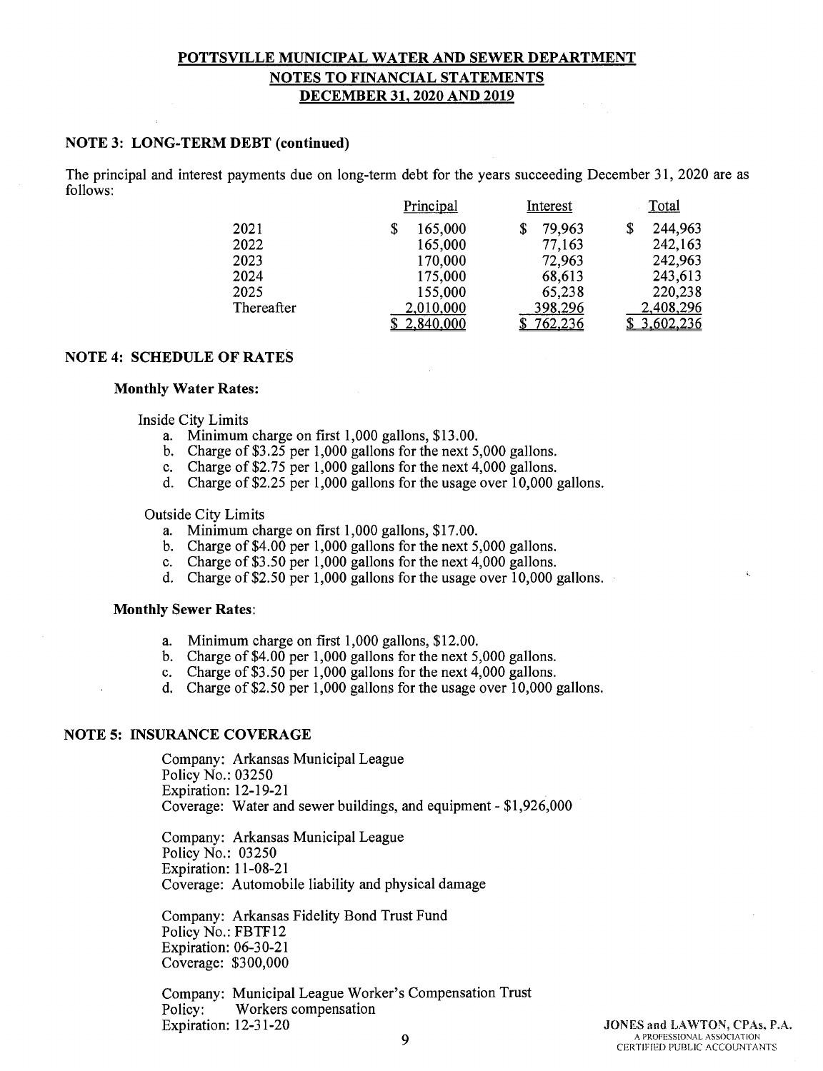# POTTSVILLE MUNICIPAL WATER AND SEWER DEPARTMENT
## NOTES TO FINANCIAL STATEMENTS
## DECEMBER 31, 2020 AND 2019

### NOTE 3: LONG-TERM DEBT (continued)

The principal and interest payments due on long-term debt for the years succeeding December 31, 2020 are as follows:

| | Principal | Interest | Total |
|---|---|---|---|
| 2021 | $ 165,000 | $ 79,963 | $ 244,963 |
| 2022 | 165,000 | 77,163 | 242,163 |
| 2023 | 170,000 | 72,963 | 242,963 |
| 2024 | 175,000 | 68,613 | 243,613 |
| 2025 | 155,000 | 65,238 | 220,238 |
| Thereafter | 2,010,000 | 398,296 | 2,408,296 |
| | $ 2,840,000 | $ 762,236 | $ 3,602,236 |

### NOTE 4: SCHEDULE OF RATES

**Monthly Water Rates:**

Inside City Limits

a. Minimum charge on first 1,000 gallons, $13.00.
b. Charge of $3.25 per 1,000 gallons for the next 5,000 gallons.
c. Charge of $2.75 per 1,000 gallons for the next 4,000 gallons.
d. Charge of $2.25 per 1,000 gallons for the usage over 10,000 gallons.

Outside City Limits

a. Minimum charge on first 1,000 gallons, $17.00.
b. Charge of $4.00 per 1,000 gallons for the next 5,000 gallons.
c. Charge of $3.50 per 1,000 gallons for the next 4,000 gallons.
d. Charge of $2.50 per 1,000 gallons for the usage over 10,000 gallons.

**Monthly Sewer Rates:**

a. Minimum charge on first 1,000 gallons, $12.00.
b. Charge of $4.00 per 1,000 gallons for the next 5,000 gallons.
c. Charge of $3.50 per 1,000 gallons for the next 4,000 gallons.
d. Charge of $2.50 per 1,000 gallons for the usage over 10,000 gallons.

### NOTE 5: INSURANCE COVERAGE

Company: Arkansas Municipal League
Policy No.: 03250
Expiration: 12-19-21
Coverage: Water and sewer buildings, and equipment - $1,926,000

Company: Arkansas Municipal League
Policy No.: 03250
Expiration: 11-08-21
Coverage: Automobile liability and physical damage

Company: Arkansas Fidelity Bond Trust Fund
Policy No.: FBTF12
Expiration: 06-30-21
Coverage: $300,000

Company: Municipal League Worker's Compensation Trust
Policy: Workers compensation
Expiration: 12-31-20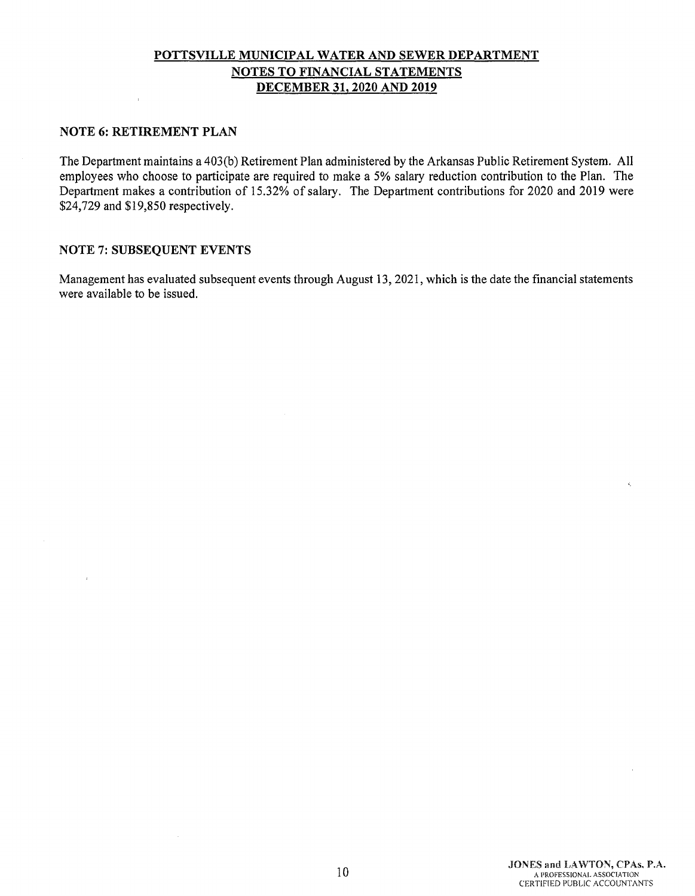**POTTSVILLE MUNICIPAL WATER AND SEWER DEPARTMENT**
**NOTES TO FINANCIAL STATEMENTS**
**DECEMBER 31, 2020 AND 2019**

## NOTE 6: RETIREMENT PLAN

The Department maintains a 403(b) Retirement Plan administered by the Arkansas Public Retirement System. All employees who choose to participate are required to make a 5% salary reduction contribution to the Plan. The Department makes a contribution of 15.32% of salary. The Department contributions for 2020 and 2019 were $24,729 and $19,850 respectively.

## NOTE 7: SUBSEQUENT EVENTS

Management has evaluated subsequent events through August 13, 2021, which is the date the financial statements were available to be issued.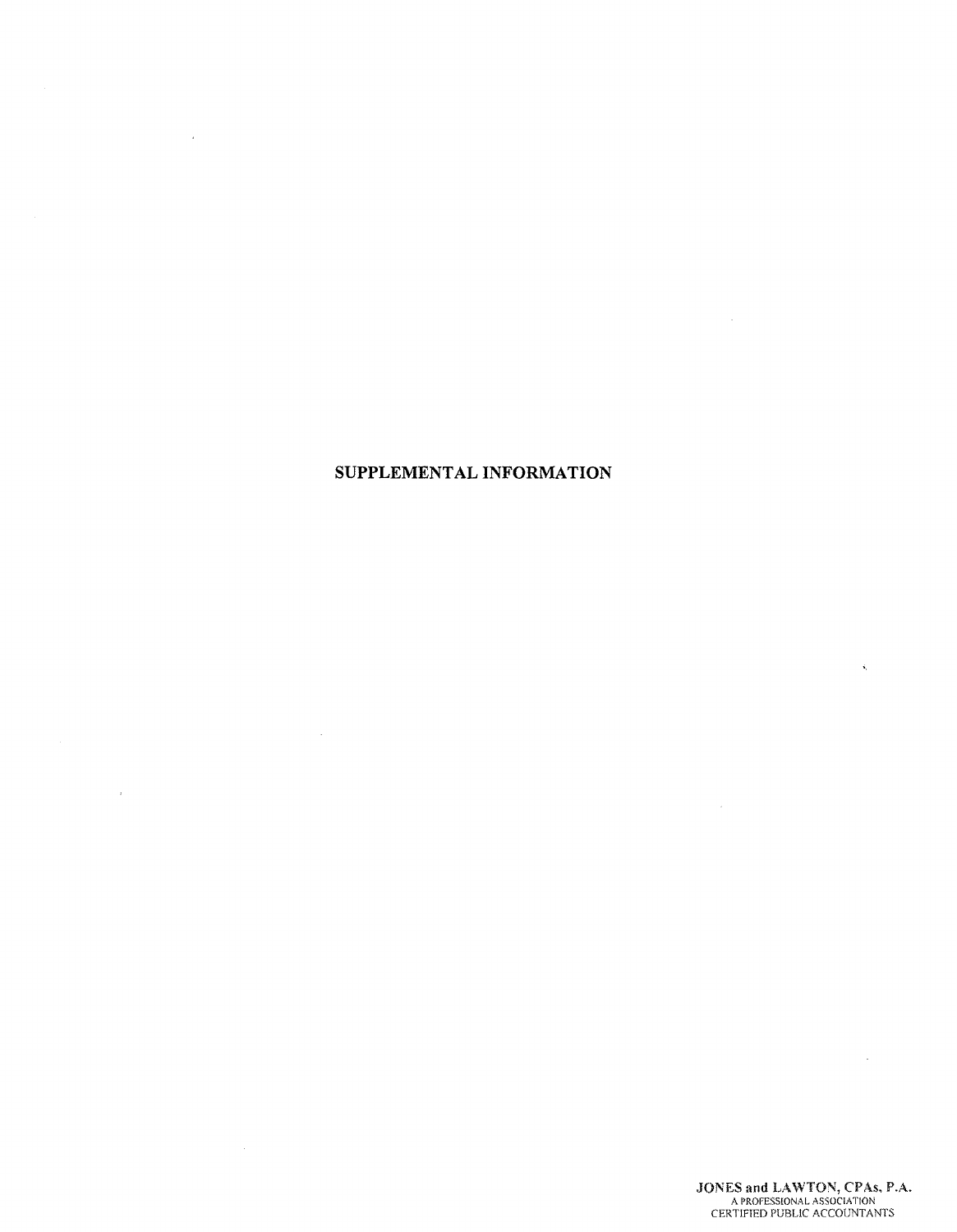# SUPPLEMENTAL INFORMATION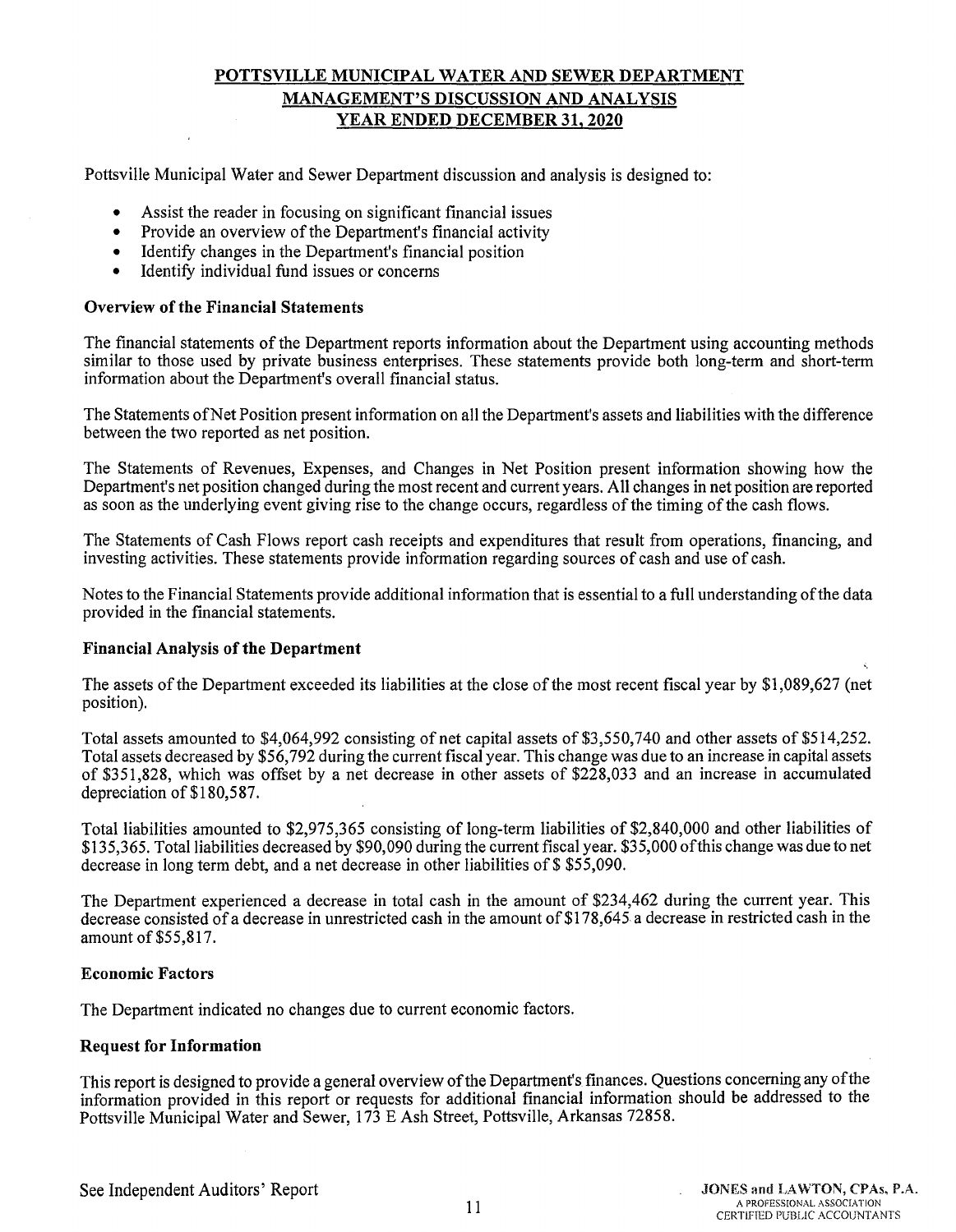# POTTSVILLE MUNICIPAL WATER AND SEWER DEPARTMENT
## MANAGEMENT'S DISCUSSION AND ANALYSIS
## YEAR ENDED DECEMBER 31, 2020

Pottsville Municipal Water and Sewer Department discussion and analysis is designed to:

- Assist the reader in focusing on significant financial issues
- Provide an overview of the Department's financial activity
- Identify changes in the Department's financial position
- Identify individual fund issues or concerns

### Overview of the Financial Statements

The financial statements of the Department reports information about the Department using accounting methods similar to those used by private business enterprises. These statements provide both long-term and short-term information about the Department's overall financial status.

The Statements of Net Position present information on all the Department's assets and liabilities with the difference between the two reported as net position.

The Statements of Revenues, Expenses, and Changes in Net Position present information showing how the Department's net position changed during the most recent and current years. All changes in net position are reported as soon as the underlying event giving rise to the change occurs, regardless of the timing of the cash flows.

The Statements of Cash Flows report cash receipts and expenditures that result from operations, financing, and investing activities. These statements provide information regarding sources of cash and use of cash.

Notes to the Financial Statements provide additional information that is essential to a full understanding of the data provided in the financial statements.

### Financial Analysis of the Department

The assets of the Department exceeded its liabilities at the close of the most recent fiscal year by $1,089,627 (net position).

Total assets amounted to $4,064,992 consisting of net capital assets of $3,550,740 and other assets of $514,252. Total assets decreased by $56,792 during the current fiscal year. This change was due to an increase in capital assets of $351,828, which was offset by a net decrease in other assets of $228,033 and an increase in accumulated depreciation of $180,587.

Total liabilities amounted to $2,975,365 consisting of long-term liabilities of $2,840,000 and other liabilities of $135,365. Total liabilities decreased by $90,090 during the current fiscal year. $35,000 of this change was due to net decrease in long term debt, and a net decrease in other liabilities of $ 55,090.

The Department experienced a decrease in total cash in the amount of $234,462 during the current year. This decrease consisted of a decrease in unrestricted cash in the amount of $178,645 a decrease in restricted cash in the amount of $55,817.

### Economic Factors

The Department indicated no changes due to current economic factors.

### Request for Information

This report is designed to provide a general overview of the Department's finances. Questions concerning any of the information provided in this report or requests for additional financial information should be addressed to the Pottsville Municipal Water and Sewer, 173 E Ash Street, Pottsville, Arkansas 72858.

See Independent Auditors' Report

JONES and LAWTON, CPAs, P.A.
A PROFESSIONAL ASSOCIATION
CERTIFIED PUBLIC ACCOUNTANTS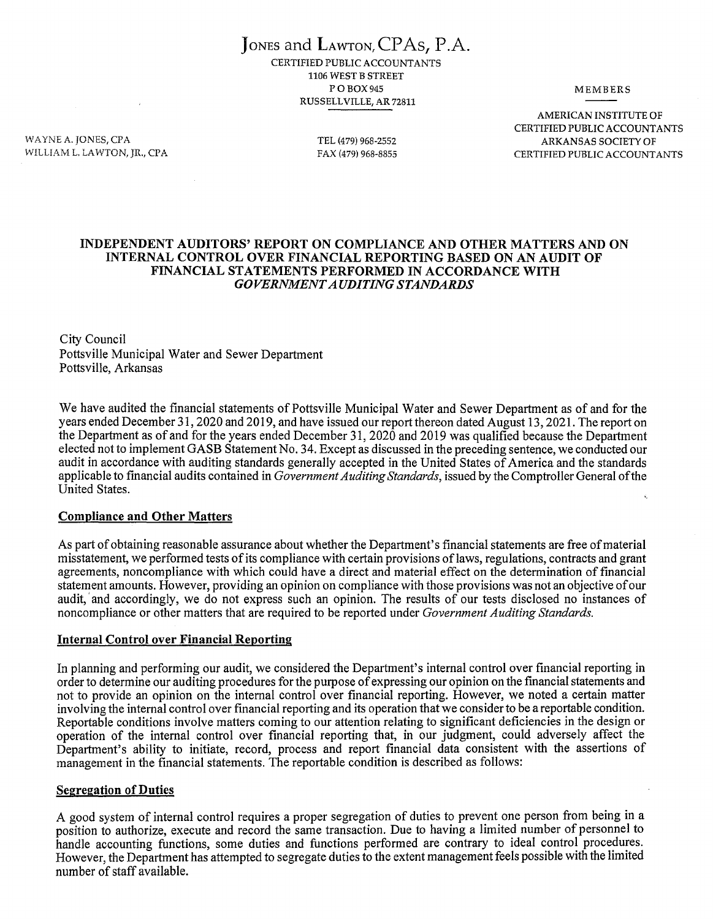# Jones and Lawton, CPAs, P.A.

CERTIFIED PUBLIC ACCOUNTANTS
1106 WEST B STREET
P O BOX 945
RUSSELLVILLE, AR 72811

WAYNE A. JONES, CPA
WILLIAM L. LAWTON, JR., CPA

TEL (479) 968-2552
FAX (479) 968-8855

MEMBERS

AMERICAN INSTITUTE OF CERTIFIED PUBLIC ACCOUNTANTS
ARKANSAS SOCIETY OF CERTIFIED PUBLIC ACCOUNTANTS

## INDEPENDENT AUDITORS' REPORT ON COMPLIANCE AND OTHER MATTERS AND ON INTERNAL CONTROL OVER FINANCIAL REPORTING BASED ON AN AUDIT OF FINANCIAL STATEMENTS PERFORMED IN ACCORDANCE WITH *GOVERNMENT AUDITING STANDARDS*

City Council
Pottsville Municipal Water and Sewer Department
Pottsville, Arkansas

We have audited the financial statements of Pottsville Municipal Water and Sewer Department as of and for the years ended December 31, 2020 and 2019, and have issued our report thereon dated August 13, 2021. The report on the Department as of and for the years ended December 31, 2020 and 2019 was qualified because the Department elected not to implement GASB Statement No. 34. Except as discussed in the preceding sentence, we conducted our audit in accordance with auditing standards generally accepted in the United States of America and the standards applicable to financial audits contained in *Government Auditing Standards*, issued by the Comptroller General of the United States.

### Compliance and Other Matters

As part of obtaining reasonable assurance about whether the Department's financial statements are free of material misstatement, we performed tests of its compliance with certain provisions of laws, regulations, contracts and grant agreements, noncompliance with which could have a direct and material effect on the determination of financial statement amounts. However, providing an opinion on compliance with those provisions was not an objective of our audit, and accordingly, we do not express such an opinion. The results of our tests disclosed no instances of noncompliance or other matters that are required to be reported under *Government Auditing Standards.*

### Internal Control over Financial Reporting

In planning and performing our audit, we considered the Department's internal control over financial reporting in order to determine our auditing procedures for the purpose of expressing our opinion on the financial statements and not to provide an opinion on the internal control over financial reporting. However, we noted a certain matter involving the internal control over financial reporting and its operation that we consider to be a reportable condition. Reportable conditions involve matters coming to our attention relating to significant deficiencies in the design or operation of the internal control over financial reporting that, in our judgment, could adversely affect the Department's ability to initiate, record, process and report financial data consistent with the assertions of management in the financial statements. The reportable condition is described as follows:

### Segregation of Duties

A good system of internal control requires a proper segregation of duties to prevent one person from being in a position to authorize, execute and record the same transaction. Due to having a limited number of personnel to handle accounting functions, some duties and functions performed are contrary to ideal control procedures. However, the Department has attempted to segregate duties to the extent management feels possible with the limited number of staff available.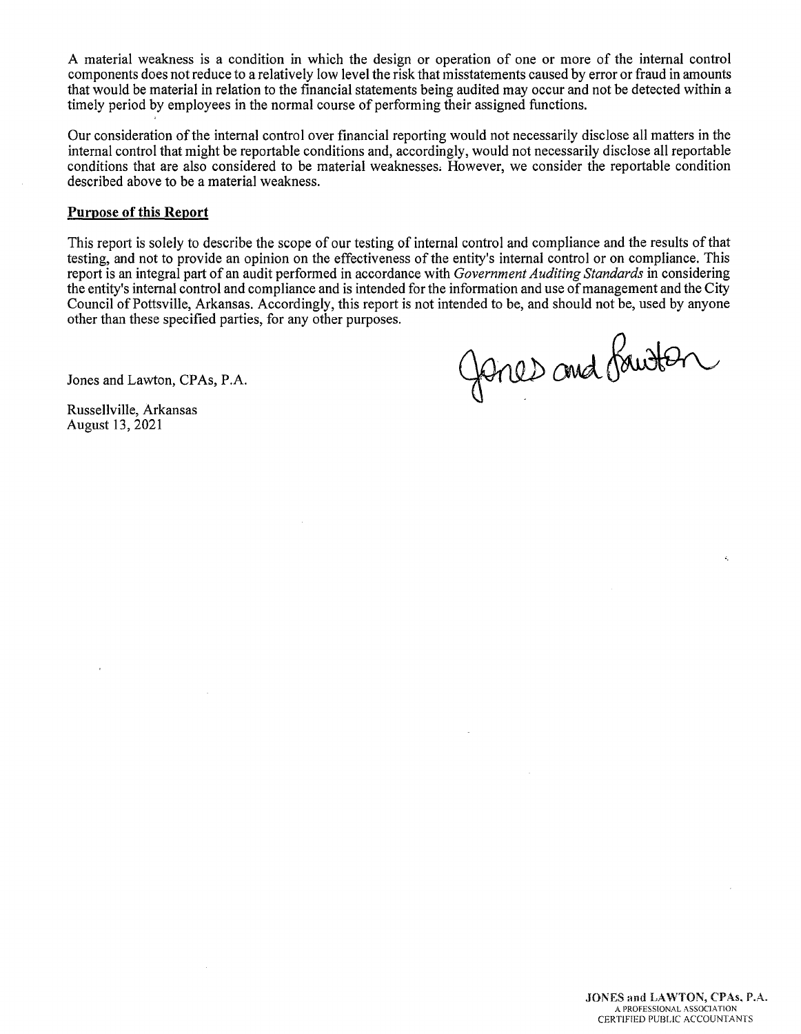A material weakness is a condition in which the design or operation of one or more of the internal control components does not reduce to a relatively low level the risk that misstatements caused by error or fraud in amounts that would be material in relation to the financial statements being audited may occur and not be detected within a timely period by employees in the normal course of performing their assigned functions.

Our consideration of the internal control over financial reporting would not necessarily disclose all matters in the internal control that might be reportable conditions and, accordingly, would not necessarily disclose all reportable conditions that are also considered to be material weaknesses. However, we consider the reportable condition described above to be a material weakness.

**Purpose of this Report**

This report is solely to describe the scope of our testing of internal control and compliance and the results of that testing, and not to provide an opinion on the effectiveness of the entity's internal control or on compliance. This report is an integral part of an audit performed in accordance with *Government Auditing Standards* in considering the entity's internal control and compliance and is intended for the information and use of management and the City Council of Pottsville, Arkansas. Accordingly, this report is not intended to be, and should not be, used by anyone other than these specified parties, for any other purposes.

Jones and Lawton, CPAs, P.A.

Jones and Lawton

Russellville, Arkansas
August 13, 2021